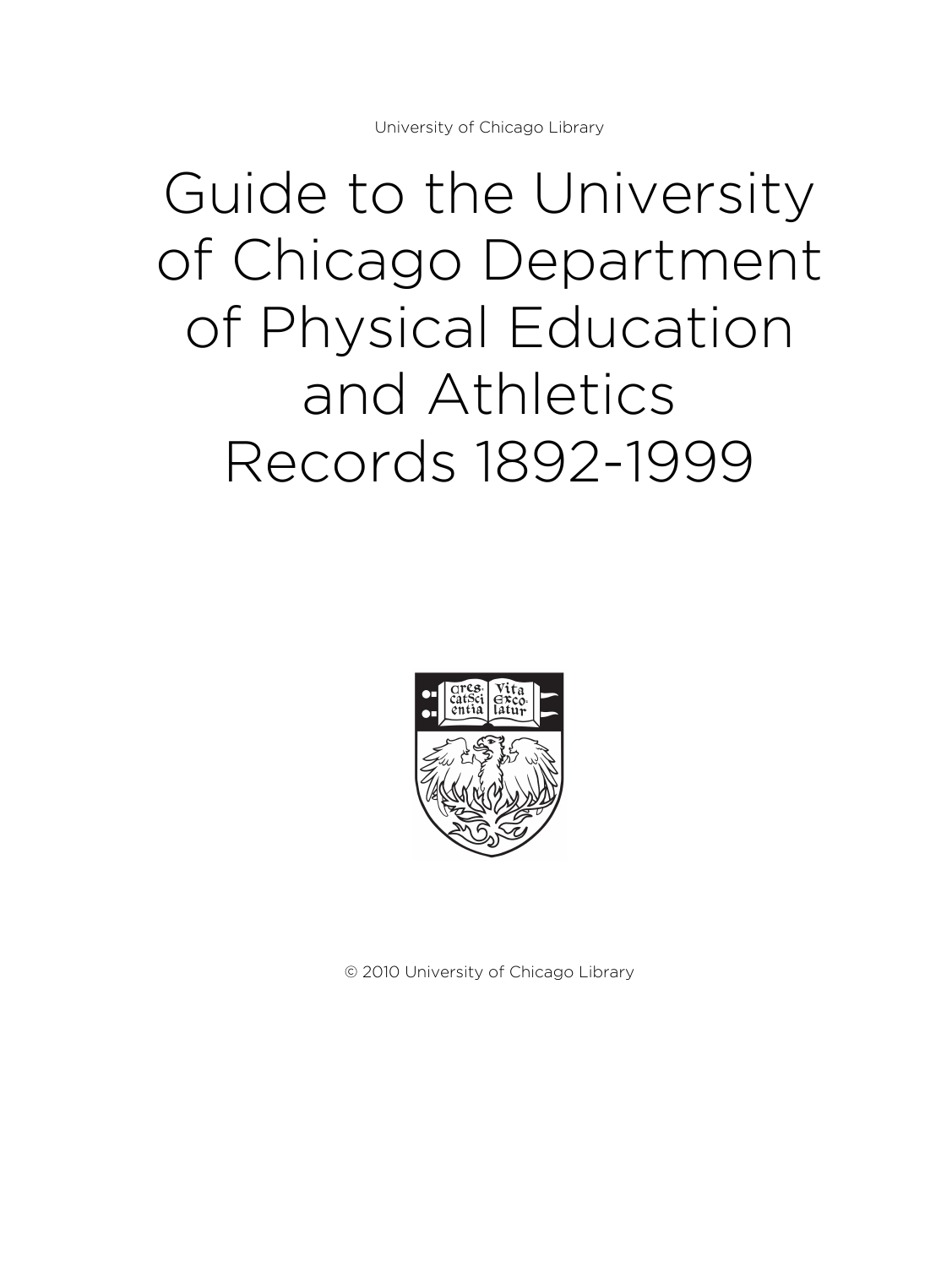University of Chicago Library

# Guide to the University of Chicago Department of Physical Education and Athletics Records 1892-1999

© 2010 University of Chicago Library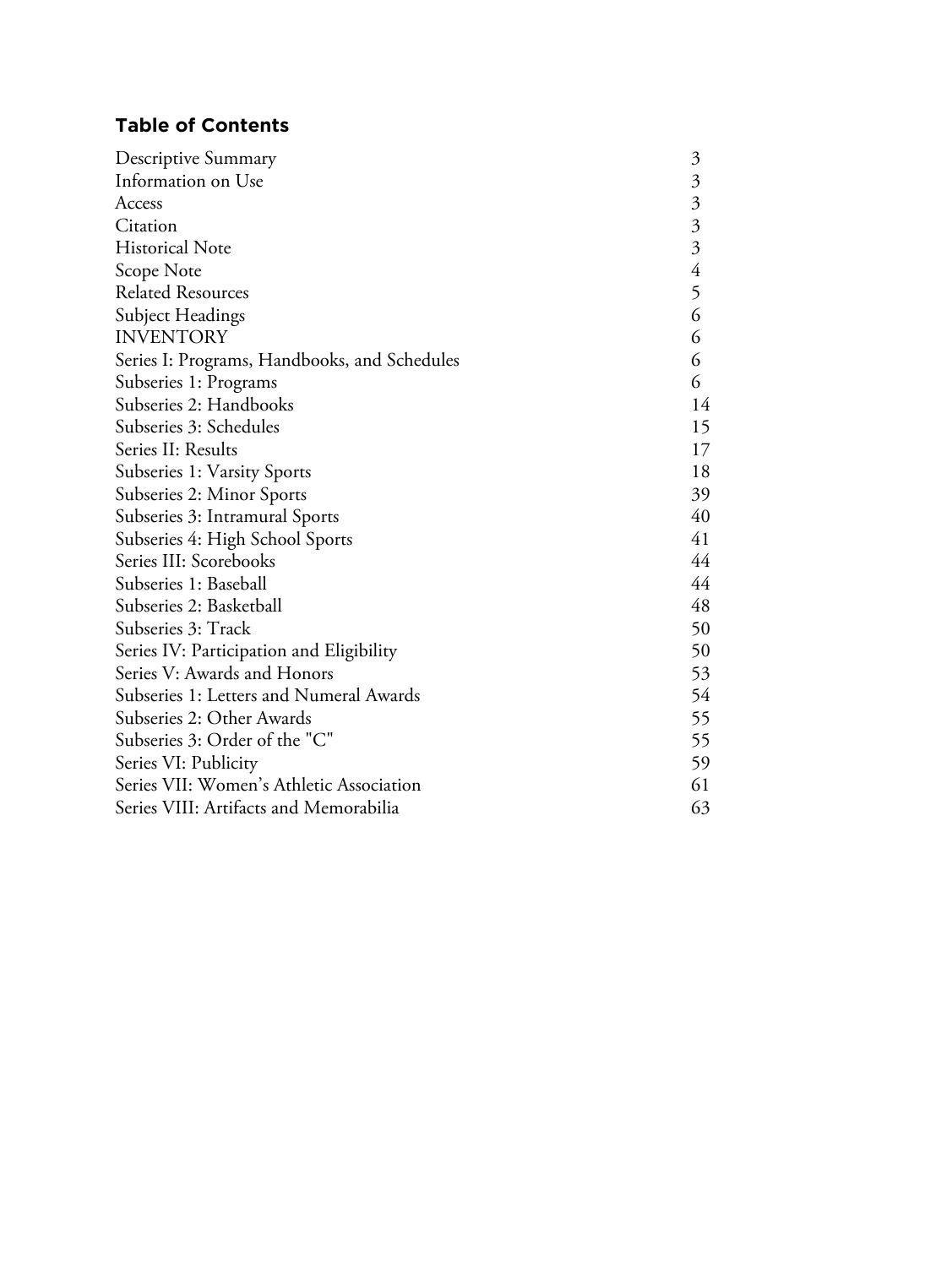## Table of Contents

| | |
|---|---|
| Descriptive Summary | 3 |
| Information on Use | 3 |
| Access | 3 |
| Citation | 3 |
| Historical Note | 3 |
| Scope Note | 4 |
| Related Resources | 5 |
| Subject Headings | 6 |
| INVENTORY | 6 |
| Series I: Programs, Handbooks, and Schedules | 6 |
| Subseries 1: Programs | 6 |
| Subseries 2: Handbooks | 14 |
| Subseries 3: Schedules | 15 |
| Series II: Results | 17 |
| Subseries 1: Varsity Sports | 18 |
| Subseries 2: Minor Sports | 39 |
| Subseries 3: Intramural Sports | 40 |
| Subseries 4: High School Sports | 41 |
| Series III: Scorebooks | 44 |
| Subseries 1: Baseball | 44 |
| Subseries 2: Basketball | 48 |
| Subseries 3: Track | 50 |
| Series IV: Participation and Eligibility | 50 |
| Series V: Awards and Honors | 53 |
| Subseries 1: Letters and Numeral Awards | 54 |
| Subseries 2: Other Awards | 55 |
| Subseries 3: Order of the "C" | 55 |
| Series VI: Publicity | 59 |
| Series VII: Women's Athletic Association | 61 |
| Series VIII: Artifacts and Memorabilia | 63 |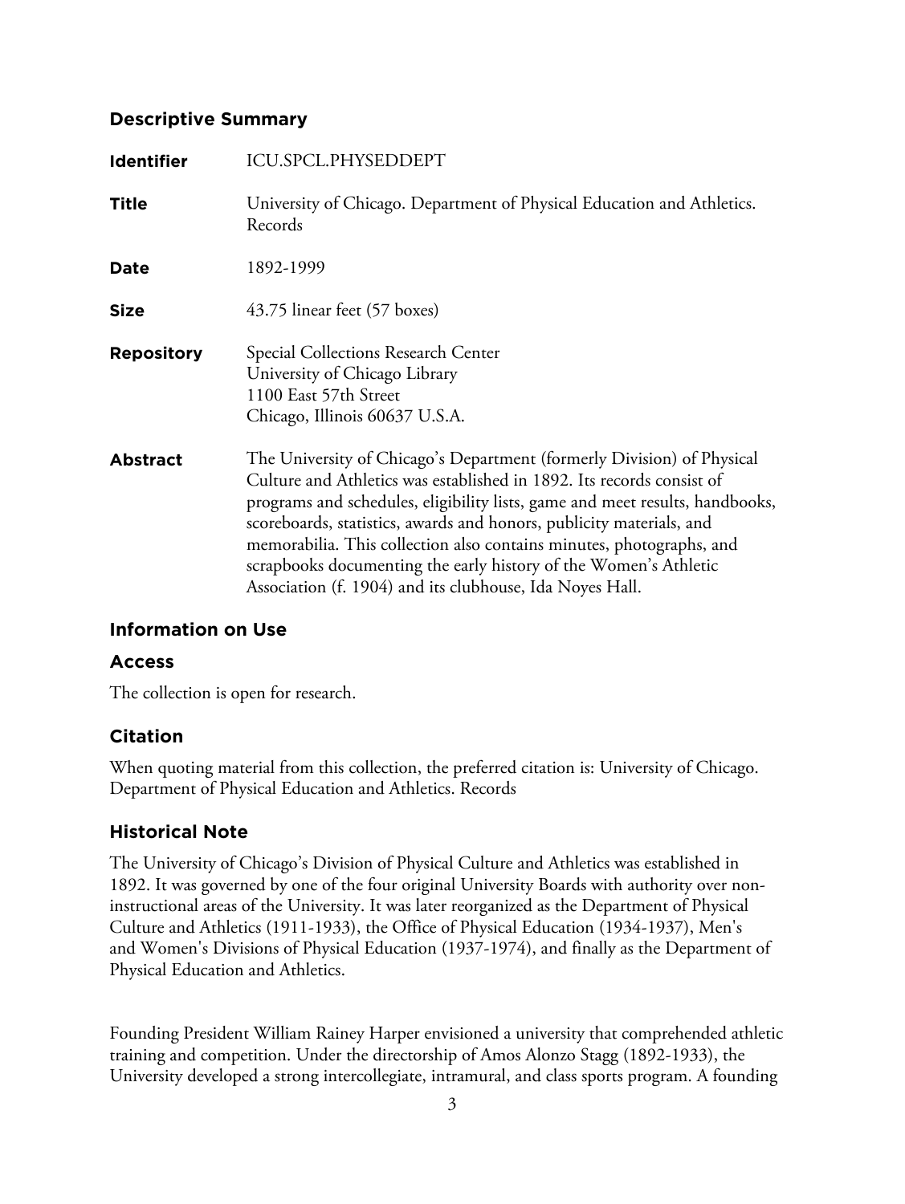## Descriptive Summary

| | |
|---|---|
| **Identifier** | ICU.SPCL.PHYSEDDEPT |
| **Title** | University of Chicago. Department of Physical Education and Athletics. Records |
| **Date** | 1892-1999 |
| **Size** | 43.75 linear feet (57 boxes) |
| **Repository** | Special Collections Research Center<br>University of Chicago Library<br>1100 East 57th Street<br>Chicago, Illinois 60637 U.S.A. |
| **Abstract** | The University of Chicago's Department (formerly Division) of Physical Culture and Athletics was established in 1892. Its records consist of programs and schedules, eligibility lists, game and meet results, handbooks, scoreboards, statistics, awards and honors, publicity materials, and memorabilia. This collection also contains minutes, photographs, and scrapbooks documenting the early history of the Women's Athletic Association (f. 1904) and its clubhouse, Ida Noyes Hall. |

## Information on Use

### Access

The collection is open for research.

### Citation

When quoting material from this collection, the preferred citation is: University of Chicago. Department of Physical Education and Athletics. Records

## Historical Note

The University of Chicago's Division of Physical Culture and Athletics was established in 1892. It was governed by one of the four original University Boards with authority over non-instructional areas of the University. It was later reorganized as the Department of Physical Culture and Athletics (1911-1933), the Office of Physical Education (1934-1937), Men's and Women's Divisions of Physical Education (1937-1974), and finally as the Department of Physical Education and Athletics.

Founding President William Rainey Harper envisioned a university that comprehended athletic training and competition. Under the directorship of Amos Alonzo Stagg (1892-1933), the University developed a strong intercollegiate, intramural, and class sports program. A founding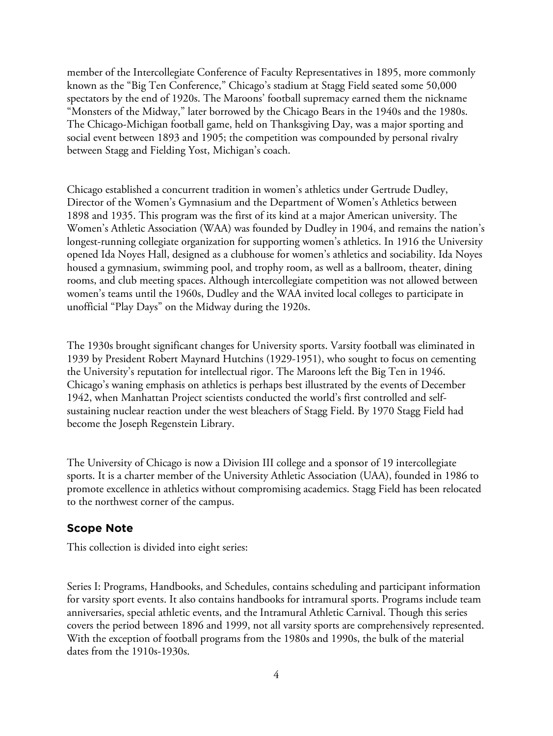member of the Intercollegiate Conference of Faculty Representatives in 1895, more commonly known as the "Big Ten Conference," Chicago's stadium at Stagg Field seated some 50,000 spectators by the end of 1920s. The Maroons' football supremacy earned them the nickname "Monsters of the Midway," later borrowed by the Chicago Bears in the 1940s and the 1980s. The Chicago-Michigan football game, held on Thanksgiving Day, was a major sporting and social event between 1893 and 1905; the competition was compounded by personal rivalry between Stagg and Fielding Yost, Michigan's coach.

Chicago established a concurrent tradition in women's athletics under Gertrude Dudley, Director of the Women's Gymnasium and the Department of Women's Athletics between 1898 and 1935. This program was the first of its kind at a major American university. The Women's Athletic Association (WAA) was founded by Dudley in 1904, and remains the nation's longest-running collegiate organization for supporting women's athletics. In 1916 the University opened Ida Noyes Hall, designed as a clubhouse for women's athletics and sociability. Ida Noyes housed a gymnasium, swimming pool, and trophy room, as well as a ballroom, theater, dining rooms, and club meeting spaces. Although intercollegiate competition was not allowed between women's teams until the 1960s, Dudley and the WAA invited local colleges to participate in unofficial "Play Days" on the Midway during the 1920s.

The 1930s brought significant changes for University sports. Varsity football was eliminated in 1939 by President Robert Maynard Hutchins (1929-1951), who sought to focus on cementing the University's reputation for intellectual rigor. The Maroons left the Big Ten in 1946. Chicago's waning emphasis on athletics is perhaps best illustrated by the events of December 1942, when Manhattan Project scientists conducted the world's first controlled and self-sustaining nuclear reaction under the west bleachers of Stagg Field. By 1970 Stagg Field had become the Joseph Regenstein Library.

The University of Chicago is now a Division III college and a sponsor of 19 intercollegiate sports. It is a charter member of the University Athletic Association (UAA), founded in 1986 to promote excellence in athletics without compromising academics. Stagg Field has been relocated to the northwest corner of the campus.

## Scope Note

This collection is divided into eight series:

Series I: Programs, Handbooks, and Schedules, contains scheduling and participant information for varsity sport events. It also contains handbooks for intramural sports. Programs include team anniversaries, special athletic events, and the Intramural Athletic Carnival. Though this series covers the period between 1896 and 1999, not all varsity sports are comprehensively represented. With the exception of football programs from the 1980s and 1990s, the bulk of the material dates from the 1910s-1930s.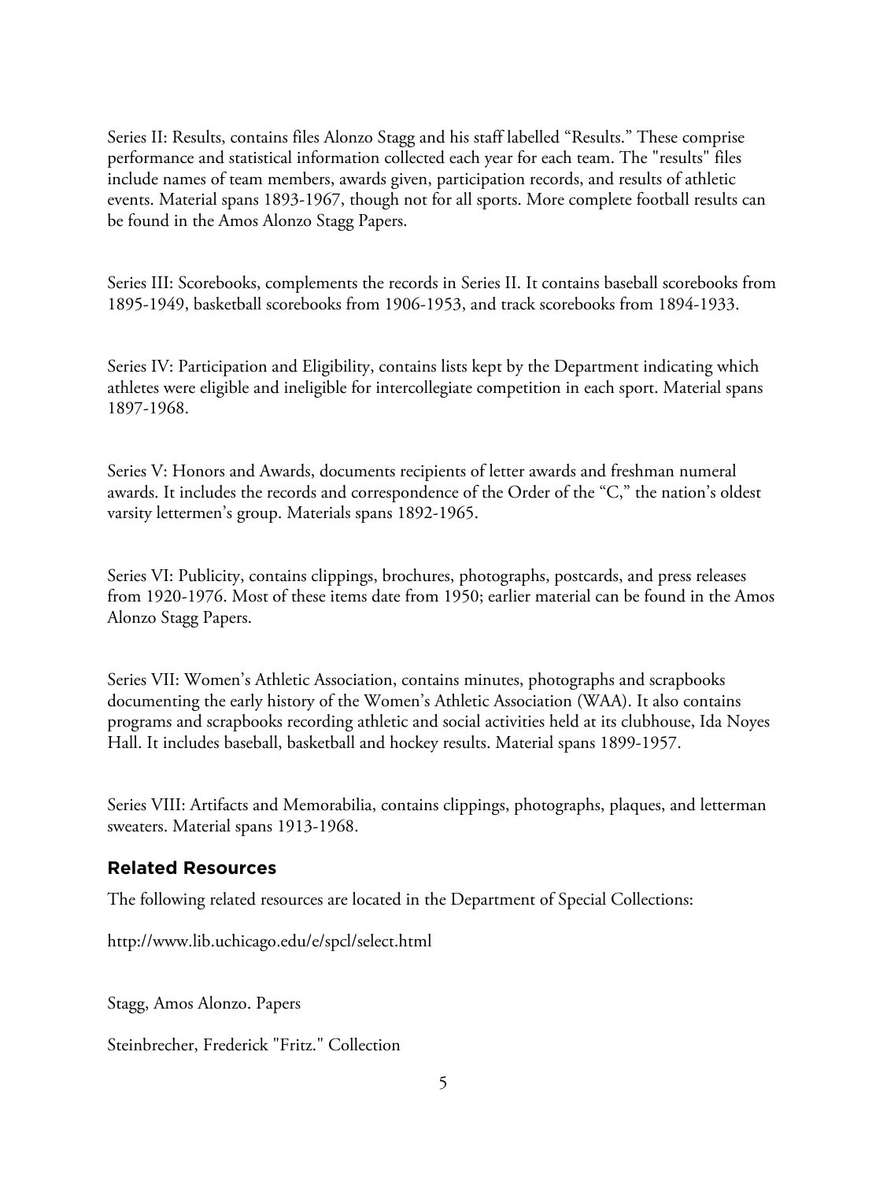Series II: Results, contains files Alonzo Stagg and his staff labelled "Results." These comprise performance and statistical information collected each year for each team. The "results" files include names of team members, awards given, participation records, and results of athletic events. Material spans 1893-1967, though not for all sports. More complete football results can be found in the Amos Alonzo Stagg Papers.

Series III: Scorebooks, complements the records in Series II. It contains baseball scorebooks from 1895-1949, basketball scorebooks from 1906-1953, and track scorebooks from 1894-1933.

Series IV: Participation and Eligibility, contains lists kept by the Department indicating which athletes were eligible and ineligible for intercollegiate competition in each sport. Material spans 1897-1968.

Series V: Honors and Awards, documents recipients of letter awards and freshman numeral awards. It includes the records and correspondence of the Order of the "C," the nation's oldest varsity lettermen's group. Materials spans 1892-1965.

Series VI: Publicity, contains clippings, brochures, photographs, postcards, and press releases from 1920-1976. Most of these items date from 1950; earlier material can be found in the Amos Alonzo Stagg Papers.

Series VII: Women's Athletic Association, contains minutes, photographs and scrapbooks documenting the early history of the Women's Athletic Association (WAA). It also contains programs and scrapbooks recording athletic and social activities held at its clubhouse, Ida Noyes Hall. It includes baseball, basketball and hockey results. Material spans 1899-1957.

Series VIII: Artifacts and Memorabilia, contains clippings, photographs, plaques, and letterman sweaters. Material spans 1913-1968.

## Related Resources

The following related resources are located in the Department of Special Collections:

http://www.lib.uchicago.edu/e/spcl/select.html

Stagg, Amos Alonzo. Papers

Steinbrecher, Frederick "Fritz." Collection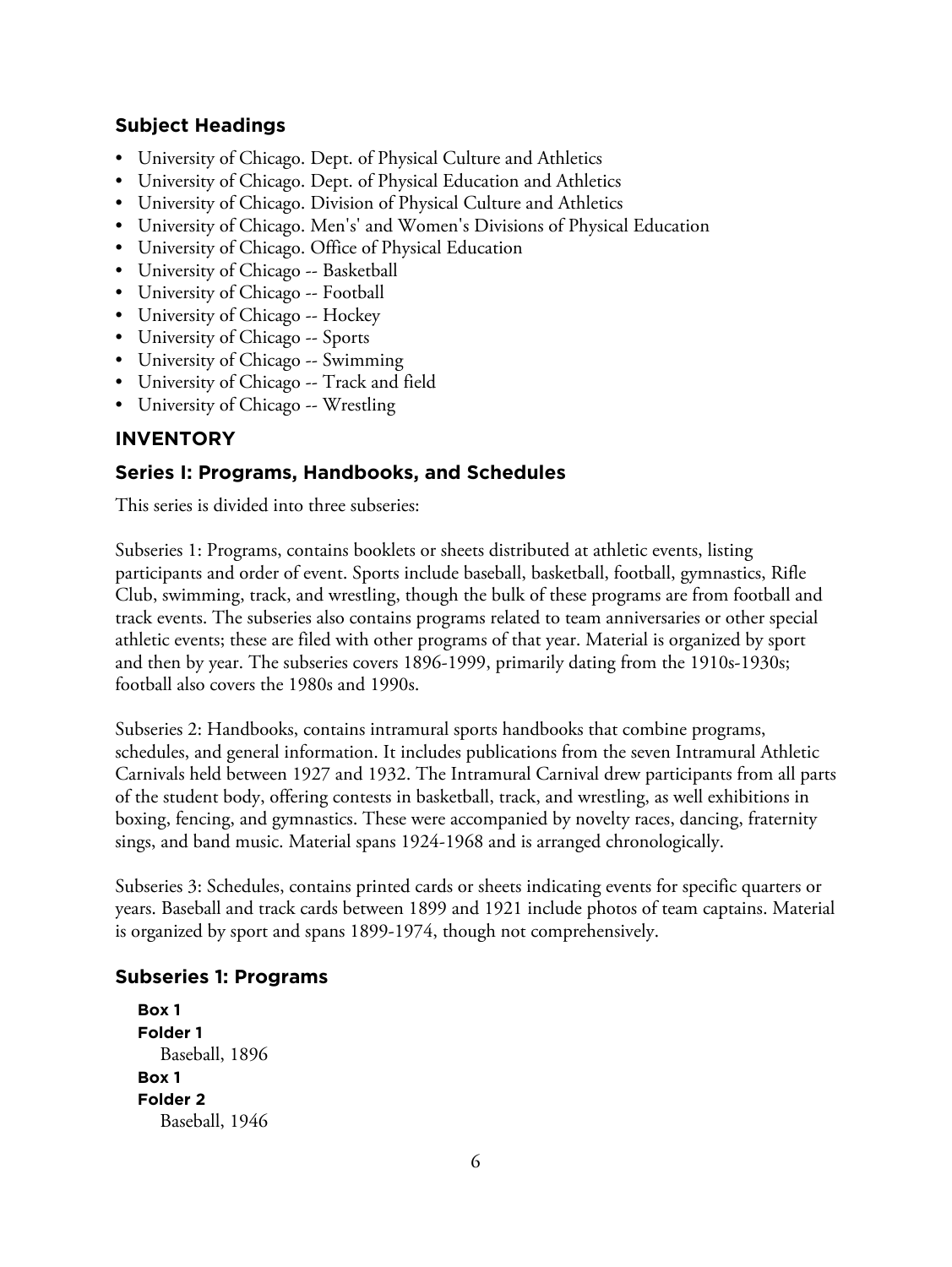## Subject Headings

- University of Chicago. Dept. of Physical Culture and Athletics
- University of Chicago. Dept. of Physical Education and Athletics
- University of Chicago. Division of Physical Culture and Athletics
- University of Chicago. Men's' and Women's Divisions of Physical Education
- University of Chicago. Office of Physical Education
- University of Chicago -- Basketball
- University of Chicago -- Football
- University of Chicago -- Hockey
- University of Chicago -- Sports
- University of Chicago -- Swimming
- University of Chicago -- Track and field
- University of Chicago -- Wrestling

## INVENTORY

### Series I: Programs, Handbooks, and Schedules

This series is divided into three subseries:

Subseries 1: Programs, contains booklets or sheets distributed at athletic events, listing participants and order of event. Sports include baseball, basketball, football, gymnastics, Rifle Club, swimming, track, and wrestling, though the bulk of these programs are from football and track events. The subseries also contains programs related to team anniversaries or other special athletic events; these are filed with other programs of that year. Material is organized by sport and then by year. The subseries covers 1896-1999, primarily dating from the 1910s-1930s; football also covers the 1980s and 1990s.

Subseries 2: Handbooks, contains intramural sports handbooks that combine programs, schedules, and general information. It includes publications from the seven Intramural Athletic Carnivals held between 1927 and 1932. The Intramural Carnival drew participants from all parts of the student body, offering contests in basketball, track, and wrestling, as well exhibitions in boxing, fencing, and gymnastics. These were accompanied by novelty races, dancing, fraternity sings, and band music. Material spans 1924-1968 and is arranged chronologically.

Subseries 3: Schedules, contains printed cards or sheets indicating events for specific quarters or years. Baseball and track cards between 1899 and 1921 include photos of team captains. Material is organized by sport and spans 1899-1974, though not comprehensively.

### Subseries 1: Programs

**Box 1**
**Folder 1**
Baseball, 1896

**Box 1**
**Folder 2**
Baseball, 1946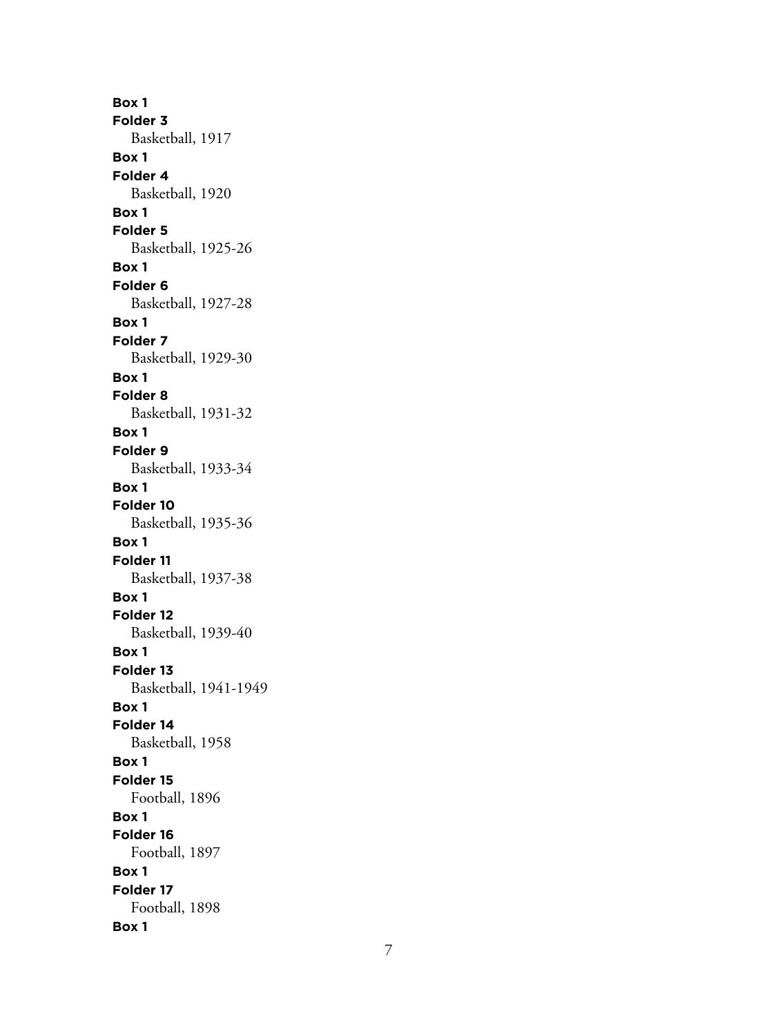**Box 1**
**Folder 3**
Basketball, 1917
**Box 1**
**Folder 4**
Basketball, 1920
**Box 1**
**Folder 5**
Basketball, 1925-26
**Box 1**
**Folder 6**
Basketball, 1927-28
**Box 1**
**Folder 7**
Basketball, 1929-30
**Box 1**
**Folder 8**
Basketball, 1931-32
**Box 1**
**Folder 9**
Basketball, 1933-34
**Box 1**
**Folder 10**
Basketball, 1935-36
**Box 1**
**Folder 11**
Basketball, 1937-38
**Box 1**
**Folder 12**
Basketball, 1939-40
**Box 1**
**Folder 13**
Basketball, 1941-1949
**Box 1**
**Folder 14**
Basketball, 1958
**Box 1**
**Folder 15**
Football, 1896
**Box 1**
**Folder 16**
Football, 1897
**Box 1**
**Folder 17**
Football, 1898
**Box 1**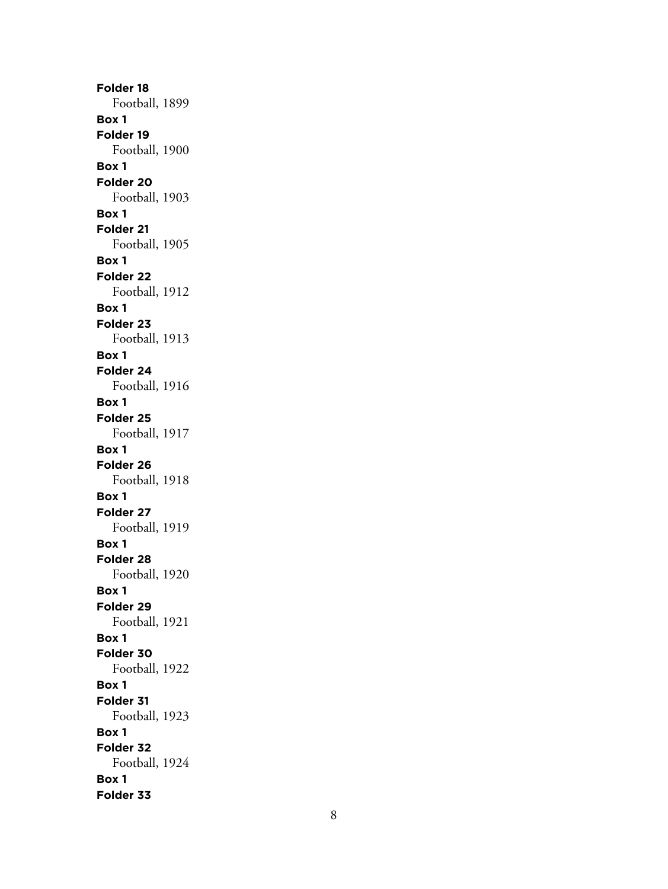**Folder 18**
Football, 1899
**Box 1**
**Folder 19**
Football, 1900
**Box 1**
**Folder 20**
Football, 1903
**Box 1**
**Folder 21**
Football, 1905
**Box 1**
**Folder 22**
Football, 1912
**Box 1**
**Folder 23**
Football, 1913
**Box 1**
**Folder 24**
Football, 1916
**Box 1**
**Folder 25**
Football, 1917
**Box 1**
**Folder 26**
Football, 1918
**Box 1**
**Folder 27**
Football, 1919
**Box 1**
**Folder 28**
Football, 1920
**Box 1**
**Folder 29**
Football, 1921
**Box 1**
**Folder 30**
Football, 1922
**Box 1**
**Folder 31**
Football, 1923
**Box 1**
**Folder 32**
Football, 1924
**Box 1**
**Folder 33**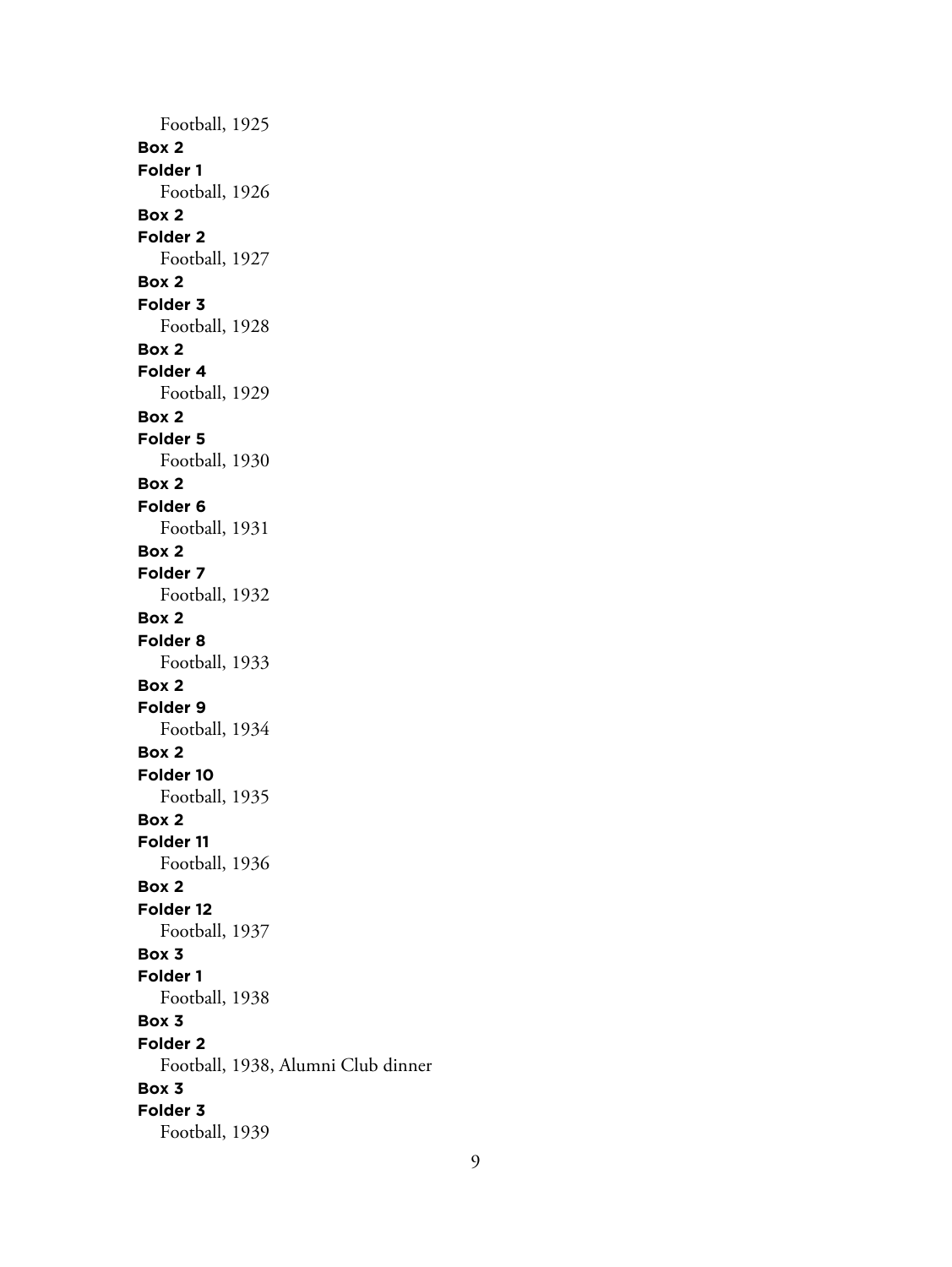Football, 1925

**Box 2**
**Folder 1**
Football, 1926

**Box 2**
**Folder 2**
Football, 1927

**Box 2**
**Folder 3**
Football, 1928

**Box 2**
**Folder 4**
Football, 1929

**Box 2**
**Folder 5**
Football, 1930

**Box 2**
**Folder 6**
Football, 1931

**Box 2**
**Folder 7**
Football, 1932

**Box 2**
**Folder 8**
Football, 1933

**Box 2**
**Folder 9**
Football, 1934

**Box 2**
**Folder 10**
Football, 1935

**Box 2**
**Folder 11**
Football, 1936

**Box 2**
**Folder 12**
Football, 1937

**Box 3**
**Folder 1**
Football, 1938

**Box 3**
**Folder 2**
Football, 1938, Alumni Club dinner

**Box 3**
**Folder 3**
Football, 1939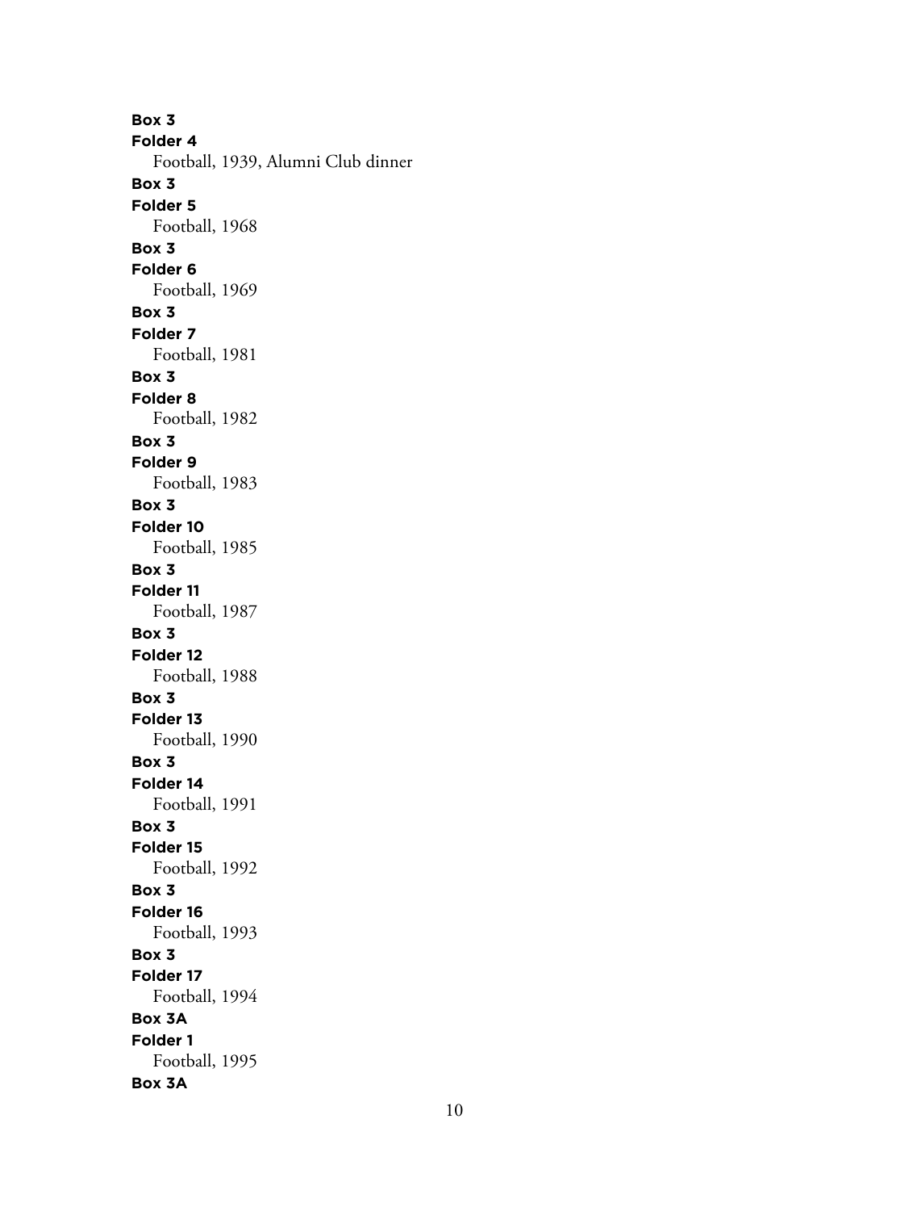**Box 3**
**Folder 4**
Football, 1939, Alumni Club dinner
**Box 3**
**Folder 5**
Football, 1968
**Box 3**
**Folder 6**
Football, 1969
**Box 3**
**Folder 7**
Football, 1981
**Box 3**
**Folder 8**
Football, 1982
**Box 3**
**Folder 9**
Football, 1983
**Box 3**
**Folder 10**
Football, 1985
**Box 3**
**Folder 11**
Football, 1987
**Box 3**
**Folder 12**
Football, 1988
**Box 3**
**Folder 13**
Football, 1990
**Box 3**
**Folder 14**
Football, 1991
**Box 3**
**Folder 15**
Football, 1992
**Box 3**
**Folder 16**
Football, 1993
**Box 3**
**Folder 17**
Football, 1994
**Box 3A**
**Folder 1**
Football, 1995
**Box 3A**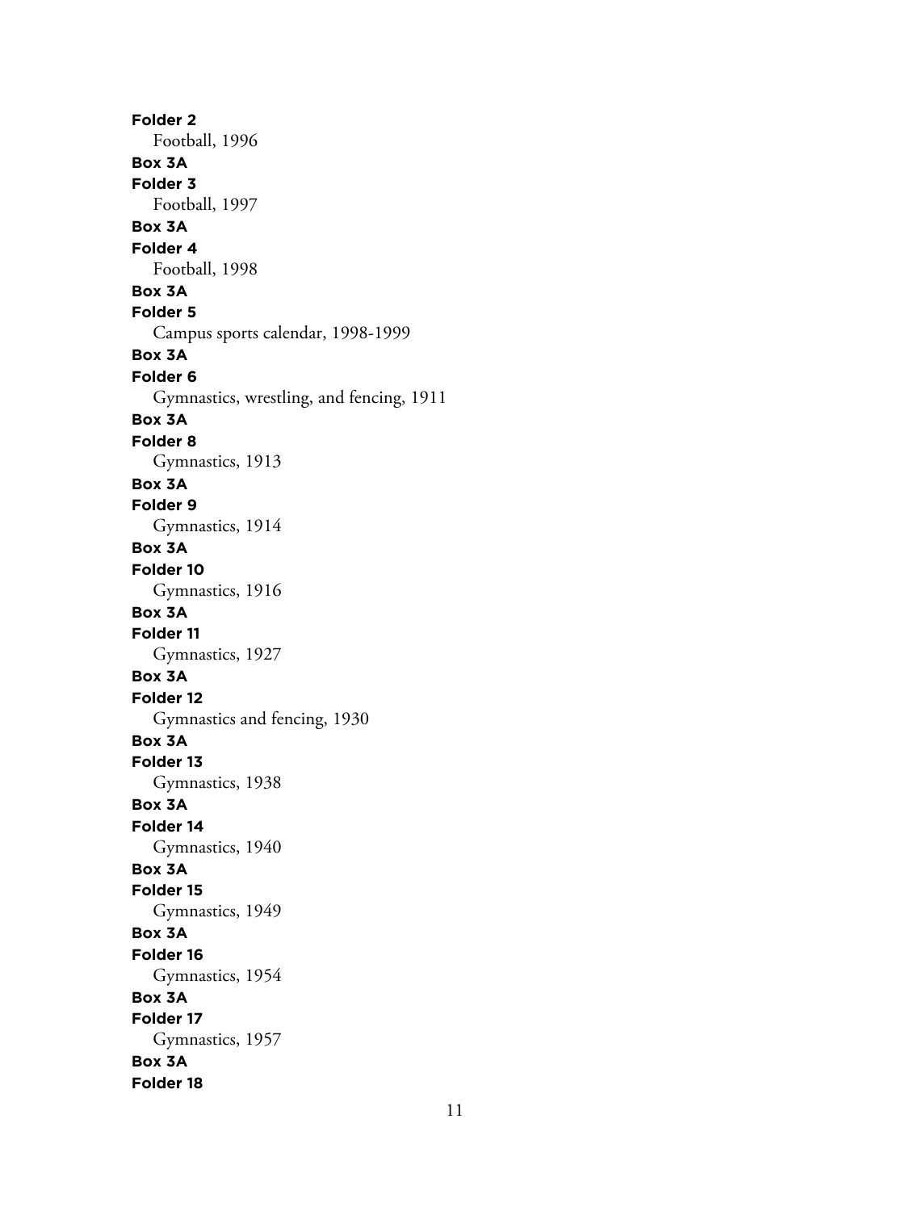**Folder 2**
Football, 1996
**Box 3A**
**Folder 3**
Football, 1997
**Box 3A**
**Folder 4**
Football, 1998
**Box 3A**
**Folder 5**
Campus sports calendar, 1998-1999
**Box 3A**
**Folder 6**
Gymnastics, wrestling, and fencing, 1911
**Box 3A**
**Folder 8**
Gymnastics, 1913
**Box 3A**
**Folder 9**
Gymnastics, 1914
**Box 3A**
**Folder 10**
Gymnastics, 1916
**Box 3A**
**Folder 11**
Gymnastics, 1927
**Box 3A**
**Folder 12**
Gymnastics and fencing, 1930
**Box 3A**
**Folder 13**
Gymnastics, 1938
**Box 3A**
**Folder 14**
Gymnastics, 1940
**Box 3A**
**Folder 15**
Gymnastics, 1949
**Box 3A**
**Folder 16**
Gymnastics, 1954
**Box 3A**
**Folder 17**
Gymnastics, 1957
**Box 3A**
**Folder 18**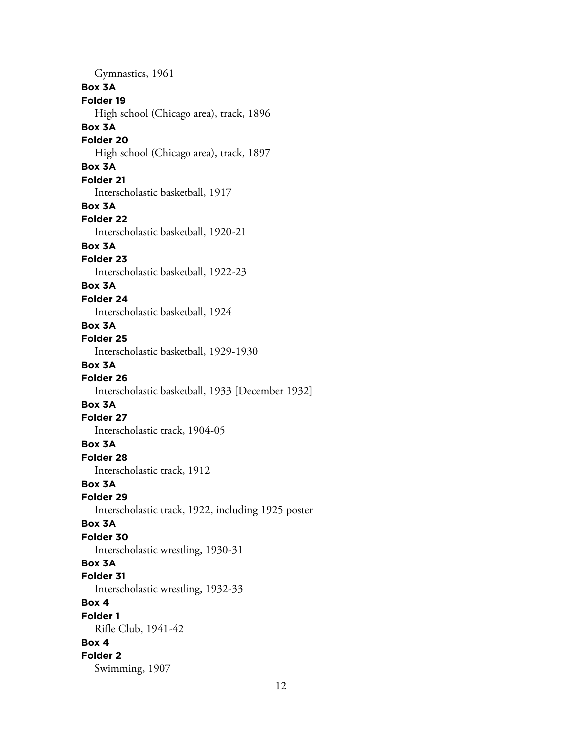Gymnastics, 1961

**Box 3A**
**Folder 19**
High school (Chicago area), track, 1896

**Box 3A**
**Folder 20**
High school (Chicago area), track, 1897

**Box 3A**
**Folder 21**
Interscholastic basketball, 1917

**Box 3A**
**Folder 22**
Interscholastic basketball, 1920-21

**Box 3A**
**Folder 23**
Interscholastic basketball, 1922-23

**Box 3A**
**Folder 24**
Interscholastic basketball, 1924

**Box 3A**
**Folder 25**
Interscholastic basketball, 1929-1930

**Box 3A**
**Folder 26**
Interscholastic basketball, 1933 [December 1932]

**Box 3A**
**Folder 27**
Interscholastic track, 1904-05

**Box 3A**
**Folder 28**
Interscholastic track, 1912

**Box 3A**
**Folder 29**
Interscholastic track, 1922, including 1925 poster

**Box 3A**
**Folder 30**
Interscholastic wrestling, 1930-31

**Box 3A**
**Folder 31**
Interscholastic wrestling, 1932-33

**Box 4**
**Folder 1**
Rifle Club, 1941-42

**Box 4**
**Folder 2**
Swimming, 1907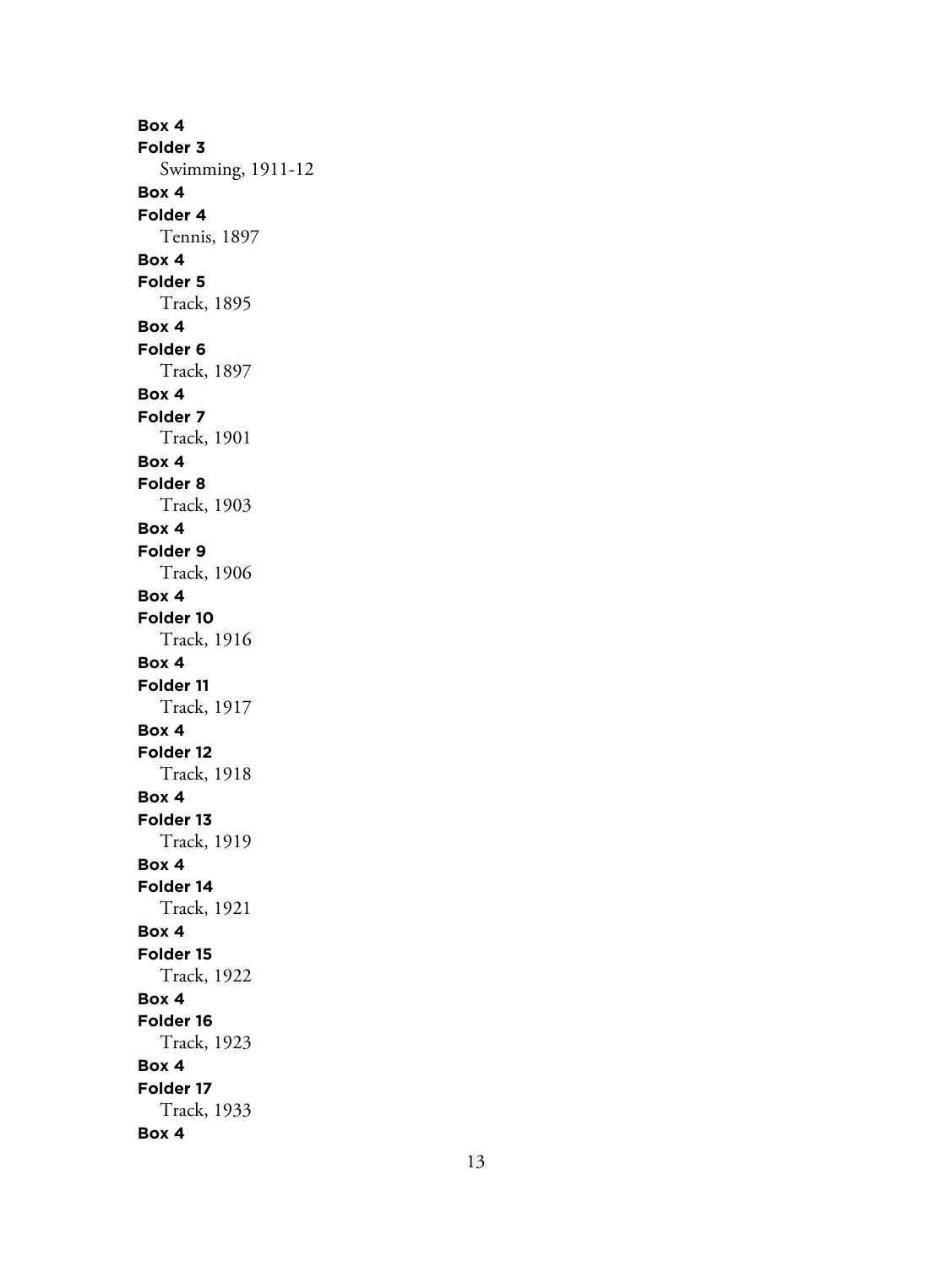**Box 4**
**Folder 3**
Swimming, 1911-12
**Box 4**
**Folder 4**
Tennis, 1897
**Box 4**
**Folder 5**
Track, 1895
**Box 4**
**Folder 6**
Track, 1897
**Box 4**
**Folder 7**
Track, 1901
**Box 4**
**Folder 8**
Track, 1903
**Box 4**
**Folder 9**
Track, 1906
**Box 4**
**Folder 10**
Track, 1916
**Box 4**
**Folder 11**
Track, 1917
**Box 4**
**Folder 12**
Track, 1918
**Box 4**
**Folder 13**
Track, 1919
**Box 4**
**Folder 14**
Track, 1921
**Box 4**
**Folder 15**
Track, 1922
**Box 4**
**Folder 16**
Track, 1923
**Box 4**
**Folder 17**
Track, 1933
**Box 4**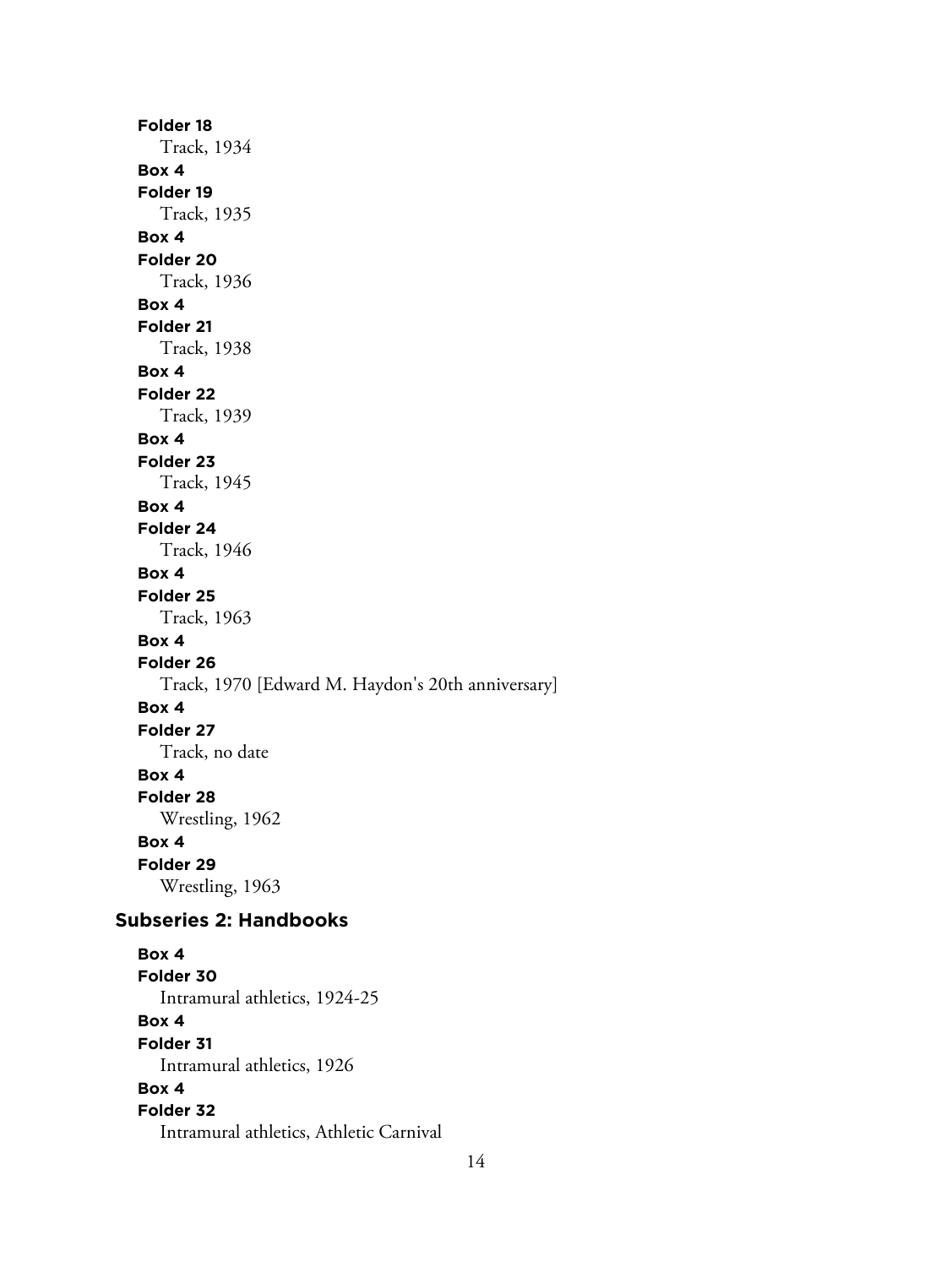**Folder 18**
Track, 1934

**Box 4**
**Folder 19**
Track, 1935

**Box 4**
**Folder 20**
Track, 1936

**Box 4**
**Folder 21**
Track, 1938

**Box 4**
**Folder 22**
Track, 1939

**Box 4**
**Folder 23**
Track, 1945

**Box 4**
**Folder 24**
Track, 1946

**Box 4**
**Folder 25**
Track, 1963

**Box 4**
**Folder 26**
Track, 1970 [Edward M. Haydon's 20th anniversary]

**Box 4**
**Folder 27**
Track, no date

**Box 4**
**Folder 28**
Wrestling, 1962

**Box 4**
**Folder 29**
Wrestling, 1963

### Subseries 2: Handbooks

**Box 4**
**Folder 30**
Intramural athletics, 1924-25

**Box 4**
**Folder 31**
Intramural athletics, 1926

**Box 4**
**Folder 32**
Intramural athletics, Athletic Carnival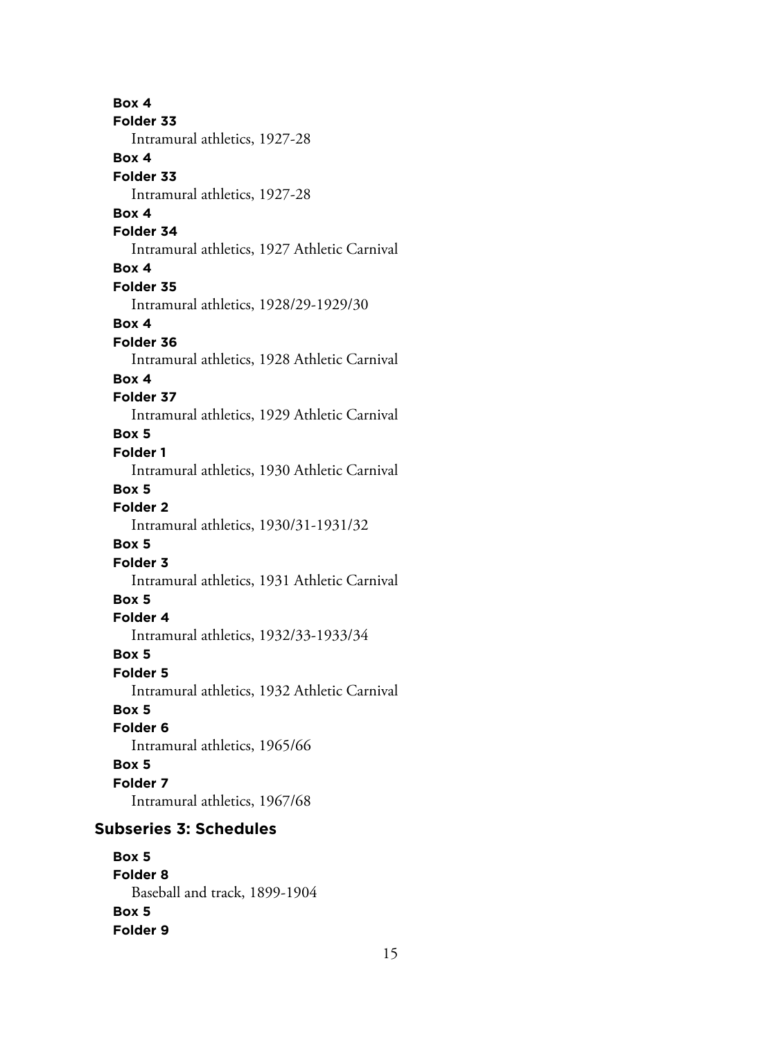**Box 4**
**Folder 33**
Intramural athletics, 1927-28

**Box 4**
**Folder 33**
Intramural athletics, 1927-28

**Box 4**
**Folder 34**
Intramural athletics, 1927 Athletic Carnival

**Box 4**
**Folder 35**
Intramural athletics, 1928/29-1929/30

**Box 4**
**Folder 36**
Intramural athletics, 1928 Athletic Carnival

**Box 4**
**Folder 37**
Intramural athletics, 1929 Athletic Carnival

**Box 5**
**Folder 1**
Intramural athletics, 1930 Athletic Carnival

**Box 5**
**Folder 2**
Intramural athletics, 1930/31-1931/32

**Box 5**
**Folder 3**
Intramural athletics, 1931 Athletic Carnival

**Box 5**
**Folder 4**
Intramural athletics, 1932/33-1933/34

**Box 5**
**Folder 5**
Intramural athletics, 1932 Athletic Carnival

**Box 5**
**Folder 6**
Intramural athletics, 1965/66

**Box 5**
**Folder 7**
Intramural athletics, 1967/68

## Subseries 3: Schedules

**Box 5**
**Folder 8**
Baseball and track, 1899-1904

**Box 5**
**Folder 9**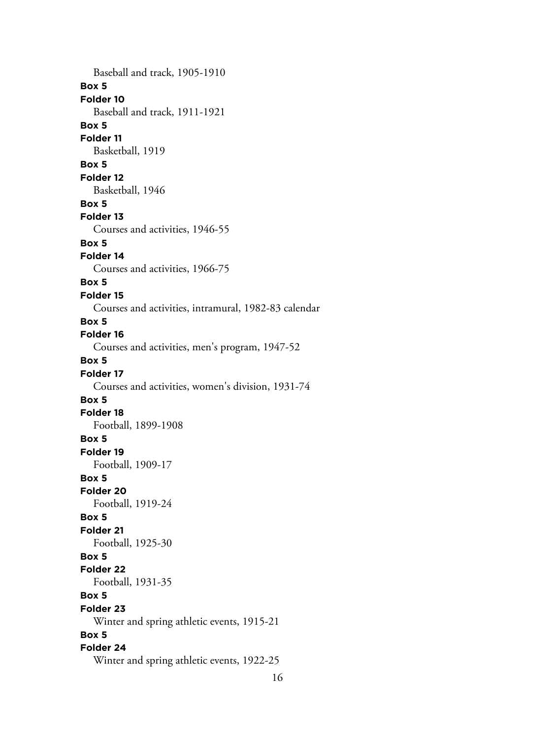Baseball and track, 1905-1910

**Box 5**

**Folder 10**

Baseball and track, 1911-1921

**Box 5**

**Folder 11**

Basketball, 1919

**Box 5**

**Folder 12**

Basketball, 1946

**Box 5**

**Folder 13**

Courses and activities, 1946-55

**Box 5**

**Folder 14**

Courses and activities, 1966-75

**Box 5**

**Folder 15**

Courses and activities, intramural, 1982-83 calendar

**Box 5**

**Folder 16**

Courses and activities, men's program, 1947-52

**Box 5**

**Folder 17**

Courses and activities, women's division, 1931-74

**Box 5**

**Folder 18**

Football, 1899-1908

**Box 5**

**Folder 19**

Football, 1909-17

**Box 5**

**Folder 20**

Football, 1919-24

**Box 5**

**Folder 21**

Football, 1925-30

**Box 5**

**Folder 22**

Football, 1931-35

**Box 5**

**Folder 23**

Winter and spring athletic events, 1915-21

**Box 5**

**Folder 24**

Winter and spring athletic events, 1922-25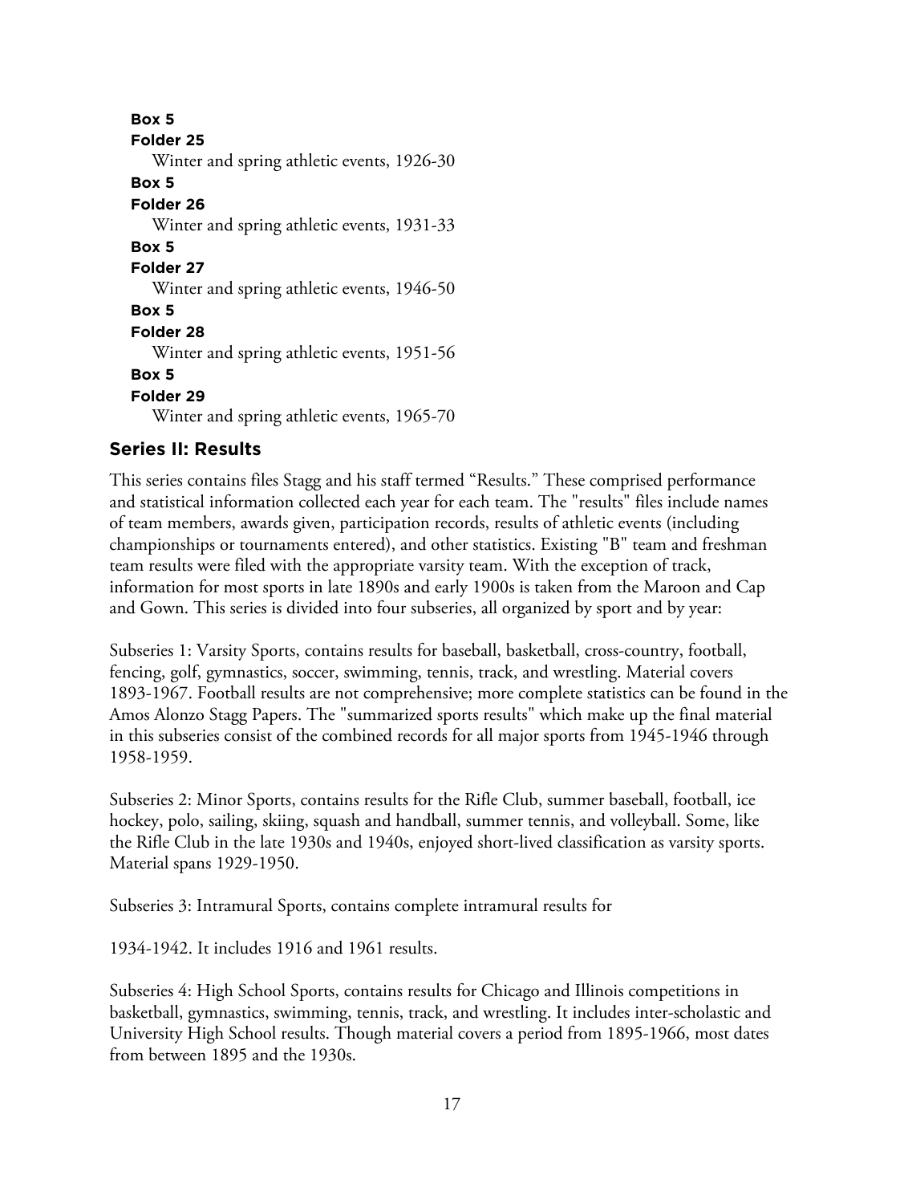**Box 5**
**Folder 25**
Winter and spring athletic events, 1926-30

**Box 5**
**Folder 26**
Winter and spring athletic events, 1931-33

**Box 5**
**Folder 27**
Winter and spring athletic events, 1946-50

**Box 5**
**Folder 28**
Winter and spring athletic events, 1951-56

**Box 5**
**Folder 29**
Winter and spring athletic events, 1965-70

## Series II: Results

This series contains files Stagg and his staff termed "Results." These comprised performance and statistical information collected each year for each team. The "results" files include names of team members, awards given, participation records, results of athletic events (including championships or tournaments entered), and other statistics. Existing "B" team and freshman team results were filed with the appropriate varsity team. With the exception of track, information for most sports in late 1890s and early 1900s is taken from the Maroon and Cap and Gown. This series is divided into four subseries, all organized by sport and by year:

Subseries 1: Varsity Sports, contains results for baseball, basketball, cross-country, football, fencing, golf, gymnastics, soccer, swimming, tennis, track, and wrestling. Material covers 1893-1967. Football results are not comprehensive; more complete statistics can be found in the Amos Alonzo Stagg Papers. The "summarized sports results" which make up the final material in this subseries consist of the combined records for all major sports from 1945-1946 through 1958-1959.

Subseries 2: Minor Sports, contains results for the Rifle Club, summer baseball, football, ice hockey, polo, sailing, skiing, squash and handball, summer tennis, and volleyball. Some, like the Rifle Club in the late 1930s and 1940s, enjoyed short-lived classification as varsity sports. Material spans 1929-1950.

Subseries 3: Intramural Sports, contains complete intramural results for

1934-1942. It includes 1916 and 1961 results.

Subseries 4: High School Sports, contains results for Chicago and Illinois competitions in basketball, gymnastics, swimming, tennis, track, and wrestling. It includes inter-scholastic and University High School results. Though material covers a period from 1895-1966, most dates from between 1895 and the 1930s.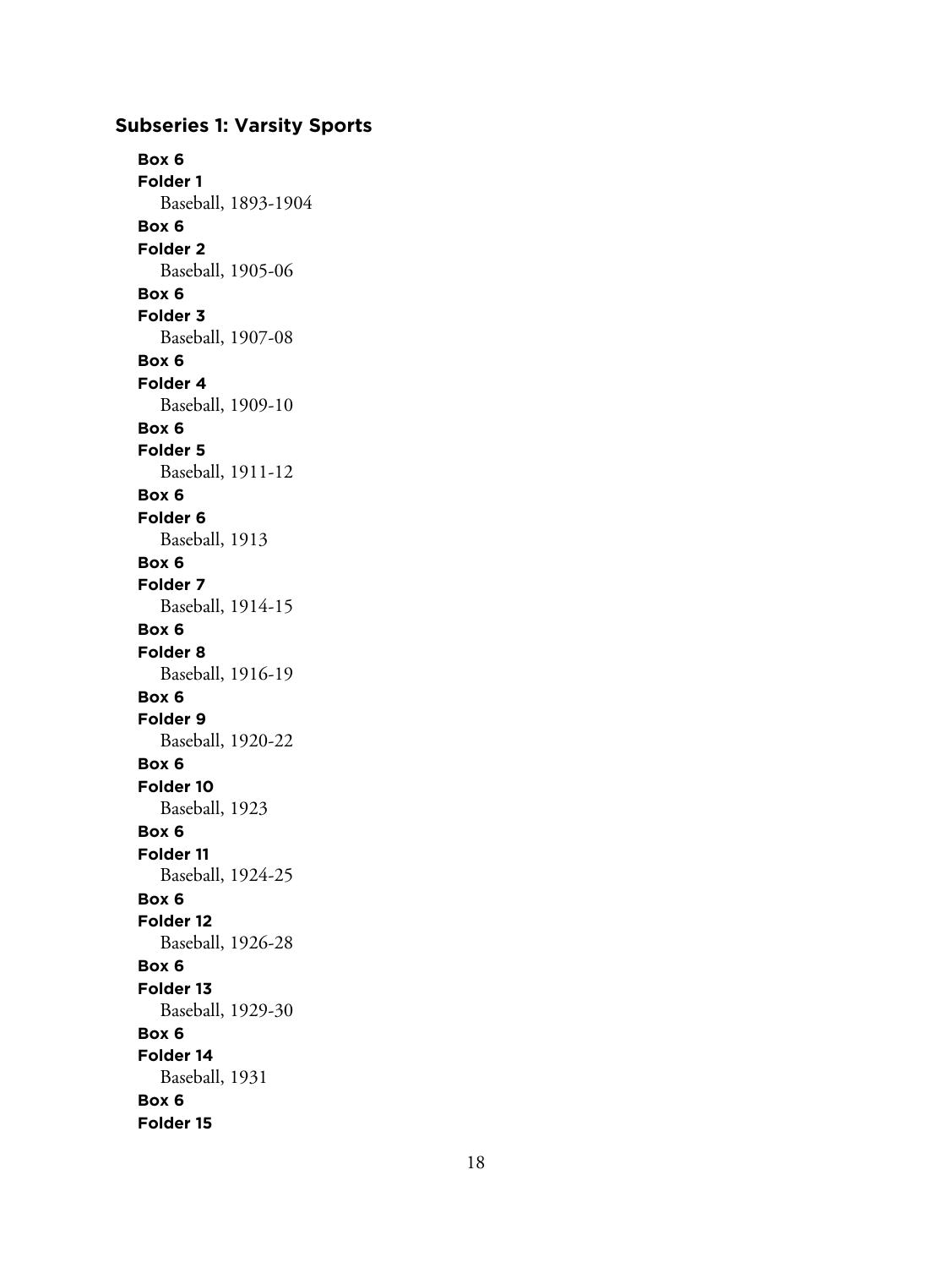## Subseries 1: Varsity Sports

**Box 6**
**Folder 1**
Baseball, 1893-1904

**Box 6**
**Folder 2**
Baseball, 1905-06

**Box 6**
**Folder 3**
Baseball, 1907-08

**Box 6**
**Folder 4**
Baseball, 1909-10

**Box 6**
**Folder 5**
Baseball, 1911-12

**Box 6**
**Folder 6**
Baseball, 1913

**Box 6**
**Folder 7**
Baseball, 1914-15

**Box 6**
**Folder 8**
Baseball, 1916-19

**Box 6**
**Folder 9**
Baseball, 1920-22

**Box 6**
**Folder 10**
Baseball, 1923

**Box 6**
**Folder 11**
Baseball, 1924-25

**Box 6**
**Folder 12**
Baseball, 1926-28

**Box 6**
**Folder 13**
Baseball, 1929-30

**Box 6**
**Folder 14**
Baseball, 1931

**Box 6**
**Folder 15**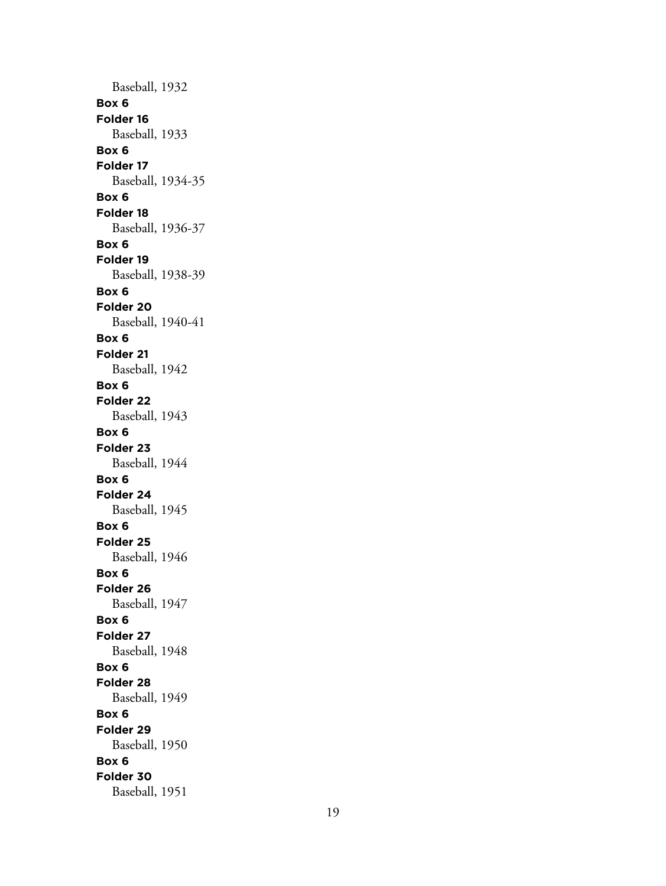Baseball, 1932

**Box 6**
**Folder 16**
Baseball, 1933

**Box 6**
**Folder 17**
Baseball, 1934-35

**Box 6**
**Folder 18**
Baseball, 1936-37

**Box 6**
**Folder 19**
Baseball, 1938-39

**Box 6**
**Folder 20**
Baseball, 1940-41

**Box 6**
**Folder 21**
Baseball, 1942

**Box 6**
**Folder 22**
Baseball, 1943

**Box 6**
**Folder 23**
Baseball, 1944

**Box 6**
**Folder 24**
Baseball, 1945

**Box 6**
**Folder 25**
Baseball, 1946

**Box 6**
**Folder 26**
Baseball, 1947

**Box 6**
**Folder 27**
Baseball, 1948

**Box 6**
**Folder 28**
Baseball, 1949

**Box 6**
**Folder 29**
Baseball, 1950

**Box 6**
**Folder 30**
Baseball, 1951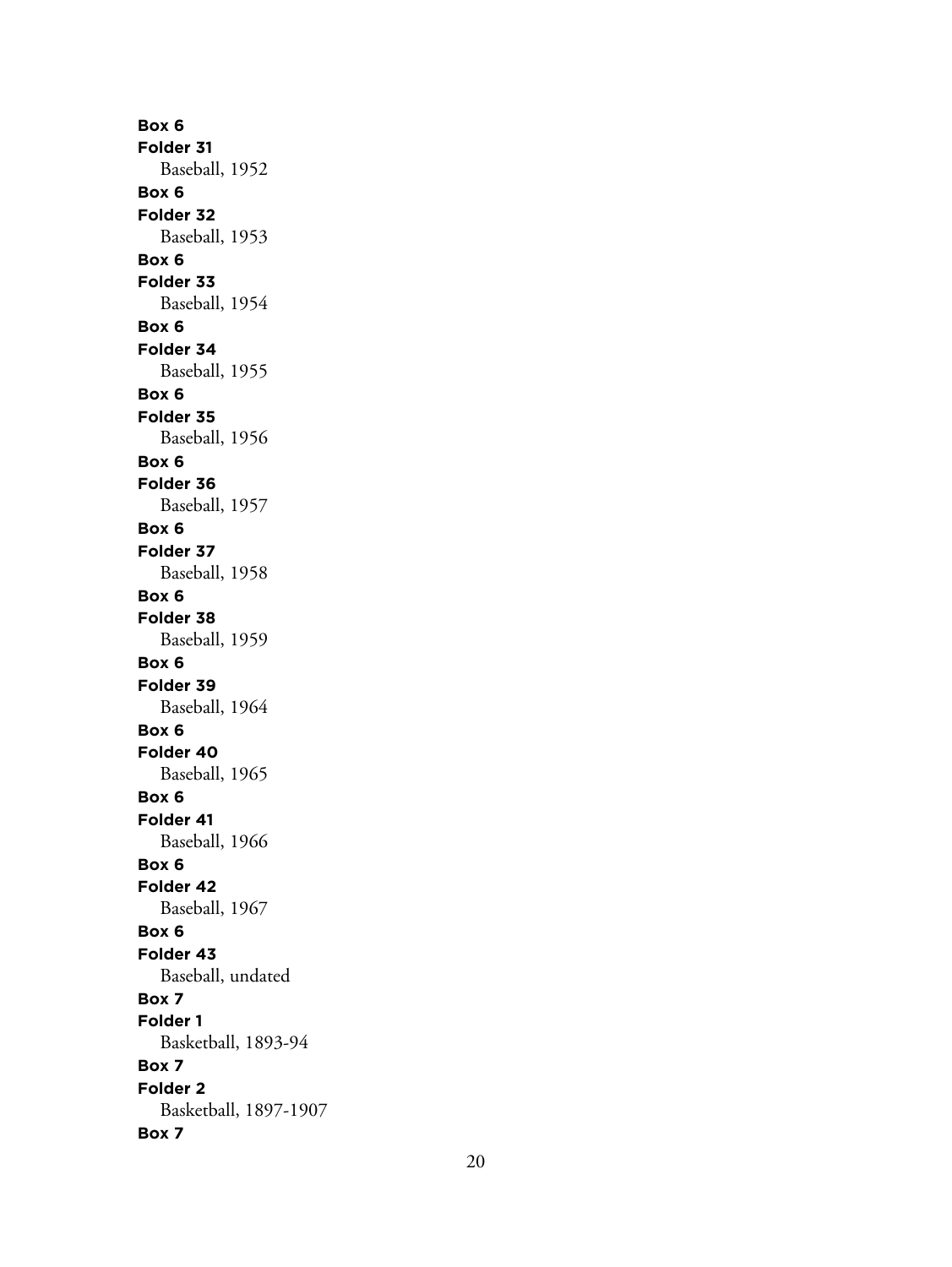**Box 6**
**Folder 31**
Baseball, 1952
**Box 6**
**Folder 32**
Baseball, 1953
**Box 6**
**Folder 33**
Baseball, 1954
**Box 6**
**Folder 34**
Baseball, 1955
**Box 6**
**Folder 35**
Baseball, 1956
**Box 6**
**Folder 36**
Baseball, 1957
**Box 6**
**Folder 37**
Baseball, 1958
**Box 6**
**Folder 38**
Baseball, 1959
**Box 6**
**Folder 39**
Baseball, 1964
**Box 6**
**Folder 40**
Baseball, 1965
**Box 6**
**Folder 41**
Baseball, 1966
**Box 6**
**Folder 42**
Baseball, 1967
**Box 6**
**Folder 43**
Baseball, undated
**Box 7**
**Folder 1**
Basketball, 1893-94
**Box 7**
**Folder 2**
Basketball, 1897-1907
**Box 7**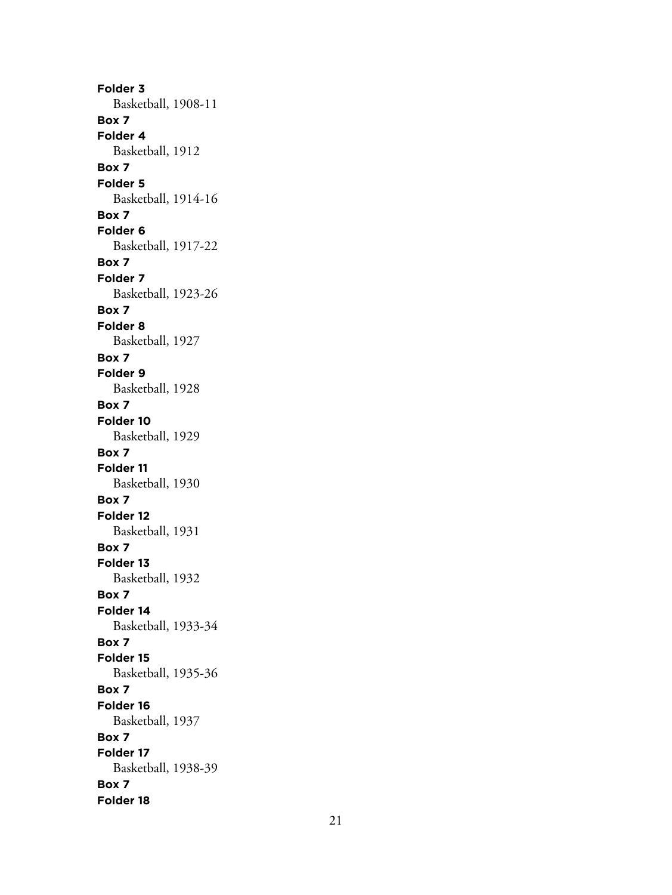**Folder 3**
Basketball, 1908-11
**Box 7**
**Folder 4**
Basketball, 1912
**Box 7**
**Folder 5**
Basketball, 1914-16
**Box 7**
**Folder 6**
Basketball, 1917-22
**Box 7**
**Folder 7**
Basketball, 1923-26
**Box 7**
**Folder 8**
Basketball, 1927
**Box 7**
**Folder 9**
Basketball, 1928
**Box 7**
**Folder 10**
Basketball, 1929
**Box 7**
**Folder 11**
Basketball, 1930
**Box 7**
**Folder 12**
Basketball, 1931
**Box 7**
**Folder 13**
Basketball, 1932
**Box 7**
**Folder 14**
Basketball, 1933-34
**Box 7**
**Folder 15**
Basketball, 1935-36
**Box 7**
**Folder 16**
Basketball, 1937
**Box 7**
**Folder 17**
Basketball, 1938-39
**Box 7**
**Folder 18**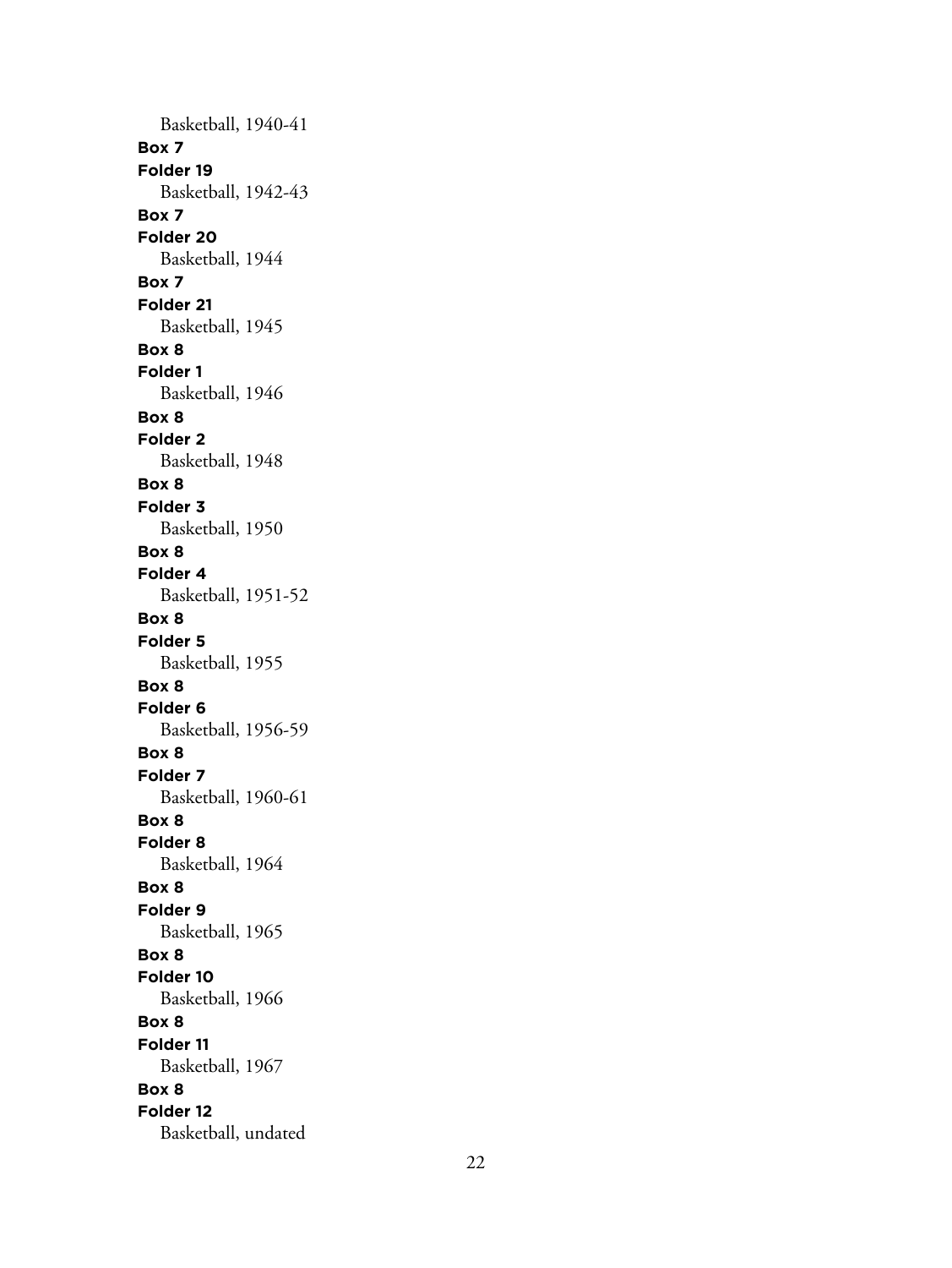Basketball, 1940-41

**Box 7**

**Folder 19**

Basketball, 1942-43

**Box 7**

**Folder 20**

Basketball, 1944

**Box 7**

**Folder 21**

Basketball, 1945

**Box 8**

**Folder 1**

Basketball, 1946

**Box 8**

**Folder 2**

Basketball, 1948

**Box 8**

**Folder 3**

Basketball, 1950

**Box 8**

**Folder 4**

Basketball, 1951-52

**Box 8**

**Folder 5**

Basketball, 1955

**Box 8**

**Folder 6**

Basketball, 1956-59

**Box 8**

**Folder 7**

Basketball, 1960-61

**Box 8**

**Folder 8**

Basketball, 1964

**Box 8**

**Folder 9**

Basketball, 1965

**Box 8**

**Folder 10**

Basketball, 1966

**Box 8**

**Folder 11**

Basketball, 1967

**Box 8**

**Folder 12**

Basketball, undated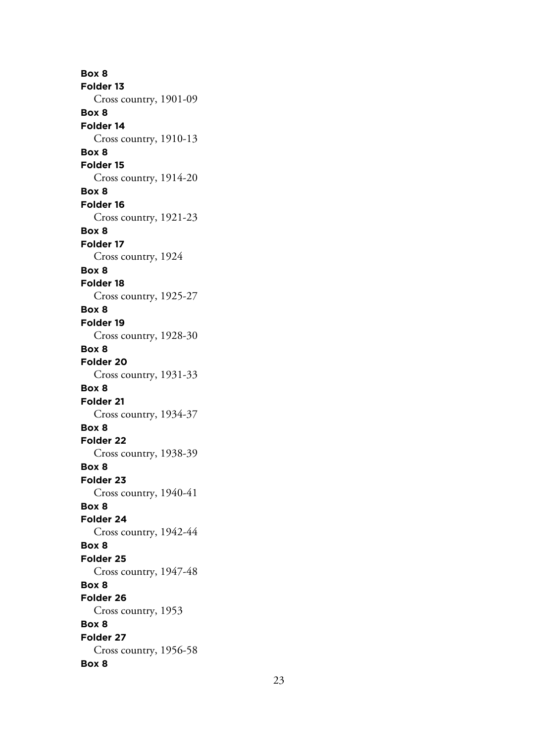**Box 8**
**Folder 13**
Cross country, 1901-09
**Box 8**
**Folder 14**
Cross country, 1910-13
**Box 8**
**Folder 15**
Cross country, 1914-20
**Box 8**
**Folder 16**
Cross country, 1921-23
**Box 8**
**Folder 17**
Cross country, 1924
**Box 8**
**Folder 18**
Cross country, 1925-27
**Box 8**
**Folder 19**
Cross country, 1928-30
**Box 8**
**Folder 20**
Cross country, 1931-33
**Box 8**
**Folder 21**
Cross country, 1934-37
**Box 8**
**Folder 22**
Cross country, 1938-39
**Box 8**
**Folder 23**
Cross country, 1940-41
**Box 8**
**Folder 24**
Cross country, 1942-44
**Box 8**
**Folder 25**
Cross country, 1947-48
**Box 8**
**Folder 26**
Cross country, 1953
**Box 8**
**Folder 27**
Cross country, 1956-58
**Box 8**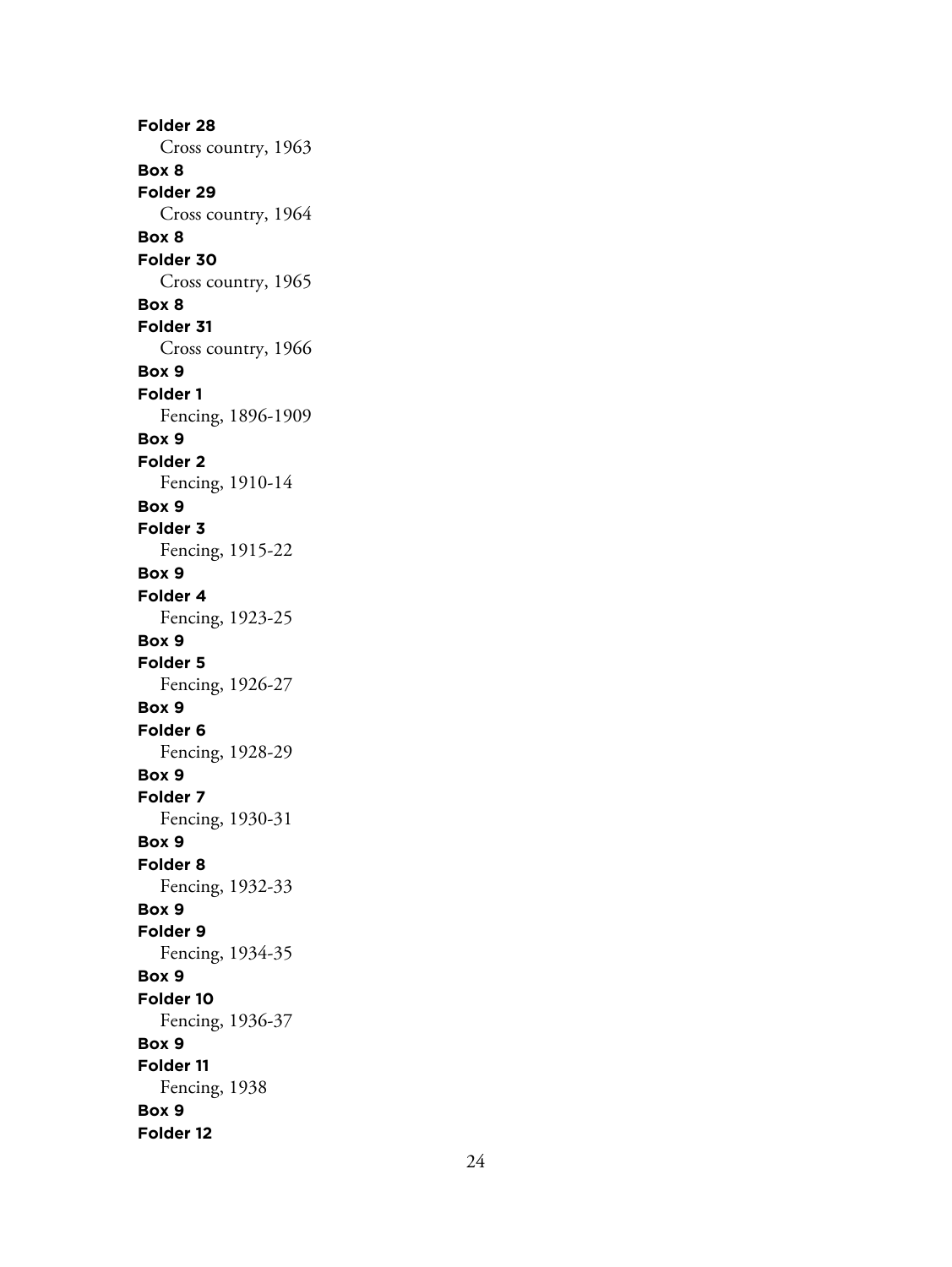**Folder 28**
Cross country, 1963
**Box 8**
**Folder 29**
Cross country, 1964
**Box 8**
**Folder 30**
Cross country, 1965
**Box 8**
**Folder 31**
Cross country, 1966
**Box 9**
**Folder 1**
Fencing, 1896-1909
**Box 9**
**Folder 2**
Fencing, 1910-14
**Box 9**
**Folder 3**
Fencing, 1915-22
**Box 9**
**Folder 4**
Fencing, 1923-25
**Box 9**
**Folder 5**
Fencing, 1926-27
**Box 9**
**Folder 6**
Fencing, 1928-29
**Box 9**
**Folder 7**
Fencing, 1930-31
**Box 9**
**Folder 8**
Fencing, 1932-33
**Box 9**
**Folder 9**
Fencing, 1934-35
**Box 9**
**Folder 10**
Fencing, 1936-37
**Box 9**
**Folder 11**
Fencing, 1938
**Box 9**
**Folder 12**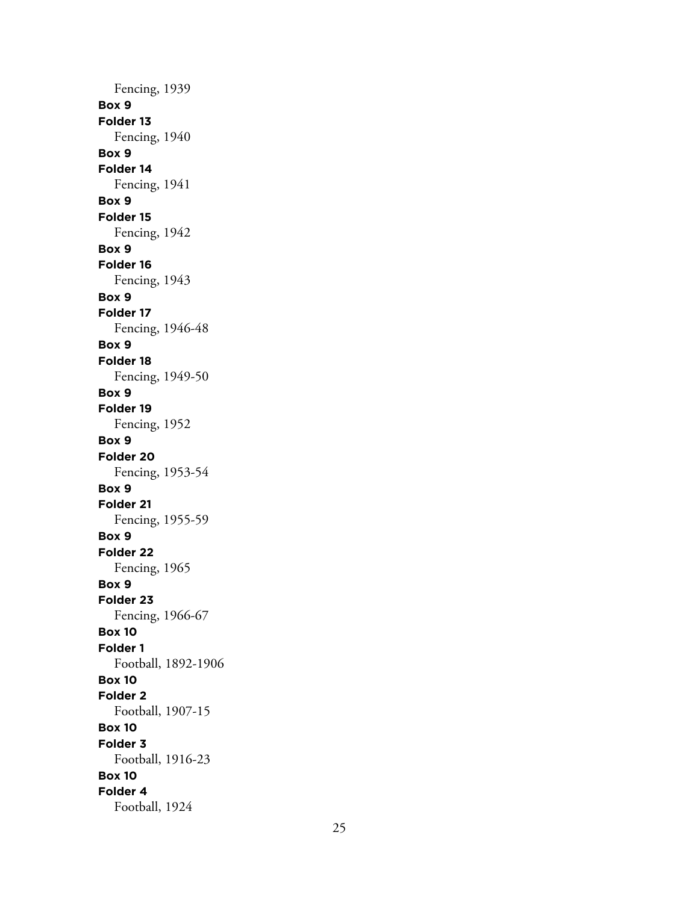Fencing, 1939

**Box 9**
**Folder 13**
Fencing, 1940

**Box 9**
**Folder 14**
Fencing, 1941

**Box 9**
**Folder 15**
Fencing, 1942

**Box 9**
**Folder 16**
Fencing, 1943

**Box 9**
**Folder 17**
Fencing, 1946-48

**Box 9**
**Folder 18**
Fencing, 1949-50

**Box 9**
**Folder 19**
Fencing, 1952

**Box 9**
**Folder 20**
Fencing, 1953-54

**Box 9**
**Folder 21**
Fencing, 1955-59

**Box 9**
**Folder 22**
Fencing, 1965

**Box 9**
**Folder 23**
Fencing, 1966-67

**Box 10**
**Folder 1**
Football, 1892-1906

**Box 10**
**Folder 2**
Football, 1907-15

**Box 10**
**Folder 3**
Football, 1916-23

**Box 10**
**Folder 4**
Football, 1924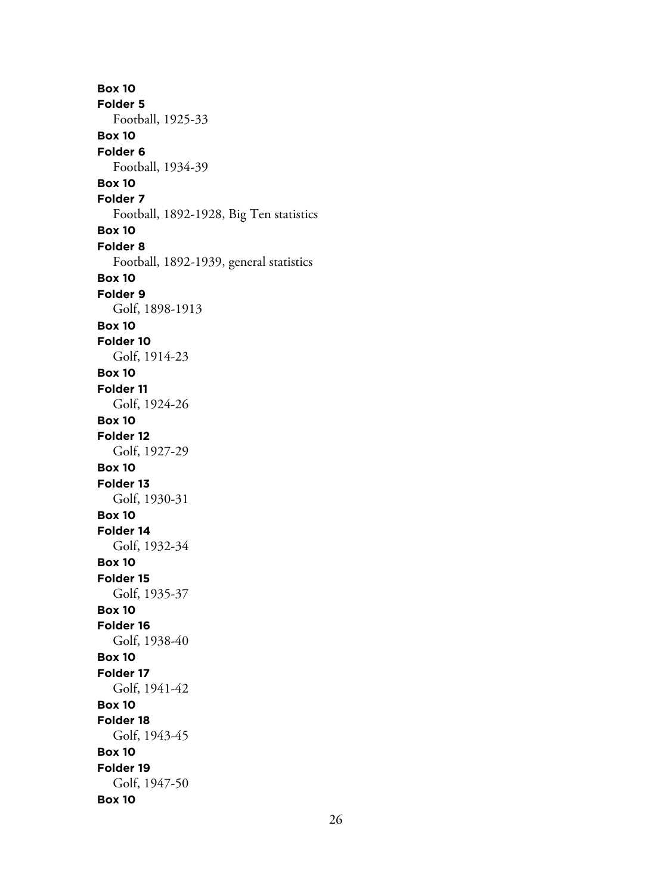**Box 10**
**Folder 5**
Football, 1925-33
**Box 10**
**Folder 6**
Football, 1934-39
**Box 10**
**Folder 7**
Football, 1892-1928, Big Ten statistics
**Box 10**
**Folder 8**
Football, 1892-1939, general statistics
**Box 10**
**Folder 9**
Golf, 1898-1913
**Box 10**
**Folder 10**
Golf, 1914-23
**Box 10**
**Folder 11**
Golf, 1924-26
**Box 10**
**Folder 12**
Golf, 1927-29
**Box 10**
**Folder 13**
Golf, 1930-31
**Box 10**
**Folder 14**
Golf, 1932-34
**Box 10**
**Folder 15**
Golf, 1935-37
**Box 10**
**Folder 16**
Golf, 1938-40
**Box 10**
**Folder 17**
Golf, 1941-42
**Box 10**
**Folder 18**
Golf, 1943-45
**Box 10**
**Folder 19**
Golf, 1947-50
**Box 10**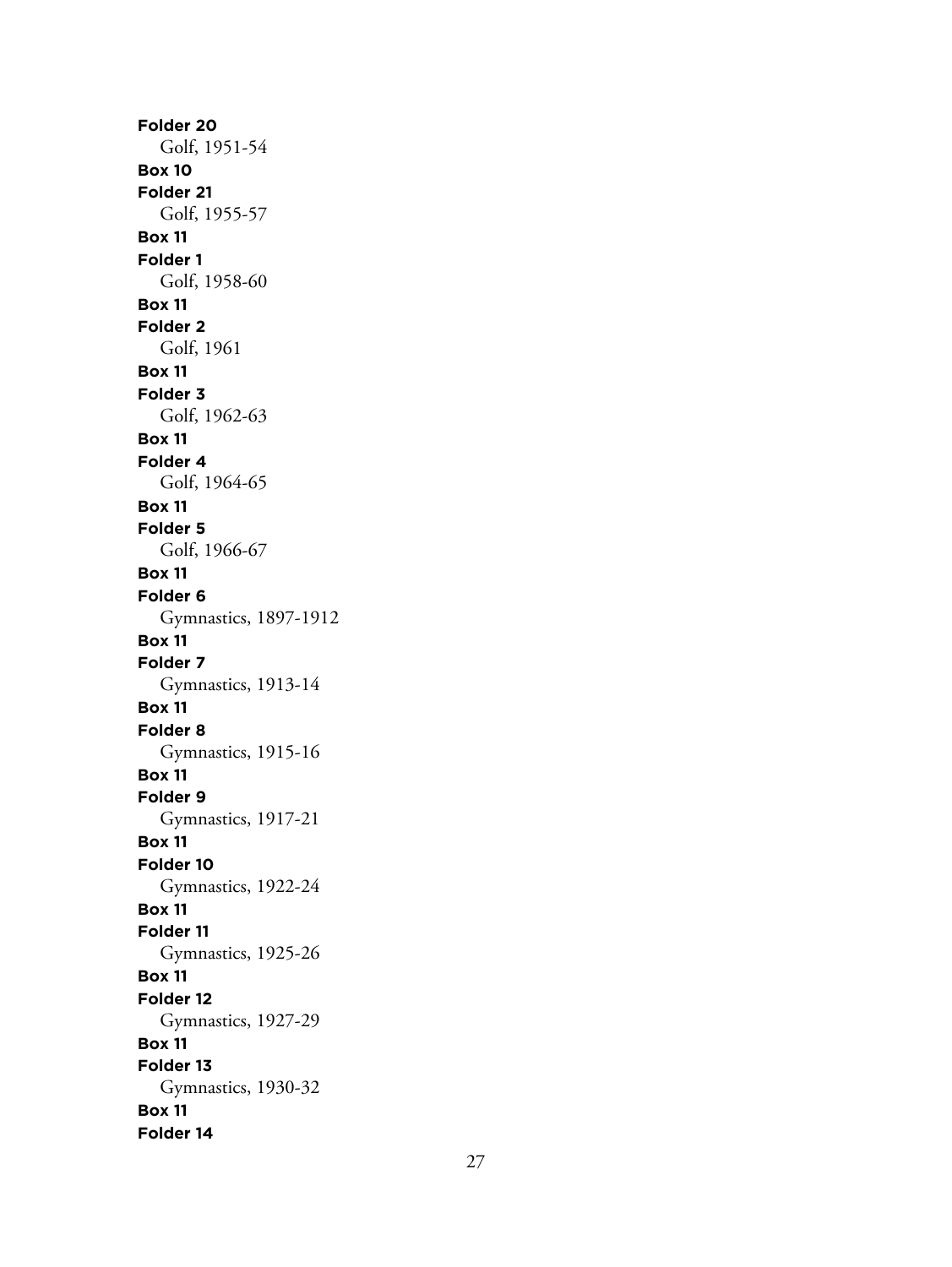**Folder 20**
Golf, 1951-54
**Box 10**
**Folder 21**
Golf, 1955-57
**Box 11**
**Folder 1**
Golf, 1958-60
**Box 11**
**Folder 2**
Golf, 1961
**Box 11**
**Folder 3**
Golf, 1962-63
**Box 11**
**Folder 4**
Golf, 1964-65
**Box 11**
**Folder 5**
Golf, 1966-67
**Box 11**
**Folder 6**
Gymnastics, 1897-1912
**Box 11**
**Folder 7**
Gymnastics, 1913-14
**Box 11**
**Folder 8**
Gymnastics, 1915-16
**Box 11**
**Folder 9**
Gymnastics, 1917-21
**Box 11**
**Folder 10**
Gymnastics, 1922-24
**Box 11**
**Folder 11**
Gymnastics, 1925-26
**Box 11**
**Folder 12**
Gymnastics, 1927-29
**Box 11**
**Folder 13**
Gymnastics, 1930-32
**Box 11**
**Folder 14**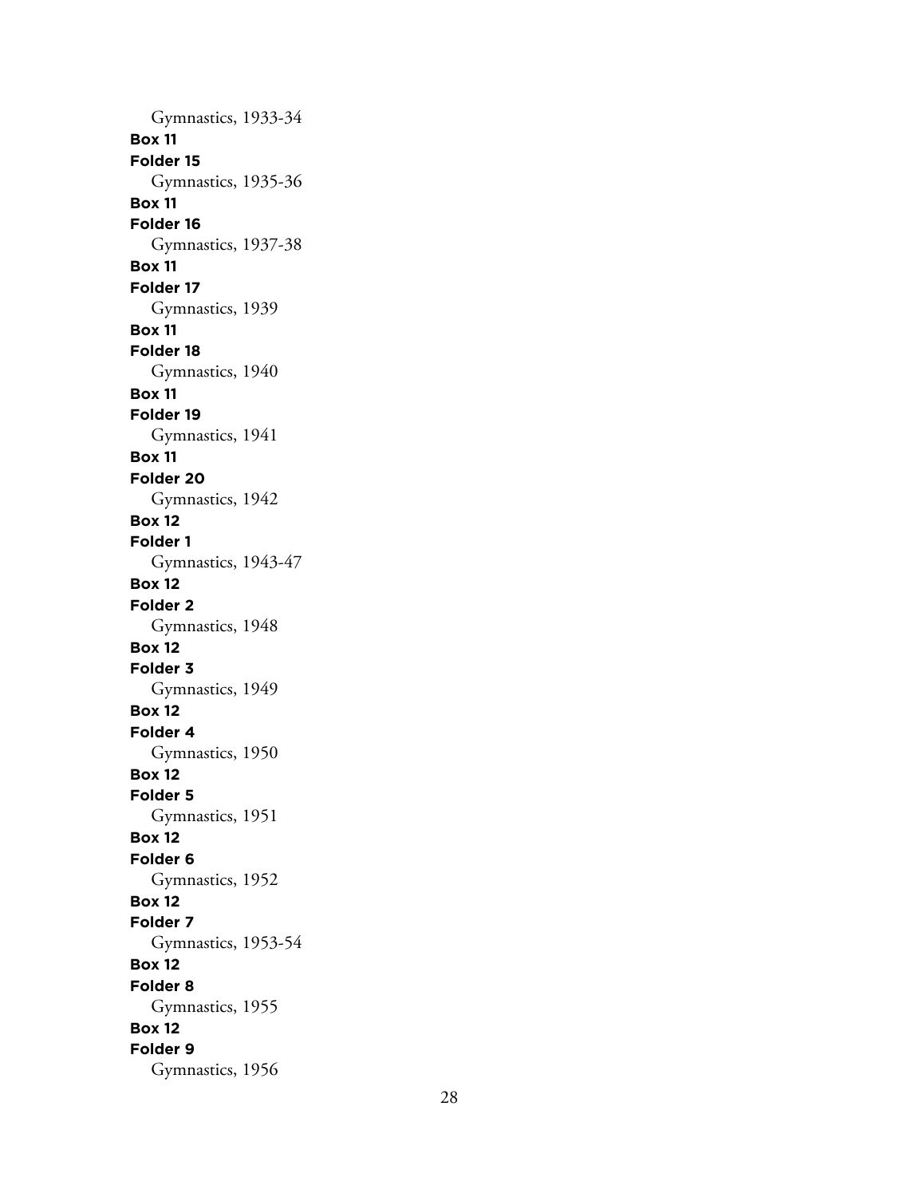Gymnastics, 1933-34

**Box 11**
**Folder 15**
Gymnastics, 1935-36

**Box 11**
**Folder 16**
Gymnastics, 1937-38

**Box 11**
**Folder 17**
Gymnastics, 1939

**Box 11**
**Folder 18**
Gymnastics, 1940

**Box 11**
**Folder 19**
Gymnastics, 1941

**Box 11**
**Folder 20**
Gymnastics, 1942

**Box 12**
**Folder 1**
Gymnastics, 1943-47

**Box 12**
**Folder 2**
Gymnastics, 1948

**Box 12**
**Folder 3**
Gymnastics, 1949

**Box 12**
**Folder 4**
Gymnastics, 1950

**Box 12**
**Folder 5**
Gymnastics, 1951

**Box 12**
**Folder 6**
Gymnastics, 1952

**Box 12**
**Folder 7**
Gymnastics, 1953-54

**Box 12**
**Folder 8**
Gymnastics, 1955

**Box 12**
**Folder 9**
Gymnastics, 1956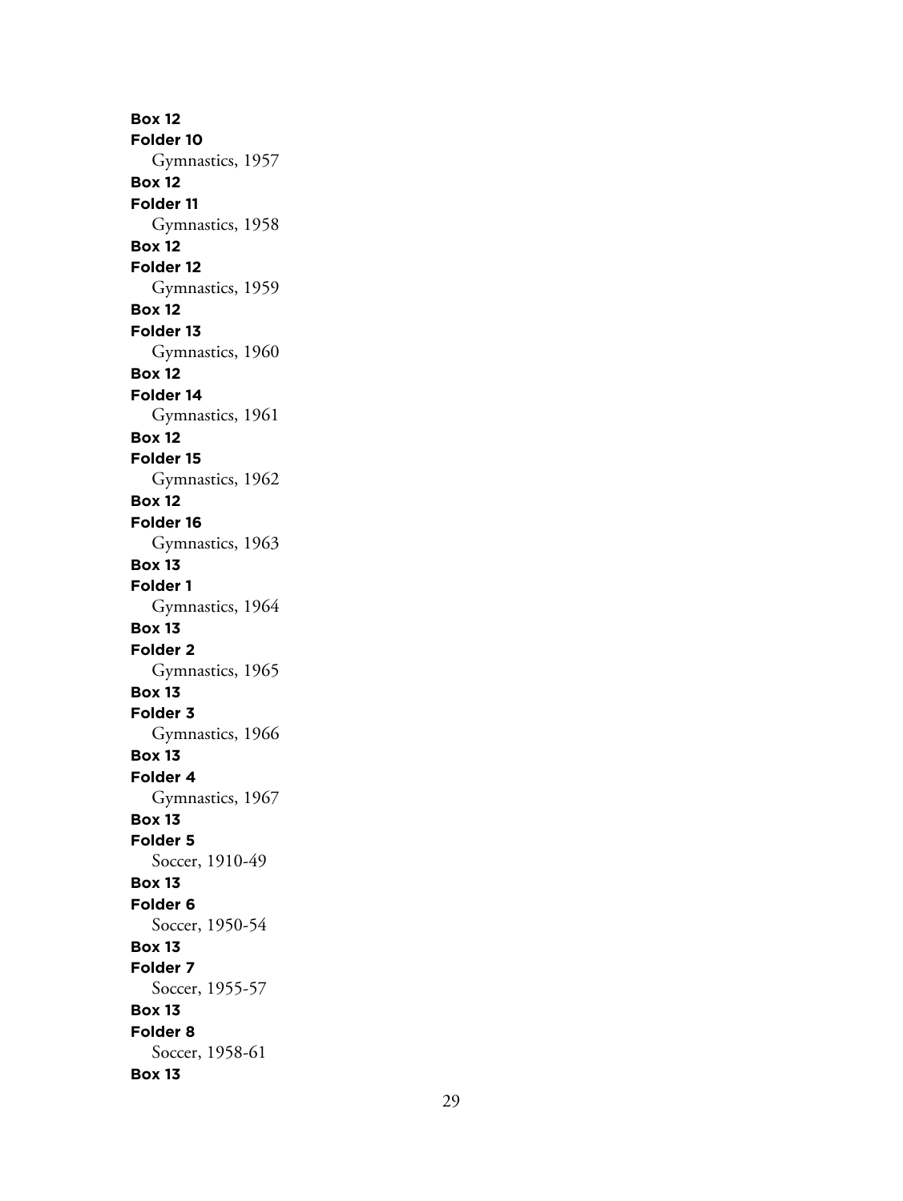**Box 12**
**Folder 10**
Gymnastics, 1957
**Box 12**
**Folder 11**
Gymnastics, 1958
**Box 12**
**Folder 12**
Gymnastics, 1959
**Box 12**
**Folder 13**
Gymnastics, 1960
**Box 12**
**Folder 14**
Gymnastics, 1961
**Box 12**
**Folder 15**
Gymnastics, 1962
**Box 12**
**Folder 16**
Gymnastics, 1963
**Box 13**
**Folder 1**
Gymnastics, 1964
**Box 13**
**Folder 2**
Gymnastics, 1965
**Box 13**
**Folder 3**
Gymnastics, 1966
**Box 13**
**Folder 4**
Gymnastics, 1967
**Box 13**
**Folder 5**
Soccer, 1910-49
**Box 13**
**Folder 6**
Soccer, 1950-54
**Box 13**
**Folder 7**
Soccer, 1955-57
**Box 13**
**Folder 8**
Soccer, 1958-61
**Box 13**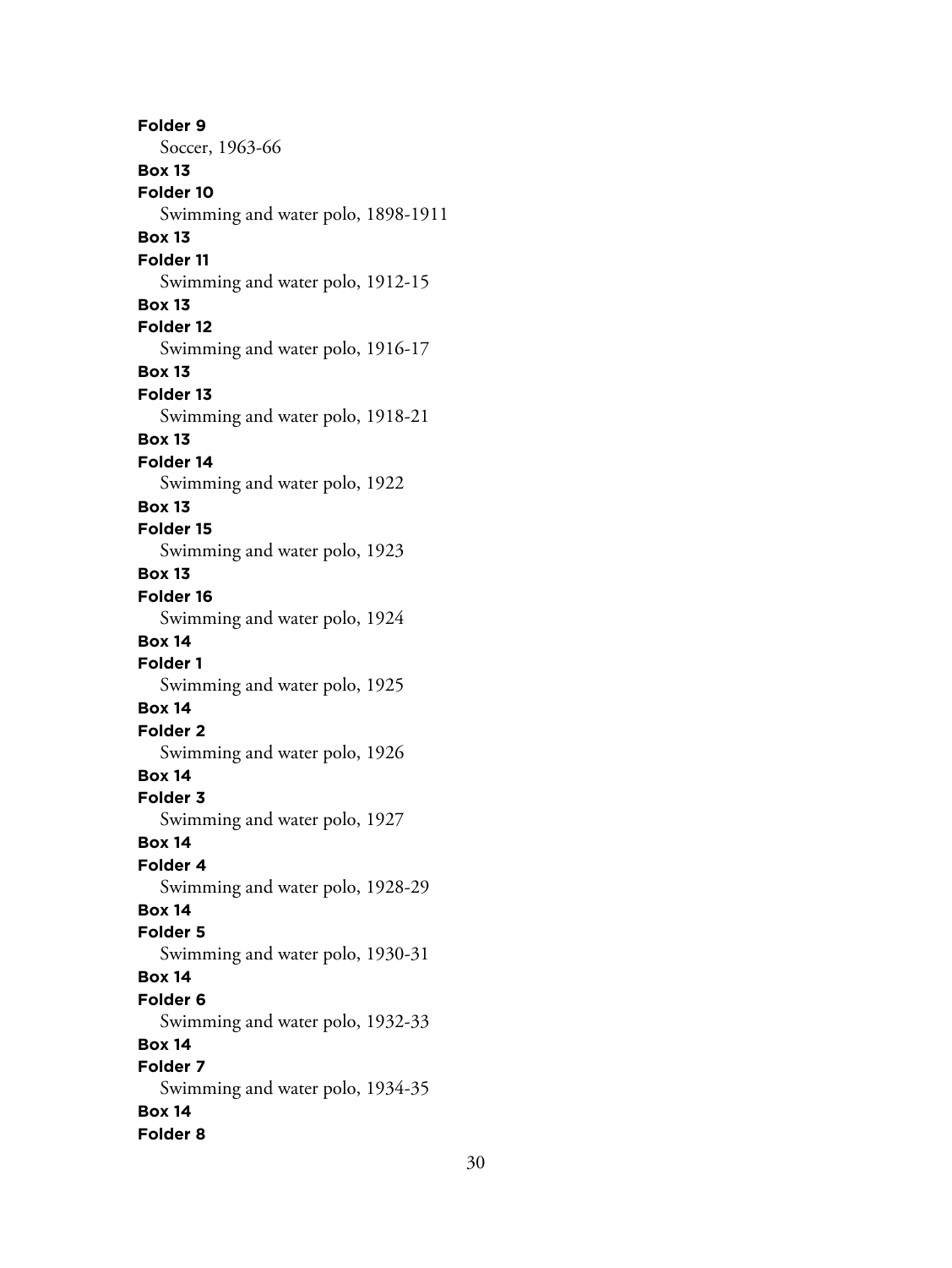**Folder 9**
Soccer, 1963-66

**Box 13**
**Folder 10**
Swimming and water polo, 1898-1911

**Box 13**
**Folder 11**
Swimming and water polo, 1912-15

**Box 13**
**Folder 12**
Swimming and water polo, 1916-17

**Box 13**
**Folder 13**
Swimming and water polo, 1918-21

**Box 13**
**Folder 14**
Swimming and water polo, 1922

**Box 13**
**Folder 15**
Swimming and water polo, 1923

**Box 13**
**Folder 16**
Swimming and water polo, 1924

**Box 14**
**Folder 1**
Swimming and water polo, 1925

**Box 14**
**Folder 2**
Swimming and water polo, 1926

**Box 14**
**Folder 3**
Swimming and water polo, 1927

**Box 14**
**Folder 4**
Swimming and water polo, 1928-29

**Box 14**
**Folder 5**
Swimming and water polo, 1930-31

**Box 14**
**Folder 6**
Swimming and water polo, 1932-33

**Box 14**
**Folder 7**
Swimming and water polo, 1934-35

**Box 14**
**Folder 8**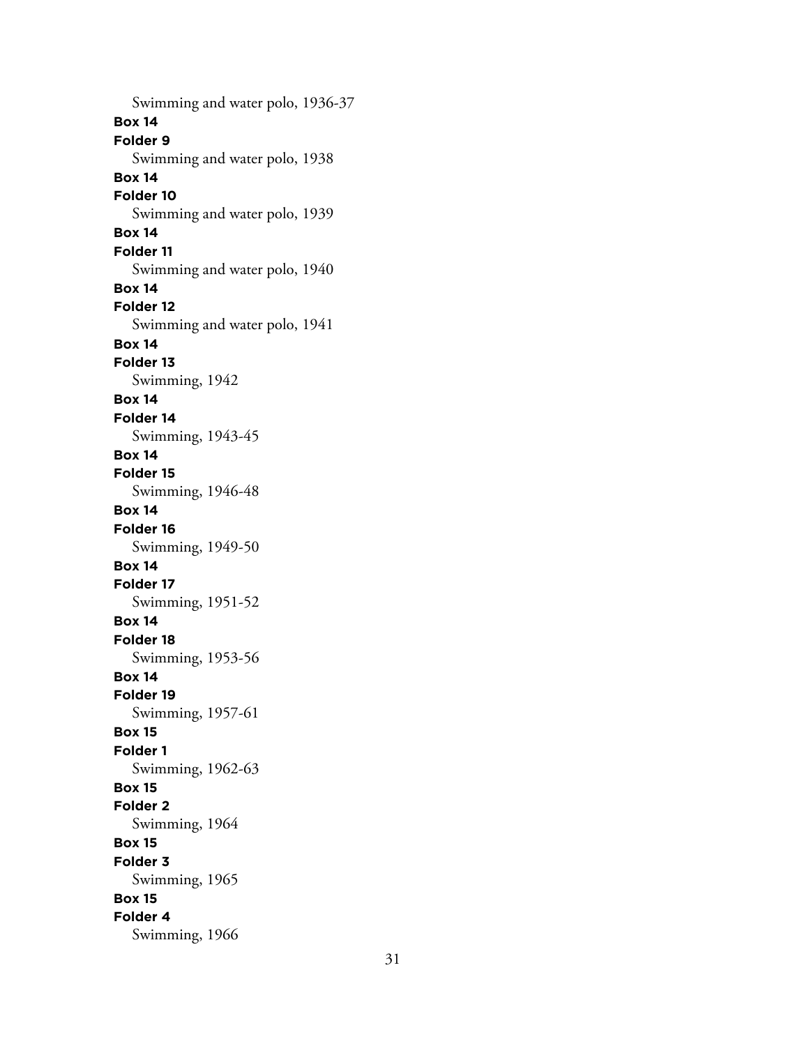Swimming and water polo, 1936-37

**Box 14**
**Folder 9**
Swimming and water polo, 1938

**Box 14**
**Folder 10**
Swimming and water polo, 1939

**Box 14**
**Folder 11**
Swimming and water polo, 1940

**Box 14**
**Folder 12**
Swimming and water polo, 1941

**Box 14**
**Folder 13**
Swimming, 1942

**Box 14**
**Folder 14**
Swimming, 1943-45

**Box 14**
**Folder 15**
Swimming, 1946-48

**Box 14**
**Folder 16**
Swimming, 1949-50

**Box 14**
**Folder 17**
Swimming, 1951-52

**Box 14**
**Folder 18**
Swimming, 1953-56

**Box 14**
**Folder 19**
Swimming, 1957-61

**Box 15**
**Folder 1**
Swimming, 1962-63

**Box 15**
**Folder 2**
Swimming, 1964

**Box 15**
**Folder 3**
Swimming, 1965

**Box 15**
**Folder 4**
Swimming, 1966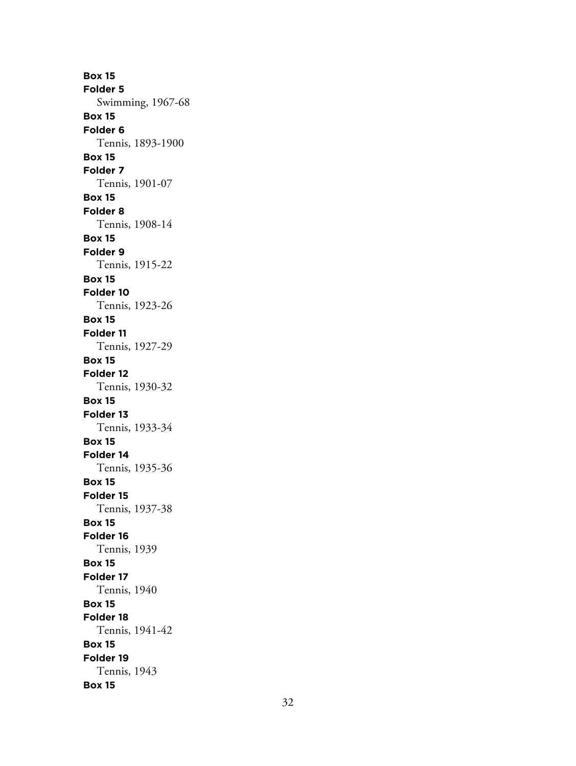**Box 15**
**Folder 5**
Swimming, 1967-68
**Box 15**
**Folder 6**
Tennis, 1893-1900
**Box 15**
**Folder 7**
Tennis, 1901-07
**Box 15**
**Folder 8**
Tennis, 1908-14
**Box 15**
**Folder 9**
Tennis, 1915-22
**Box 15**
**Folder 10**
Tennis, 1923-26
**Box 15**
**Folder 11**
Tennis, 1927-29
**Box 15**
**Folder 12**
Tennis, 1930-32
**Box 15**
**Folder 13**
Tennis, 1933-34
**Box 15**
**Folder 14**
Tennis, 1935-36
**Box 15**
**Folder 15**
Tennis, 1937-38
**Box 15**
**Folder 16**
Tennis, 1939
**Box 15**
**Folder 17**
Tennis, 1940
**Box 15**
**Folder 18**
Tennis, 1941-42
**Box 15**
**Folder 19**
Tennis, 1943
**Box 15**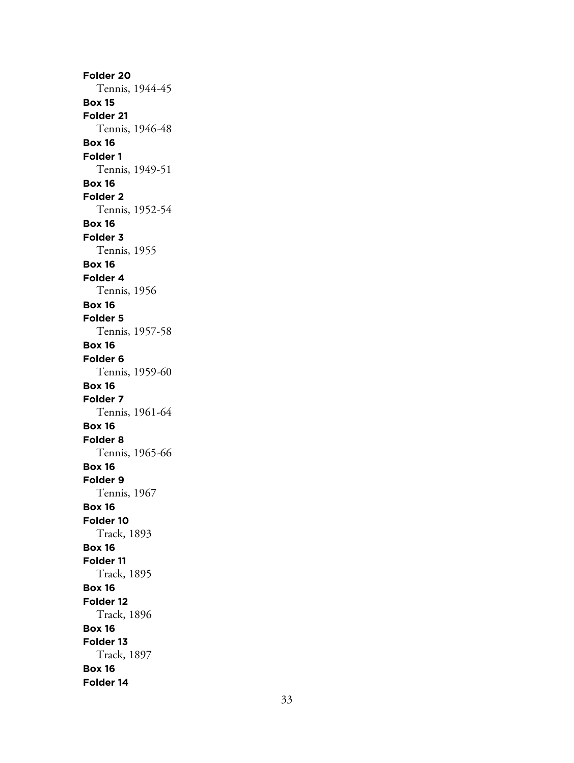**Folder 20**
Tennis, 1944-45

**Box 15**
**Folder 21**
Tennis, 1946-48

**Box 16**
**Folder 1**
Tennis, 1949-51

**Box 16**
**Folder 2**
Tennis, 1952-54

**Box 16**
**Folder 3**
Tennis, 1955

**Box 16**
**Folder 4**
Tennis, 1956

**Box 16**
**Folder 5**
Tennis, 1957-58

**Box 16**
**Folder 6**
Tennis, 1959-60

**Box 16**
**Folder 7**
Tennis, 1961-64

**Box 16**
**Folder 8**
Tennis, 1965-66

**Box 16**
**Folder 9**
Tennis, 1967

**Box 16**
**Folder 10**
Track, 1893

**Box 16**
**Folder 11**
Track, 1895

**Box 16**
**Folder 12**
Track, 1896

**Box 16**
**Folder 13**
Track, 1897

**Box 16**
**Folder 14**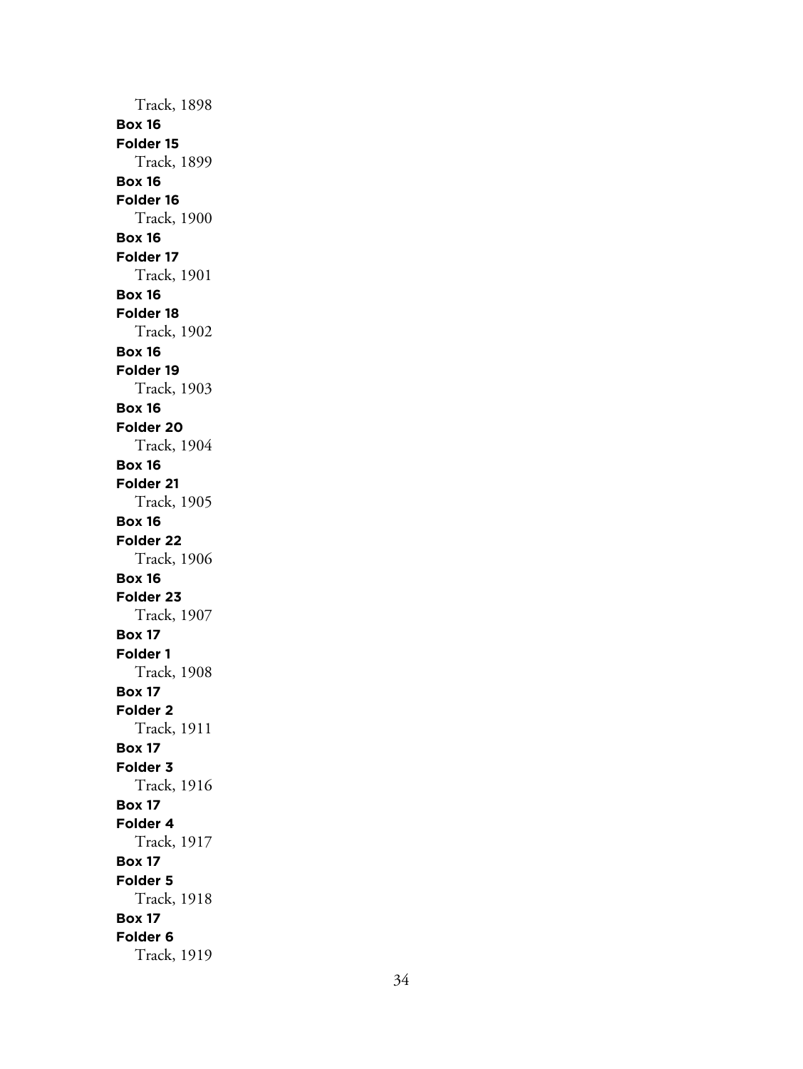Track, 1898

**Box 16**
**Folder 15**
Track, 1899

**Box 16**
**Folder 16**
Track, 1900

**Box 16**
**Folder 17**
Track, 1901

**Box 16**
**Folder 18**
Track, 1902

**Box 16**
**Folder 19**
Track, 1903

**Box 16**
**Folder 20**
Track, 1904

**Box 16**
**Folder 21**
Track, 1905

**Box 16**
**Folder 22**
Track, 1906

**Box 16**
**Folder 23**
Track, 1907

**Box 17**
**Folder 1**
Track, 1908

**Box 17**
**Folder 2**
Track, 1911

**Box 17**
**Folder 3**
Track, 1916

**Box 17**
**Folder 4**
Track, 1917

**Box 17**
**Folder 5**
Track, 1918

**Box 17**
**Folder 6**
Track, 1919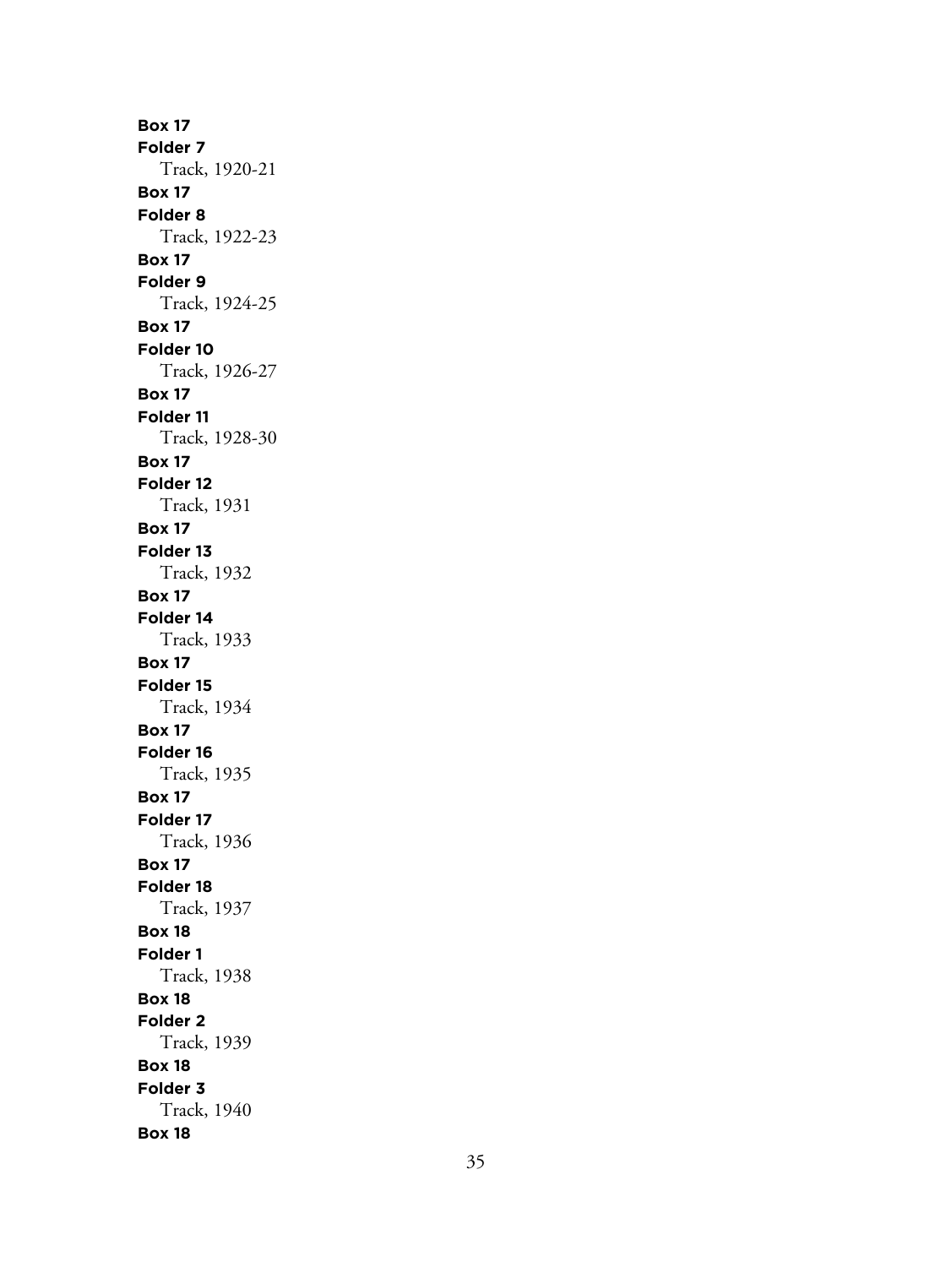**Box 17**
**Folder 7**
Track, 1920-21
**Box 17**
**Folder 8**
Track, 1922-23
**Box 17**
**Folder 9**
Track, 1924-25
**Box 17**
**Folder 10**
Track, 1926-27
**Box 17**
**Folder 11**
Track, 1928-30
**Box 17**
**Folder 12**
Track, 1931
**Box 17**
**Folder 13**
Track, 1932
**Box 17**
**Folder 14**
Track, 1933
**Box 17**
**Folder 15**
Track, 1934
**Box 17**
**Folder 16**
Track, 1935
**Box 17**
**Folder 17**
Track, 1936
**Box 17**
**Folder 18**
Track, 1937
**Box 18**
**Folder 1**
Track, 1938
**Box 18**
**Folder 2**
Track, 1939
**Box 18**
**Folder 3**
Track, 1940
**Box 18**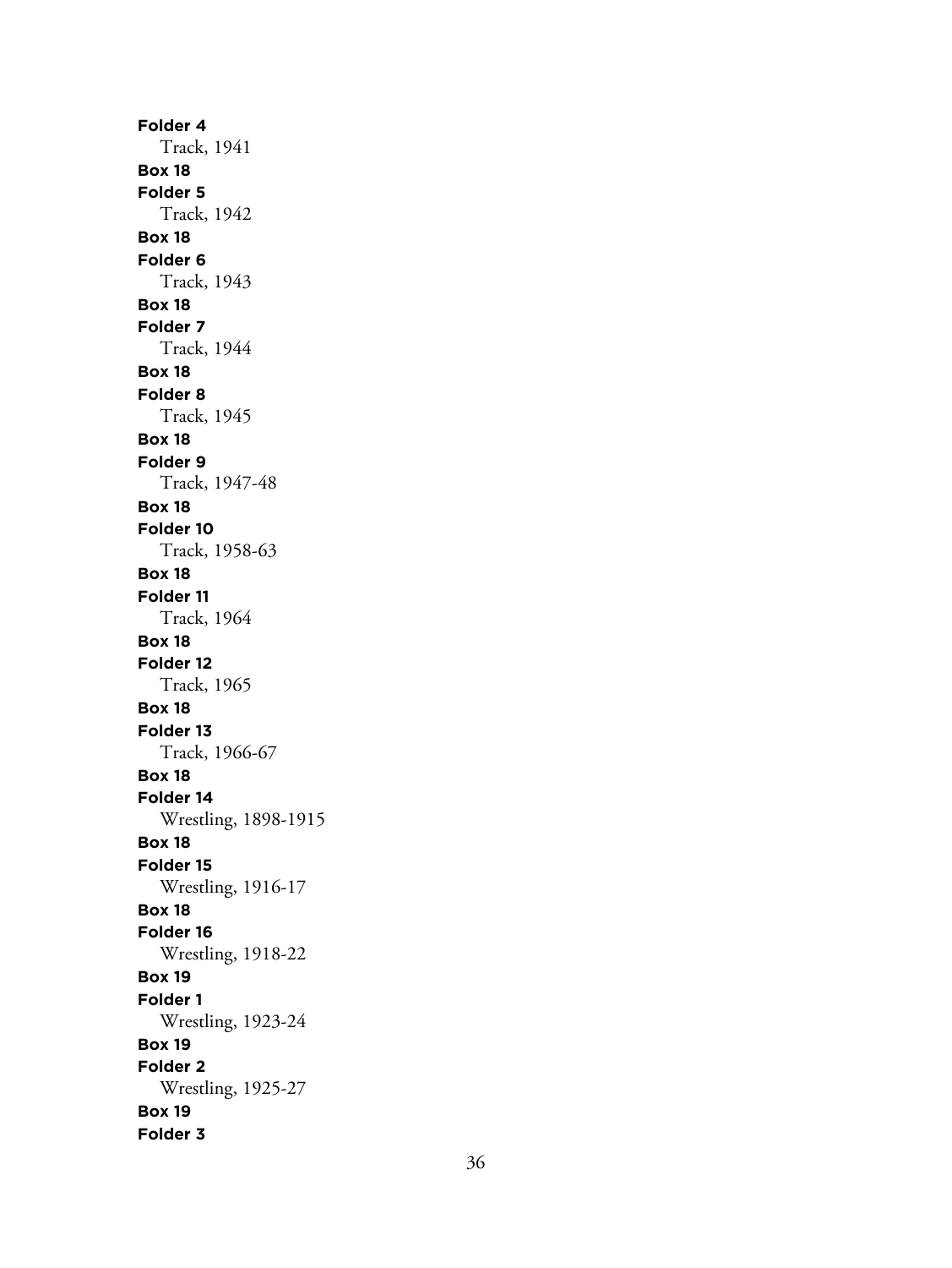**Folder 4**
Track, 1941

**Box 18**
**Folder 5**
Track, 1942

**Box 18**
**Folder 6**
Track, 1943

**Box 18**
**Folder 7**
Track, 1944

**Box 18**
**Folder 8**
Track, 1945

**Box 18**
**Folder 9**
Track, 1947-48

**Box 18**
**Folder 10**
Track, 1958-63

**Box 18**
**Folder 11**
Track, 1964

**Box 18**
**Folder 12**
Track, 1965

**Box 18**
**Folder 13**
Track, 1966-67

**Box 18**
**Folder 14**
Wrestling, 1898-1915

**Box 18**
**Folder 15**
Wrestling, 1916-17

**Box 18**
**Folder 16**
Wrestling, 1918-22

**Box 19**
**Folder 1**
Wrestling, 1923-24

**Box 19**
**Folder 2**
Wrestling, 1925-27

**Box 19**
**Folder 3**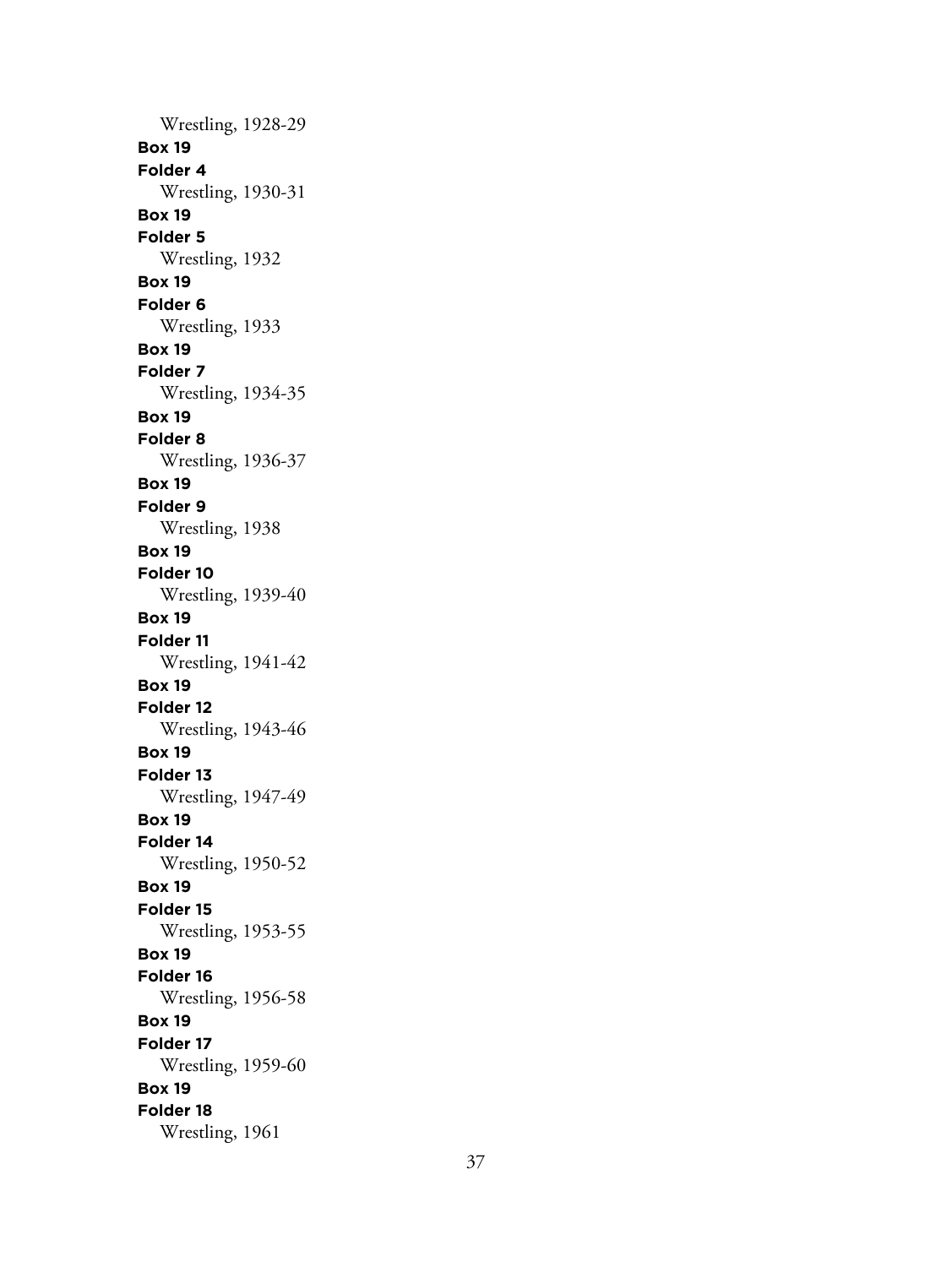Wrestling, 1928-29

**Box 19**
**Folder 4**
Wrestling, 1930-31

**Box 19**
**Folder 5**
Wrestling, 1932

**Box 19**
**Folder 6**
Wrestling, 1933

**Box 19**
**Folder 7**
Wrestling, 1934-35

**Box 19**
**Folder 8**
Wrestling, 1936-37

**Box 19**
**Folder 9**
Wrestling, 1938

**Box 19**
**Folder 10**
Wrestling, 1939-40

**Box 19**
**Folder 11**
Wrestling, 1941-42

**Box 19**
**Folder 12**
Wrestling, 1943-46

**Box 19**
**Folder 13**
Wrestling, 1947-49

**Box 19**
**Folder 14**
Wrestling, 1950-52

**Box 19**
**Folder 15**
Wrestling, 1953-55

**Box 19**
**Folder 16**
Wrestling, 1956-58

**Box 19**
**Folder 17**
Wrestling, 1959-60

**Box 19**
**Folder 18**
Wrestling, 1961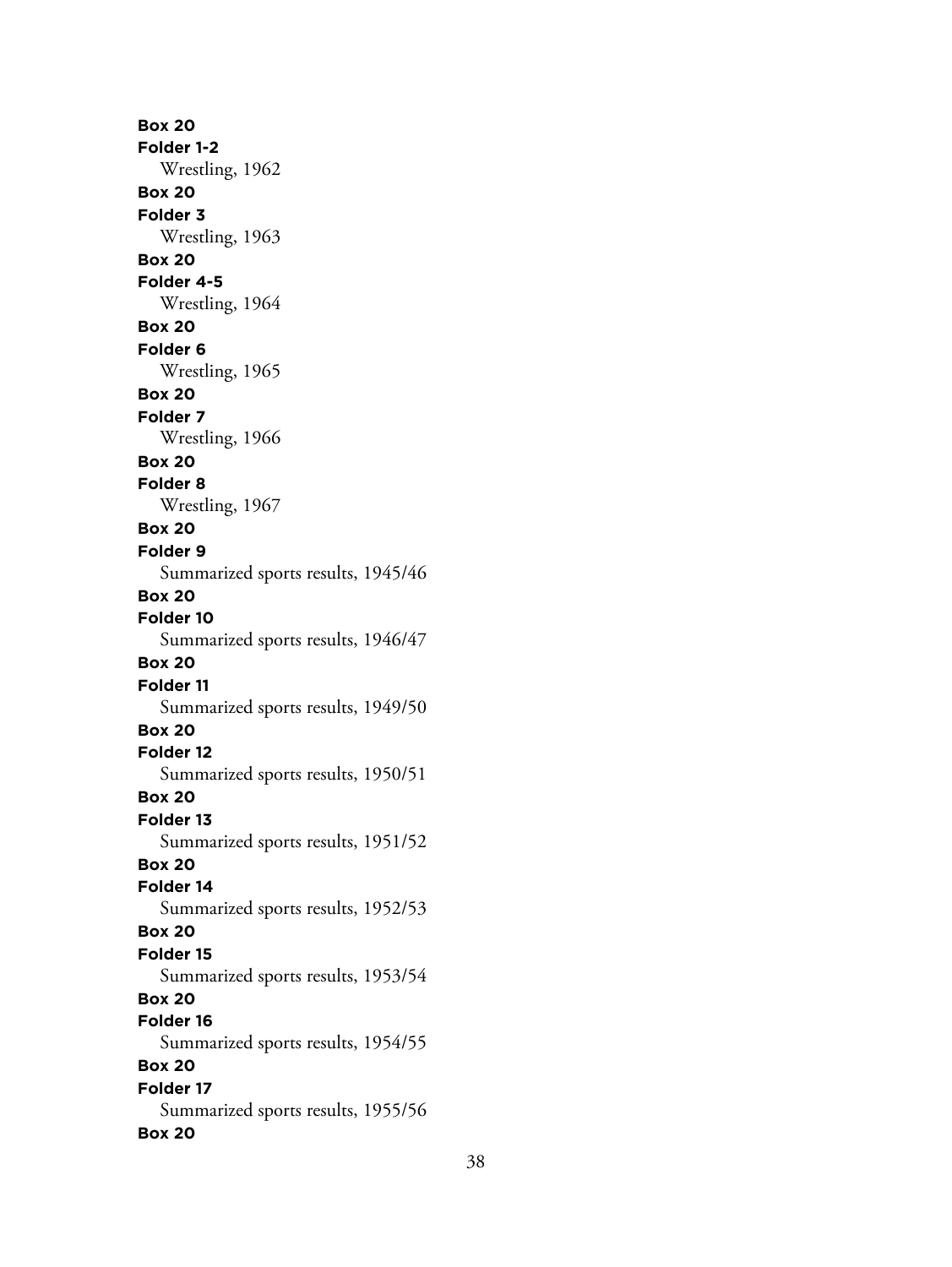**Box 20**
**Folder 1-2**
Wrestling, 1962
**Box 20**
**Folder 3**
Wrestling, 1963
**Box 20**
**Folder 4-5**
Wrestling, 1964
**Box 20**
**Folder 6**
Wrestling, 1965
**Box 20**
**Folder 7**
Wrestling, 1966
**Box 20**
**Folder 8**
Wrestling, 1967
**Box 20**
**Folder 9**
Summarized sports results, 1945/46
**Box 20**
**Folder 10**
Summarized sports results, 1946/47
**Box 20**
**Folder 11**
Summarized sports results, 1949/50
**Box 20**
**Folder 12**
Summarized sports results, 1950/51
**Box 20**
**Folder 13**
Summarized sports results, 1951/52
**Box 20**
**Folder 14**
Summarized sports results, 1952/53
**Box 20**
**Folder 15**
Summarized sports results, 1953/54
**Box 20**
**Folder 16**
Summarized sports results, 1954/55
**Box 20**
**Folder 17**
Summarized sports results, 1955/56
**Box 20**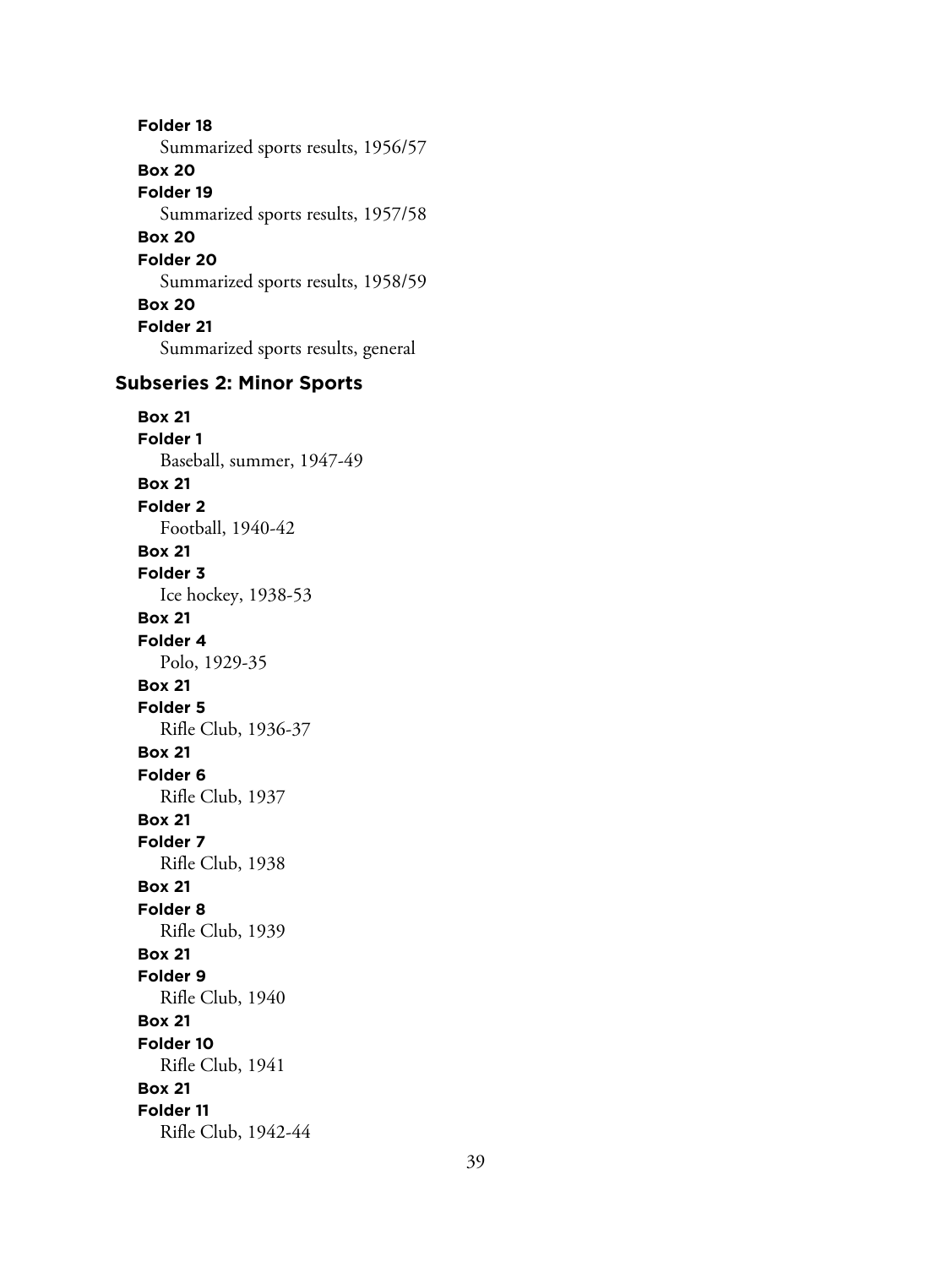**Folder 18**
Summarized sports results, 1956/57

**Box 20**
**Folder 19**
Summarized sports results, 1957/58

**Box 20**
**Folder 20**
Summarized sports results, 1958/59

**Box 20**
**Folder 21**
Summarized sports results, general

### Subseries 2: Minor Sports

**Box 21**
**Folder 1**
Baseball, summer, 1947-49

**Box 21**
**Folder 2**
Football, 1940-42

**Box 21**
**Folder 3**
Ice hockey, 1938-53

**Box 21**
**Folder 4**
Polo, 1929-35

**Box 21**
**Folder 5**
Rifle Club, 1936-37

**Box 21**
**Folder 6**
Rifle Club, 1937

**Box 21**
**Folder 7**
Rifle Club, 1938

**Box 21**
**Folder 8**
Rifle Club, 1939

**Box 21**
**Folder 9**
Rifle Club, 1940

**Box 21**
**Folder 10**
Rifle Club, 1941

**Box 21**
**Folder 11**
Rifle Club, 1942-44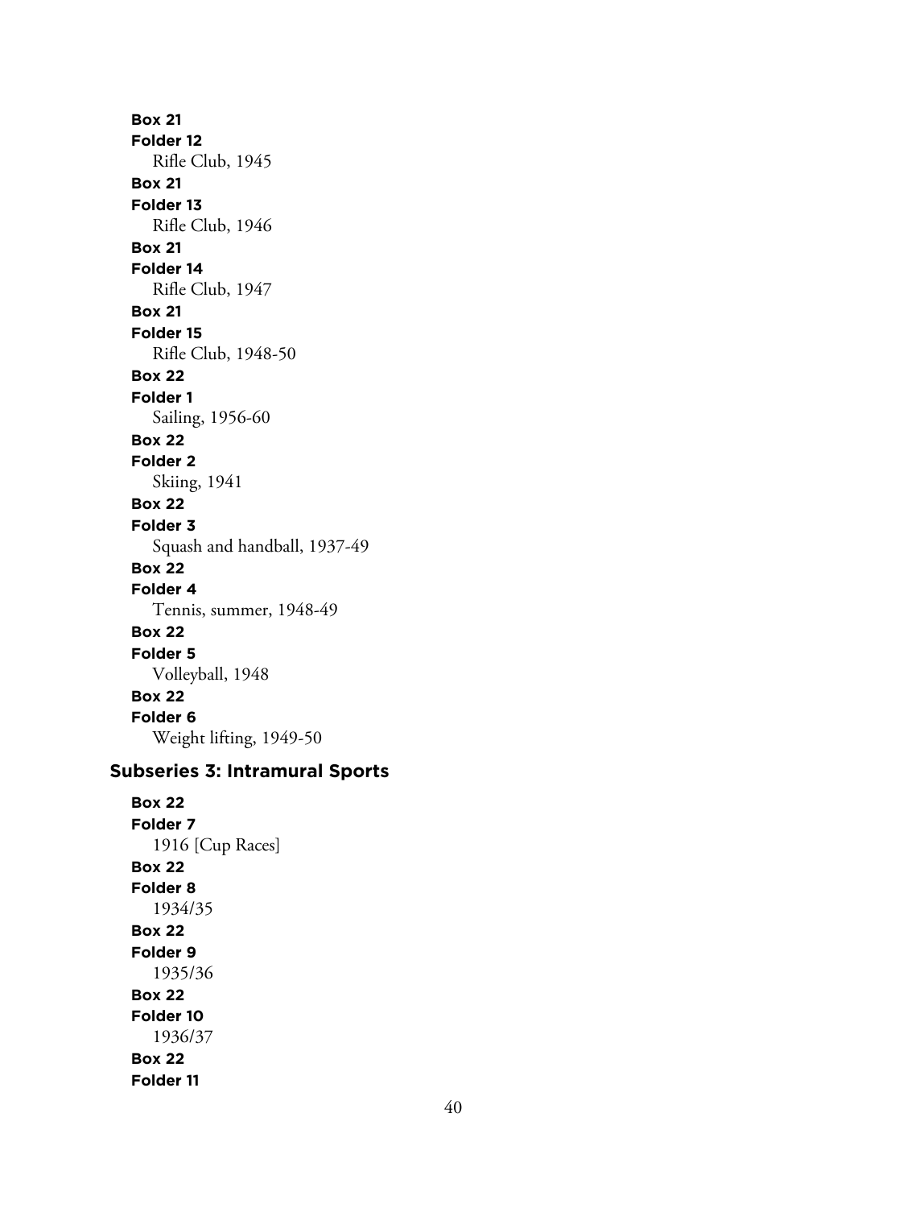**Box 21**
**Folder 12**
Rifle Club, 1945

**Box 21**
**Folder 13**
Rifle Club, 1946

**Box 21**
**Folder 14**
Rifle Club, 1947

**Box 21**
**Folder 15**
Rifle Club, 1948-50

**Box 22**
**Folder 1**
Sailing, 1956-60

**Box 22**
**Folder 2**
Skiing, 1941

**Box 22**
**Folder 3**
Squash and handball, 1937-49

**Box 22**
**Folder 4**
Tennis, summer, 1948-49

**Box 22**
**Folder 5**
Volleyball, 1948

**Box 22**
**Folder 6**
Weight lifting, 1949-50

### Subseries 3: Intramural Sports

**Box 22**
**Folder 7**
1916 [Cup Races]

**Box 22**
**Folder 8**
1934/35

**Box 22**
**Folder 9**
1935/36

**Box 22**
**Folder 10**
1936/37

**Box 22**
**Folder 11**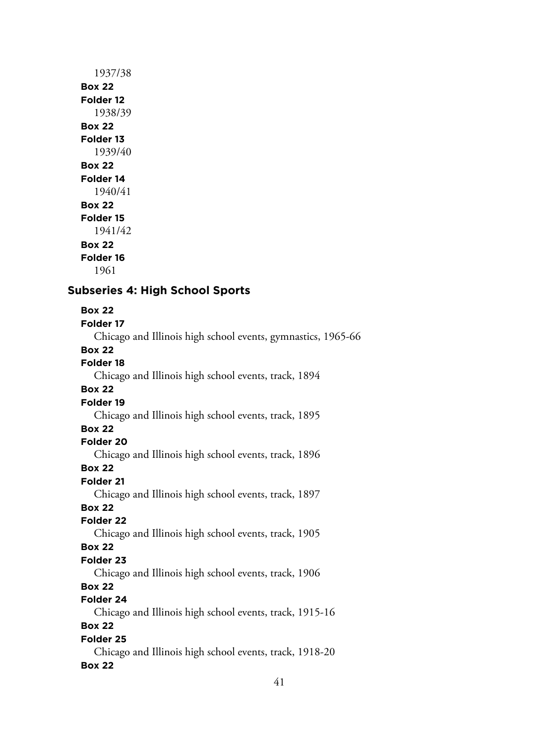1937/38

**Box 22**
**Folder 12**
1938/39

**Box 22**
**Folder 13**
1939/40

**Box 22**
**Folder 14**
1940/41

**Box 22**
**Folder 15**
1941/42

**Box 22**
**Folder 16**
1961

### Subseries 4: High School Sports

**Box 22**
**Folder 17**
Chicago and Illinois high school events, gymnastics, 1965-66

**Box 22**
**Folder 18**
Chicago and Illinois high school events, track, 1894

**Box 22**
**Folder 19**
Chicago and Illinois high school events, track, 1895

**Box 22**
**Folder 20**
Chicago and Illinois high school events, track, 1896

**Box 22**
**Folder 21**
Chicago and Illinois high school events, track, 1897

**Box 22**
**Folder 22**
Chicago and Illinois high school events, track, 1905

**Box 22**
**Folder 23**
Chicago and Illinois high school events, track, 1906

**Box 22**
**Folder 24**
Chicago and Illinois high school events, track, 1915-16

**Box 22**
**Folder 25**
Chicago and Illinois high school events, track, 1918-20

**Box 22**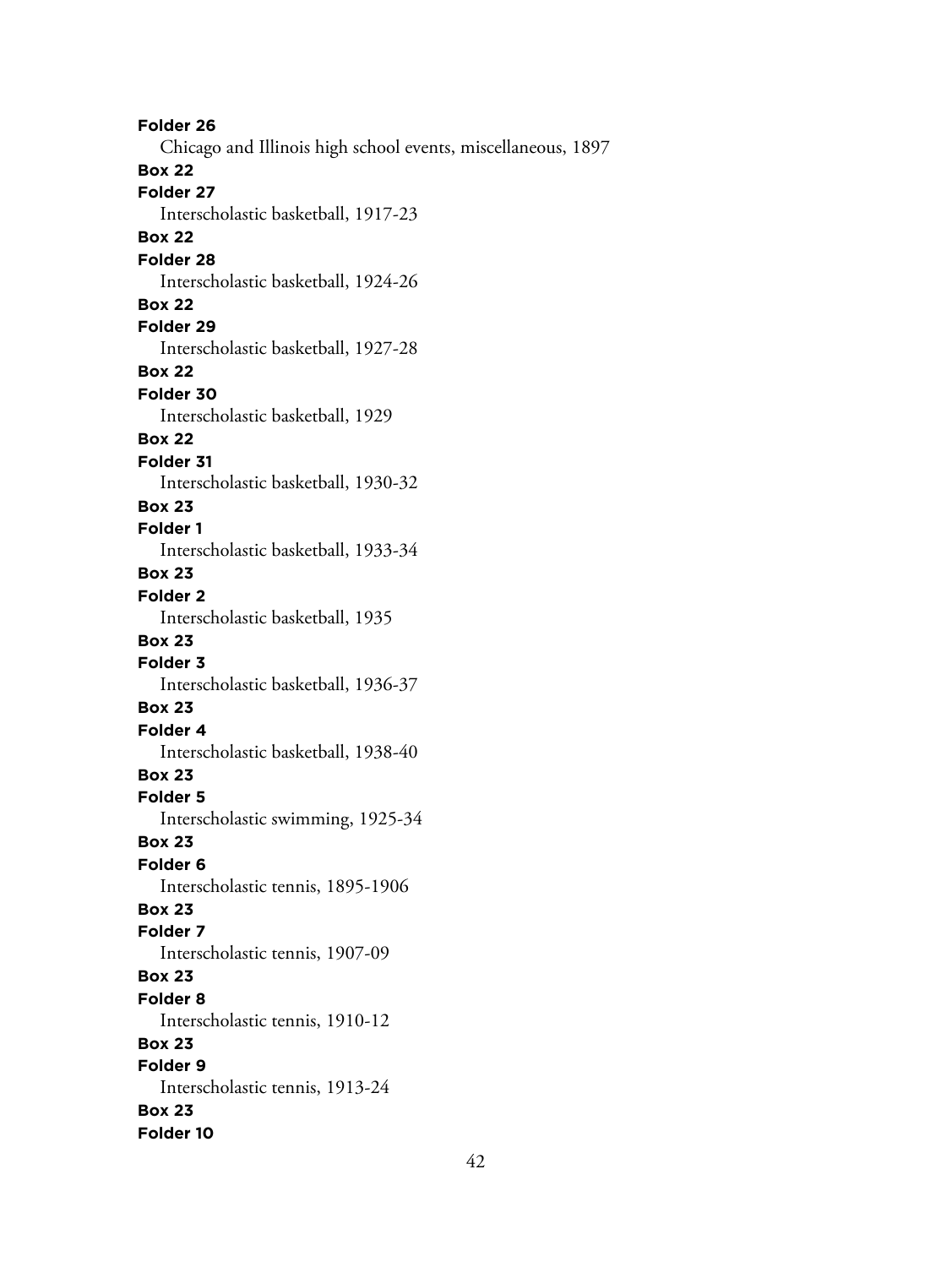**Folder 26**

Chicago and Illinois high school events, miscellaneous, 1897

**Box 22**

**Folder 27**

Interscholastic basketball, 1917-23

**Box 22**

**Folder 28**

Interscholastic basketball, 1924-26

**Box 22**

**Folder 29**

Interscholastic basketball, 1927-28

**Box 22**

**Folder 30**

Interscholastic basketball, 1929

**Box 22**

**Folder 31**

Interscholastic basketball, 1930-32

**Box 23**

**Folder 1**

Interscholastic basketball, 1933-34

**Box 23**

**Folder 2**

Interscholastic basketball, 1935

**Box 23**

**Folder 3**

Interscholastic basketball, 1936-37

**Box 23**

**Folder 4**

Interscholastic basketball, 1938-40

**Box 23**

**Folder 5**

Interscholastic swimming, 1925-34

**Box 23**

**Folder 6**

Interscholastic tennis, 1895-1906

**Box 23**

**Folder 7**

Interscholastic tennis, 1907-09

**Box 23**

**Folder 8**

Interscholastic tennis, 1910-12

**Box 23**

**Folder 9**

Interscholastic tennis, 1913-24

**Box 23**

**Folder 10**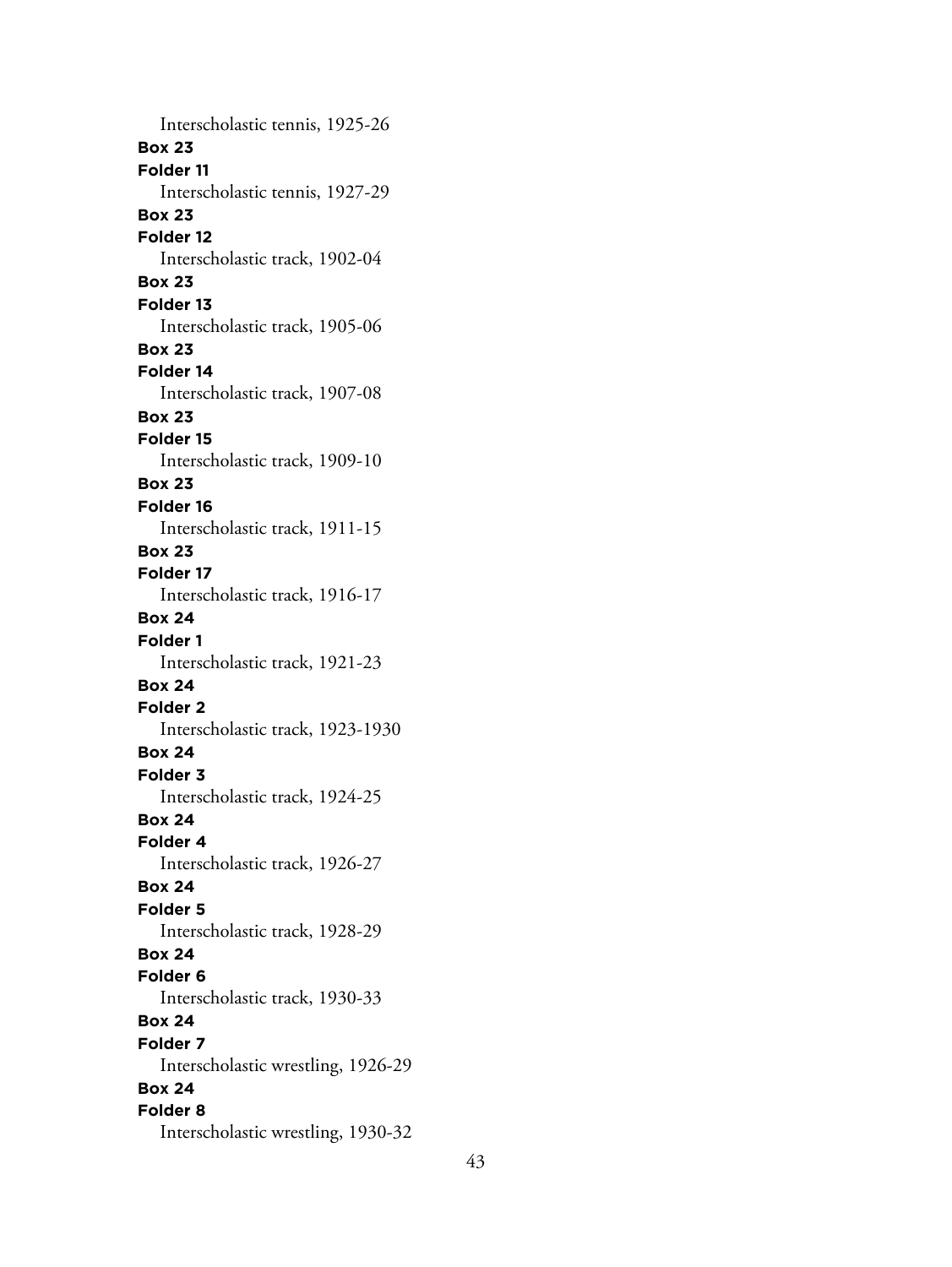Interscholastic tennis, 1925-26

**Box 23**
**Folder 11**
Interscholastic tennis, 1927-29

**Box 23**
**Folder 12**
Interscholastic track, 1902-04

**Box 23**
**Folder 13**
Interscholastic track, 1905-06

**Box 23**
**Folder 14**
Interscholastic track, 1907-08

**Box 23**
**Folder 15**
Interscholastic track, 1909-10

**Box 23**
**Folder 16**
Interscholastic track, 1911-15

**Box 23**
**Folder 17**
Interscholastic track, 1916-17

**Box 24**
**Folder 1**
Interscholastic track, 1921-23

**Box 24**
**Folder 2**
Interscholastic track, 1923-1930

**Box 24**
**Folder 3**
Interscholastic track, 1924-25

**Box 24**
**Folder 4**
Interscholastic track, 1926-27

**Box 24**
**Folder 5**
Interscholastic track, 1928-29

**Box 24**
**Folder 6**
Interscholastic track, 1930-33

**Box 24**
**Folder 7**
Interscholastic wrestling, 1926-29

**Box 24**
**Folder 8**
Interscholastic wrestling, 1930-32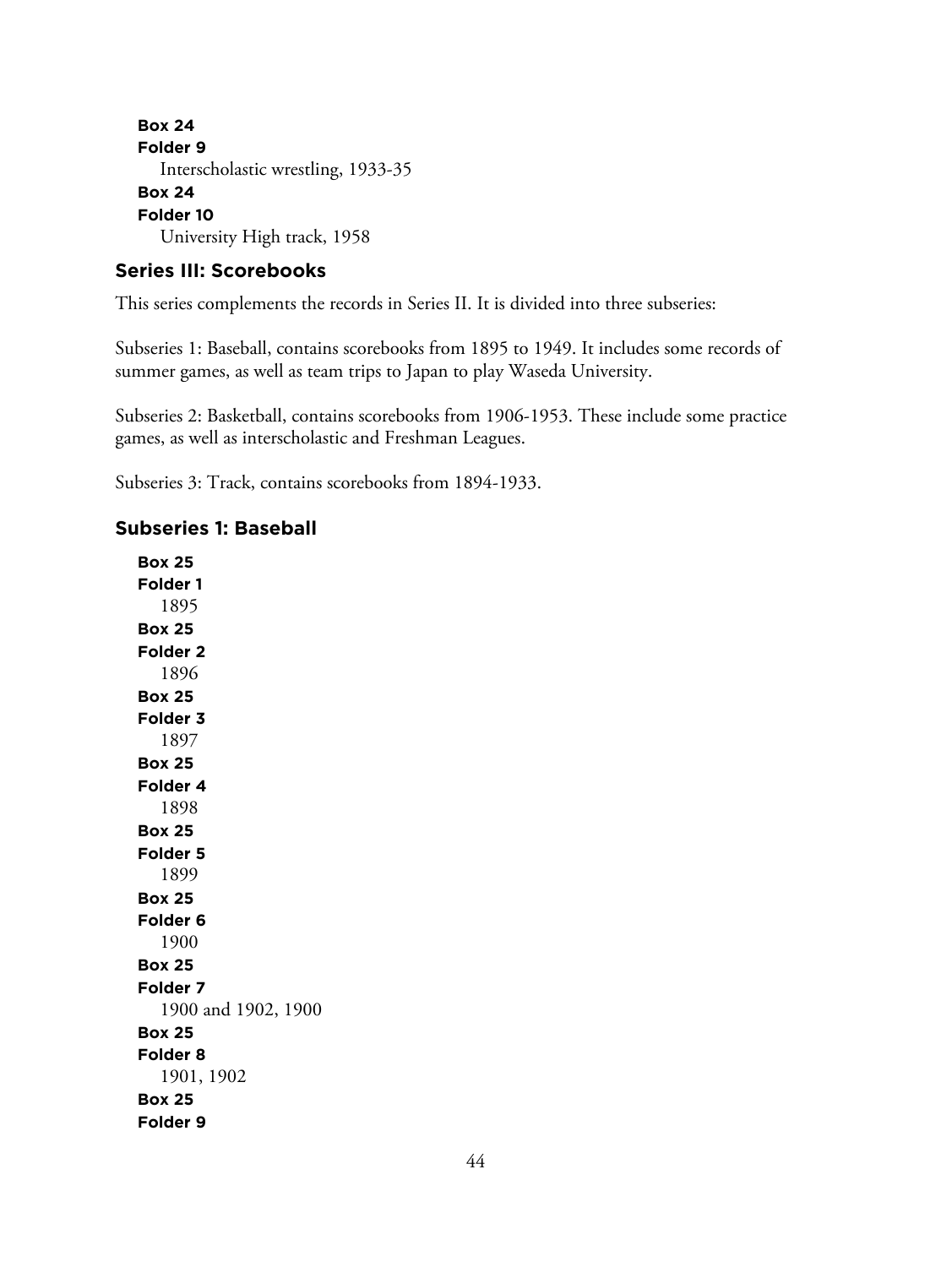**Box 24**
**Folder 9**
Interscholastic wrestling, 1933-35
**Box 24**
**Folder 10**
University High track, 1958

## Series III: Scorebooks

This series complements the records in Series II. It is divided into three subseries:

Subseries 1: Baseball, contains scorebooks from 1895 to 1949. It includes some records of summer games, as well as team trips to Japan to play Waseda University.

Subseries 2: Basketball, contains scorebooks from 1906-1953. These include some practice games, as well as interscholastic and Freshman Leagues.

Subseries 3: Track, contains scorebooks from 1894-1933.

### Subseries 1: Baseball

**Box 25**
**Folder 1**
1895
**Box 25**
**Folder 2**
1896
**Box 25**
**Folder 3**
1897
**Box 25**
**Folder 4**
1898
**Box 25**
**Folder 5**
1899
**Box 25**
**Folder 6**
1900
**Box 25**
**Folder 7**
1900 and 1902, 1900
**Box 25**
**Folder 8**
1901, 1902
**Box 25**
**Folder 9**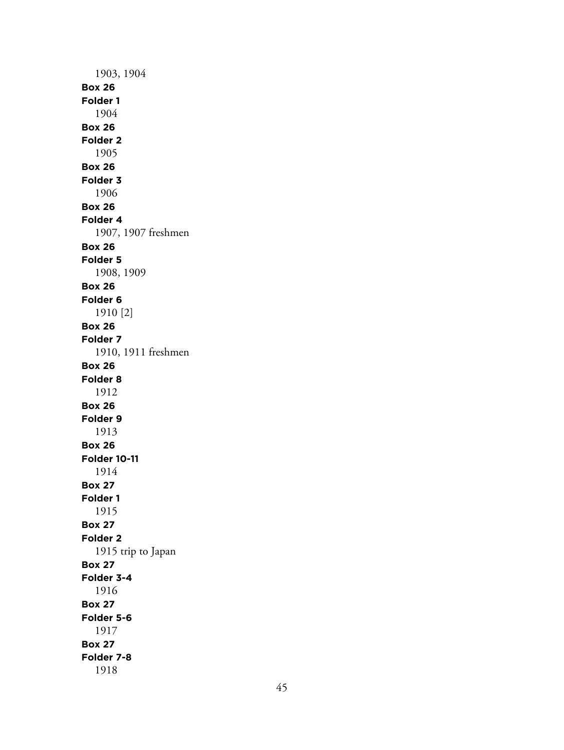1903, 1904

**Box 26**
**Folder 1**
1904

**Box 26**
**Folder 2**
1905

**Box 26**
**Folder 3**
1906

**Box 26**
**Folder 4**
1907, 1907 freshmen

**Box 26**
**Folder 5**
1908, 1909

**Box 26**
**Folder 6**
1910 [2]

**Box 26**
**Folder 7**
1910, 1911 freshmen

**Box 26**
**Folder 8**
1912

**Box 26**
**Folder 9**
1913

**Box 26**
**Folder 10-11**
1914

**Box 27**
**Folder 1**
1915

**Box 27**
**Folder 2**
1915 trip to Japan

**Box 27**
**Folder 3-4**
1916

**Box 27**
**Folder 5-6**
1917

**Box 27**
**Folder 7-8**
1918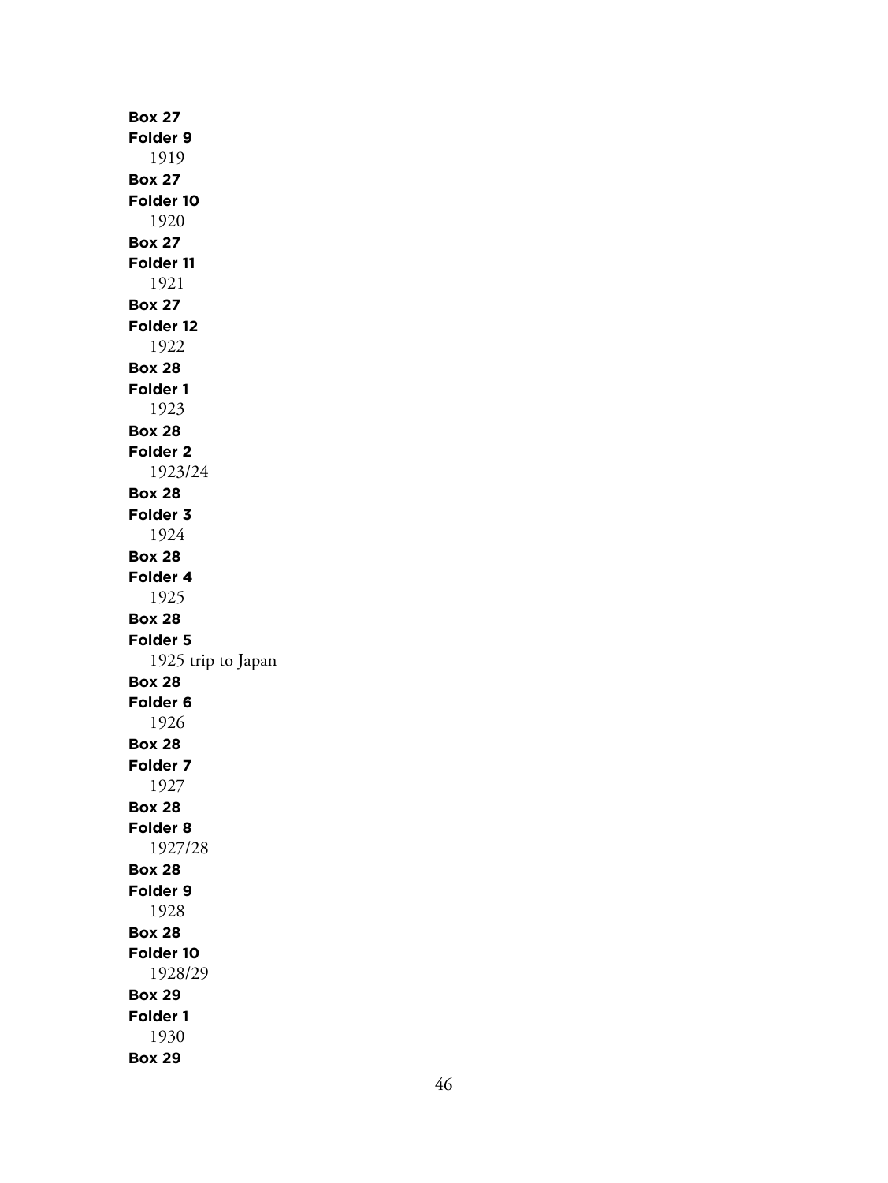**Box 27**
**Folder 9**
1919
**Box 27**
**Folder 10**
1920
**Box 27**
**Folder 11**
1921
**Box 27**
**Folder 12**
1922
**Box 28**
**Folder 1**
1923
**Box 28**
**Folder 2**
1923/24
**Box 28**
**Folder 3**
1924
**Box 28**
**Folder 4**
1925
**Box 28**
**Folder 5**
1925 trip to Japan
**Box 28**
**Folder 6**
1926
**Box 28**
**Folder 7**
1927
**Box 28**
**Folder 8**
1927/28
**Box 28**
**Folder 9**
1928
**Box 28**
**Folder 10**
1928/29
**Box 29**
**Folder 1**
1930
**Box 29**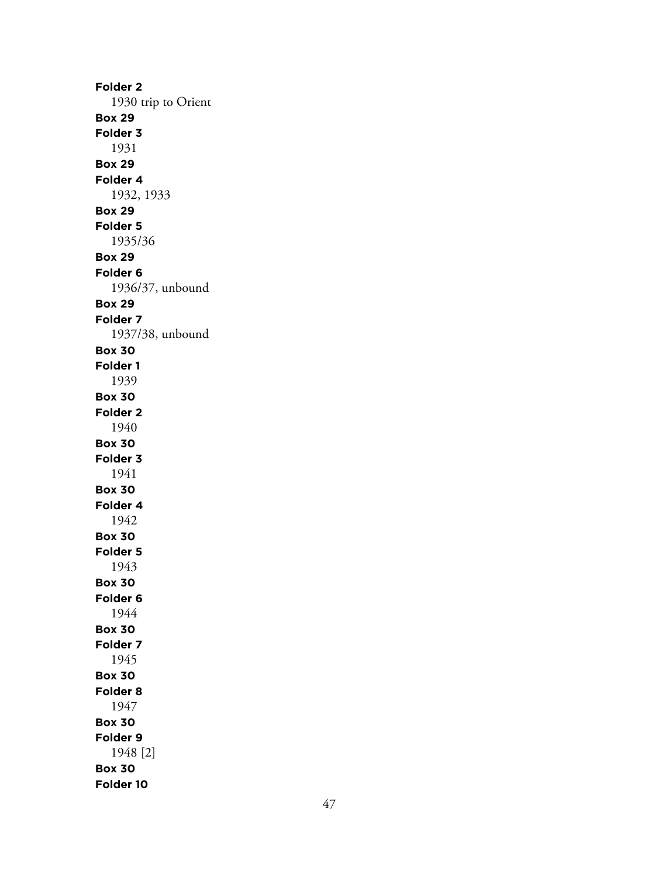**Folder 2**
1930 trip to Orient
**Box 29**
**Folder 3**
1931
**Box 29**
**Folder 4**
1932, 1933
**Box 29**
**Folder 5**
1935/36
**Box 29**
**Folder 6**
1936/37, unbound
**Box 29**
**Folder 7**
1937/38, unbound
**Box 30**
**Folder 1**
1939
**Box 30**
**Folder 2**
1940
**Box 30**
**Folder 3**
1941
**Box 30**
**Folder 4**
1942
**Box 30**
**Folder 5**
1943
**Box 30**
**Folder 6**
1944
**Box 30**
**Folder 7**
1945
**Box 30**
**Folder 8**
1947
**Box 30**
**Folder 9**
1948 [2]
**Box 30**
**Folder 10**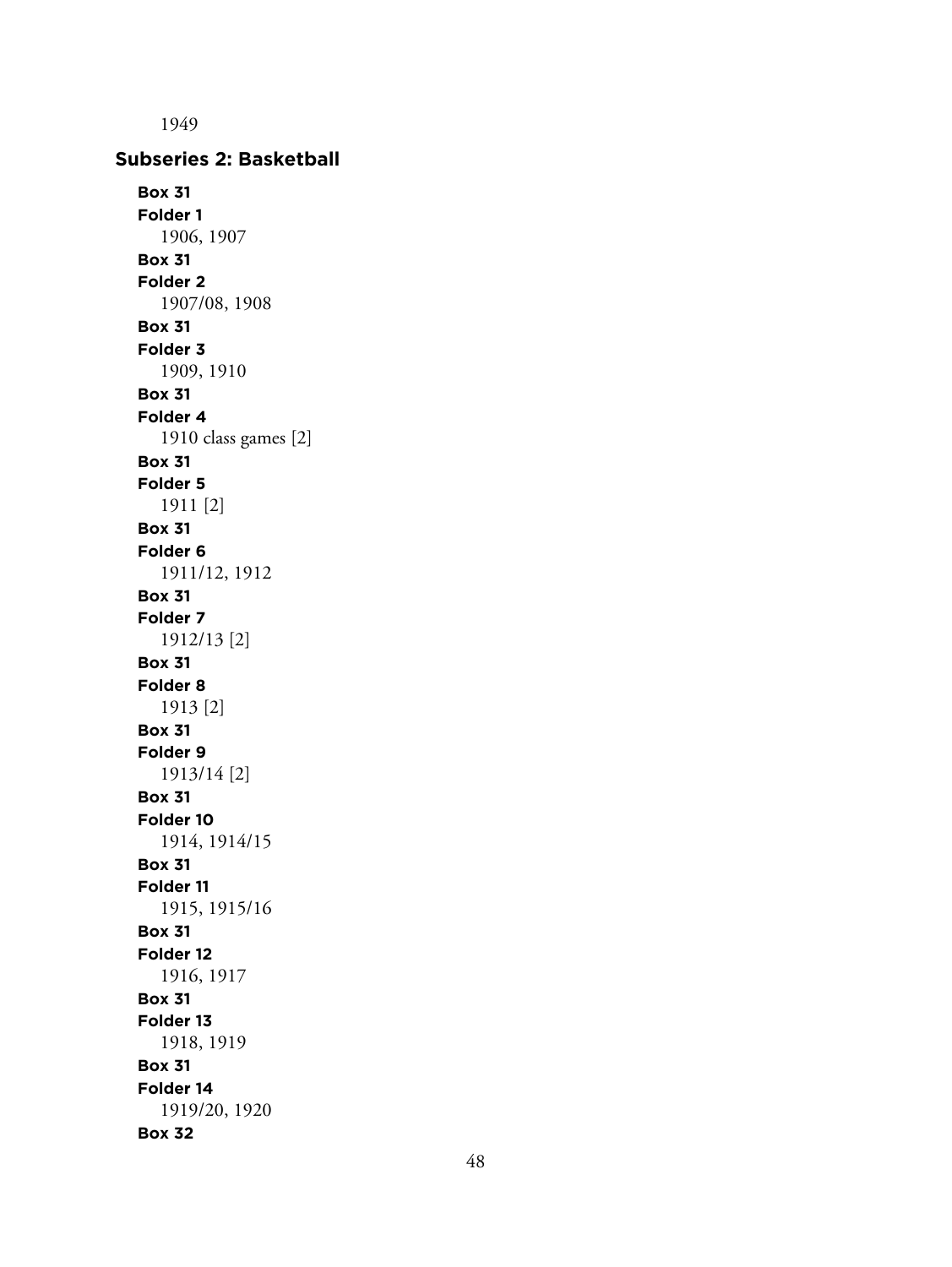1949

## Subseries 2: Basketball

**Box 31**
**Folder 1**
1906, 1907

**Box 31**
**Folder 2**
1907/08, 1908

**Box 31**
**Folder 3**
1909, 1910

**Box 31**
**Folder 4**
1910 class games [2]

**Box 31**
**Folder 5**
1911 [2]

**Box 31**
**Folder 6**
1911/12, 1912

**Box 31**
**Folder 7**
1912/13 [2]

**Box 31**
**Folder 8**
1913 [2]

**Box 31**
**Folder 9**
1913/14 [2]

**Box 31**
**Folder 10**
1914, 1914/15

**Box 31**
**Folder 11**
1915, 1915/16

**Box 31**
**Folder 12**
1916, 1917

**Box 31**
**Folder 13**
1918, 1919

**Box 31**
**Folder 14**
1919/20, 1920

**Box 32**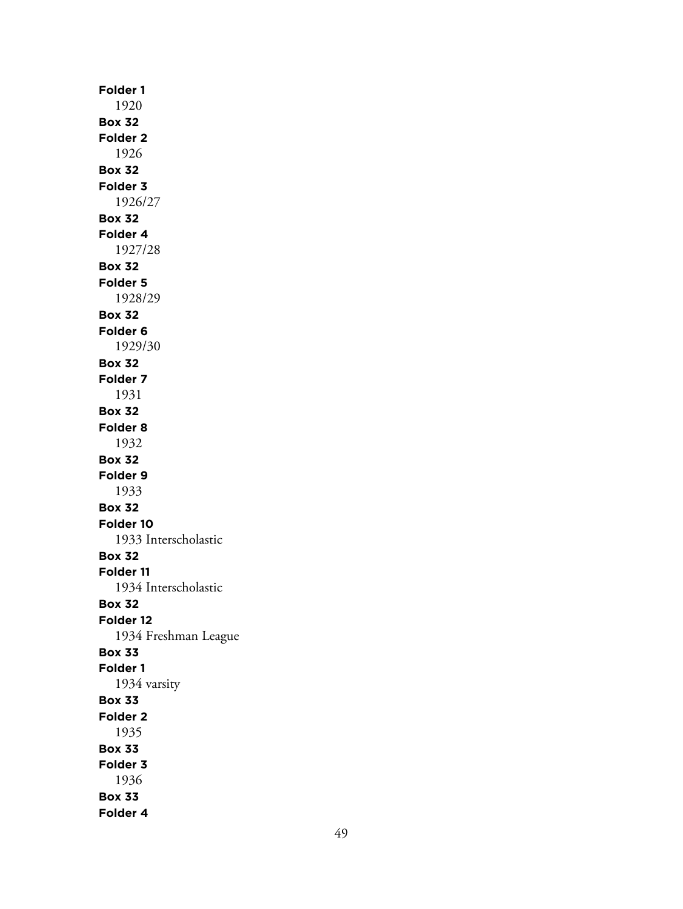**Folder 1**
1920

**Box 32**
**Folder 2**
1926

**Box 32**
**Folder 3**
1926/27

**Box 32**
**Folder 4**
1927/28

**Box 32**
**Folder 5**
1928/29

**Box 32**
**Folder 6**
1929/30

**Box 32**
**Folder 7**
1931

**Box 32**
**Folder 8**
1932

**Box 32**
**Folder 9**
1933

**Box 32**
**Folder 10**
1933 Interscholastic

**Box 32**
**Folder 11**
1934 Interscholastic

**Box 32**
**Folder 12**
1934 Freshman League

**Box 33**
**Folder 1**
1934 varsity

**Box 33**
**Folder 2**
1935

**Box 33**
**Folder 3**
1936

**Box 33**
**Folder 4**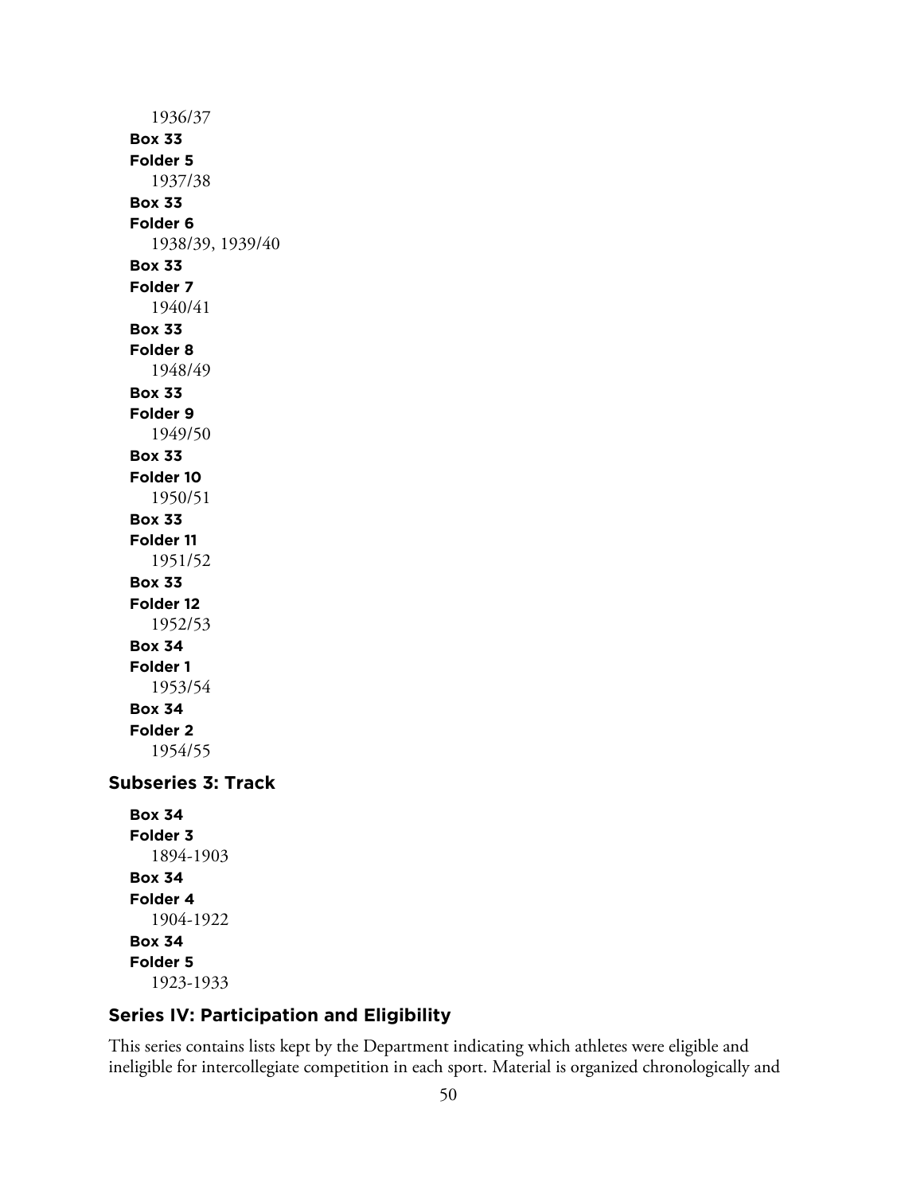1936/37

**Box 33**
**Folder 5**
1937/38

**Box 33**
**Folder 6**
1938/39, 1939/40

**Box 33**
**Folder 7**
1940/41

**Box 33**
**Folder 8**
1948/49

**Box 33**
**Folder 9**
1949/50

**Box 33**
**Folder 10**
1950/51

**Box 33**
**Folder 11**
1951/52

**Box 33**
**Folder 12**
1952/53

**Box 34**
**Folder 1**
1953/54

**Box 34**
**Folder 2**
1954/55

### Subseries 3: Track

**Box 34**
**Folder 3**
1894-1903

**Box 34**
**Folder 4**
1904-1922

**Box 34**
**Folder 5**
1923-1933

## Series IV: Participation and Eligibility

This series contains lists kept by the Department indicating which athletes were eligible and ineligible for intercollegiate competition in each sport. Material is organized chronologically and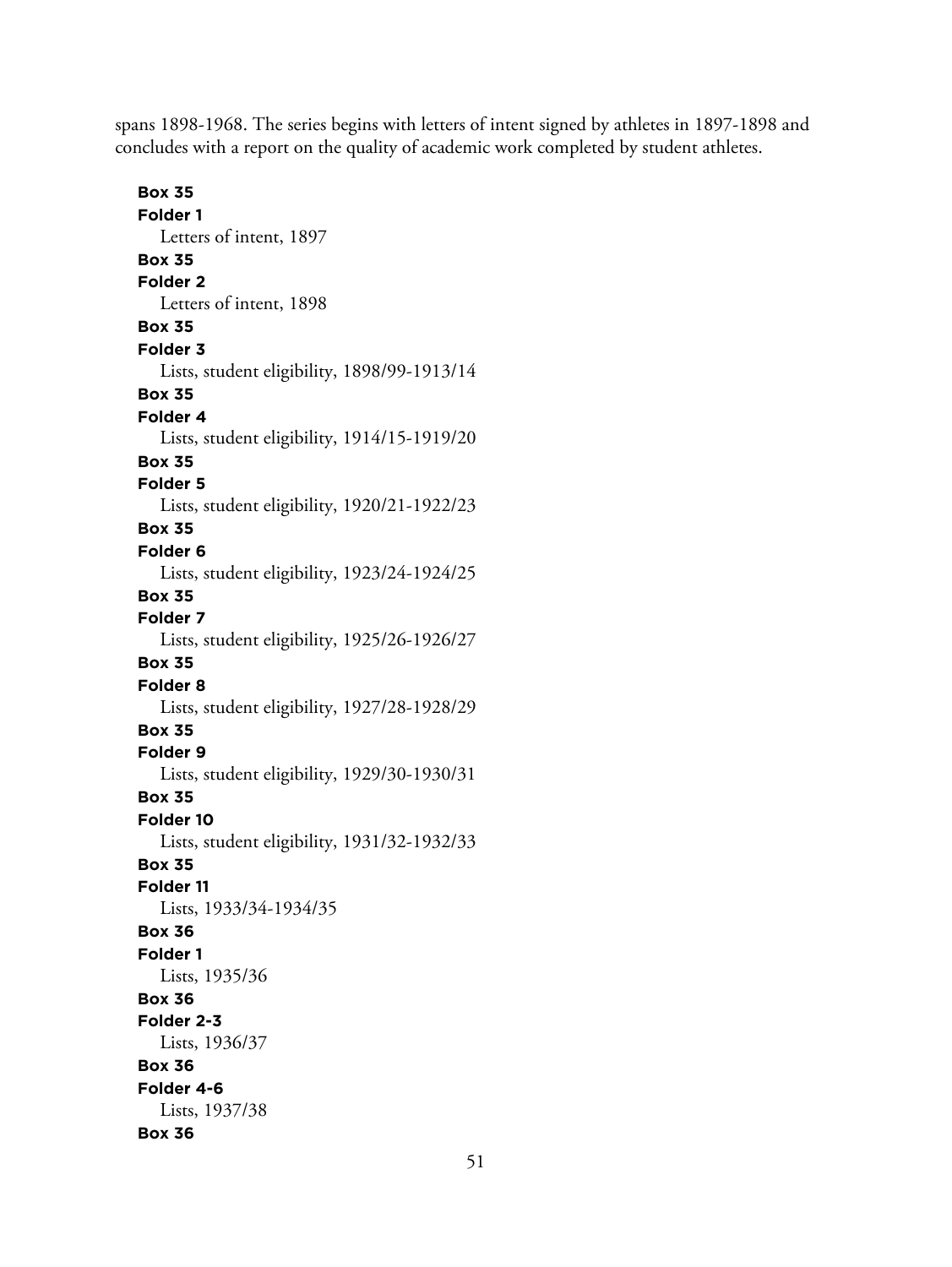spans 1898-1968. The series begins with letters of intent signed by athletes in 1897-1898 and concludes with a report on the quality of academic work completed by student athletes.

**Box 35**
**Folder 1**
Letters of intent, 1897

**Box 35**
**Folder 2**
Letters of intent, 1898

**Box 35**
**Folder 3**
Lists, student eligibility, 1898/99-1913/14

**Box 35**
**Folder 4**
Lists, student eligibility, 1914/15-1919/20

**Box 35**
**Folder 5**
Lists, student eligibility, 1920/21-1922/23

**Box 35**
**Folder 6**
Lists, student eligibility, 1923/24-1924/25

**Box 35**
**Folder 7**
Lists, student eligibility, 1925/26-1926/27

**Box 35**
**Folder 8**
Lists, student eligibility, 1927/28-1928/29

**Box 35**
**Folder 9**
Lists, student eligibility, 1929/30-1930/31

**Box 35**
**Folder 10**
Lists, student eligibility, 1931/32-1932/33

**Box 35**
**Folder 11**
Lists, 1933/34-1934/35

**Box 36**
**Folder 1**
Lists, 1935/36

**Box 36**
**Folder 2-3**
Lists, 1936/37

**Box 36**
**Folder 4-6**
Lists, 1937/38

**Box 36**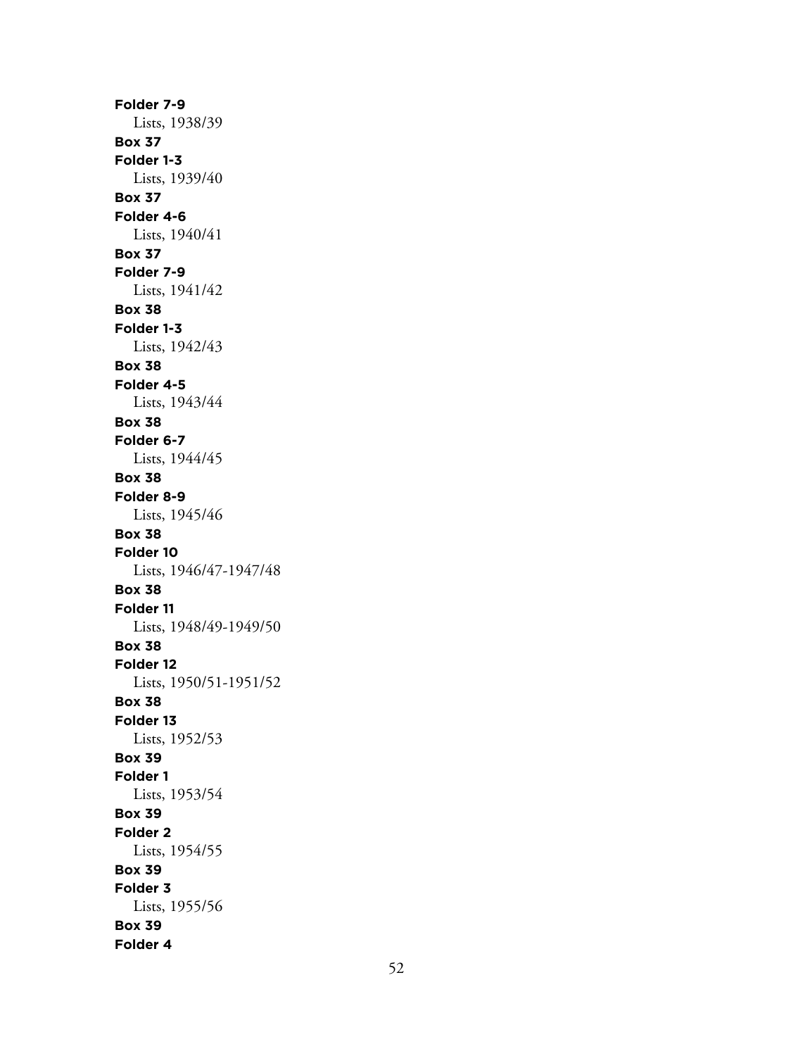**Folder 7-9**
Lists, 1938/39
**Box 37**
**Folder 1-3**
Lists, 1939/40
**Box 37**
**Folder 4-6**
Lists, 1940/41
**Box 37**
**Folder 7-9**
Lists, 1941/42
**Box 38**
**Folder 1-3**
Lists, 1942/43
**Box 38**
**Folder 4-5**
Lists, 1943/44
**Box 38**
**Folder 6-7**
Lists, 1944/45
**Box 38**
**Folder 8-9**
Lists, 1945/46
**Box 38**
**Folder 10**
Lists, 1946/47-1947/48
**Box 38**
**Folder 11**
Lists, 1948/49-1949/50
**Box 38**
**Folder 12**
Lists, 1950/51-1951/52
**Box 38**
**Folder 13**
Lists, 1952/53
**Box 39**
**Folder 1**
Lists, 1953/54
**Box 39**
**Folder 2**
Lists, 1954/55
**Box 39**
**Folder 3**
Lists, 1955/56
**Box 39**
**Folder 4**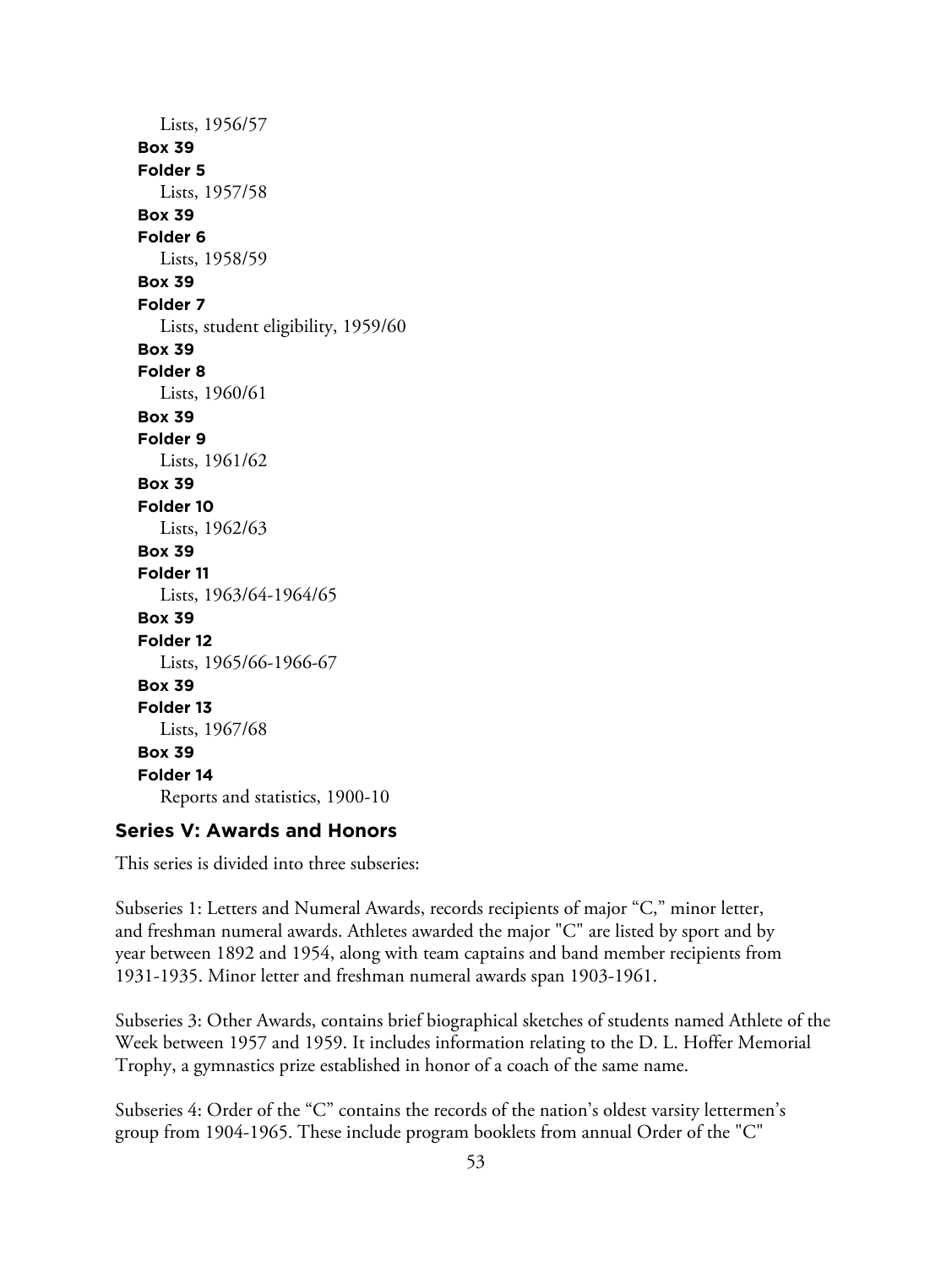Lists, 1956/57

**Box 39**
**Folder 5**
Lists, 1957/58

**Box 39**
**Folder 6**
Lists, 1958/59

**Box 39**
**Folder 7**
Lists, student eligibility, 1959/60

**Box 39**
**Folder 8**
Lists, 1960/61

**Box 39**
**Folder 9**
Lists, 1961/62

**Box 39**
**Folder 10**
Lists, 1962/63

**Box 39**
**Folder 11**
Lists, 1963/64-1964/65

**Box 39**
**Folder 12**
Lists, 1965/66-1966-67

**Box 39**
**Folder 13**
Lists, 1967/68

**Box 39**
**Folder 14**
Reports and statistics, 1900-10

## Series V: Awards and Honors

This series is divided into three subseries:

Subseries 1: Letters and Numeral Awards, records recipients of major "C," minor letter, and freshman numeral awards. Athletes awarded the major "C" are listed by sport and by year between 1892 and 1954, along with team captains and band member recipients from 1931-1935. Minor letter and freshman numeral awards span 1903-1961.

Subseries 3: Other Awards, contains brief biographical sketches of students named Athlete of the Week between 1957 and 1959. It includes information relating to the D. L. Hoffer Memorial Trophy, a gymnastics prize established in honor of a coach of the same name.

Subseries 4: Order of the "C" contains the records of the nation's oldest varsity lettermen's group from 1904-1965. These include program booklets from annual Order of the "C"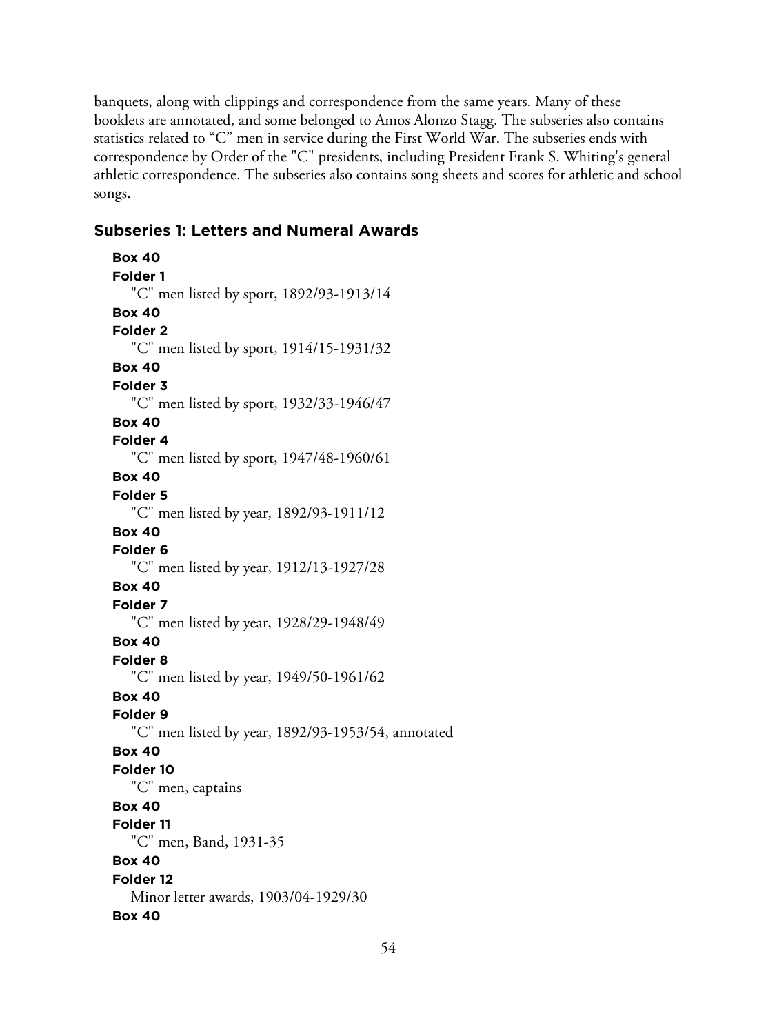banquets, along with clippings and correspondence from the same years. Many of these booklets are annotated, and some belonged to Amos Alonzo Stagg. The subseries also contains statistics related to "C" men in service during the First World War. The subseries ends with correspondence by Order of the "C" presidents, including President Frank S. Whiting's general athletic correspondence. The subseries also contains song sheets and scores for athletic and school songs.

### Subseries 1: Letters and Numeral Awards

**Box 40**
**Folder 1**
"C" men listed by sport, 1892/93-1913/14

**Box 40**
**Folder 2**
"C" men listed by sport, 1914/15-1931/32

**Box 40**
**Folder 3**
"C" men listed by sport, 1932/33-1946/47

**Box 40**
**Folder 4**
"C" men listed by sport, 1947/48-1960/61

**Box 40**
**Folder 5**
"C" men listed by year, 1892/93-1911/12

**Box 40**
**Folder 6**
"C" men listed by year, 1912/13-1927/28

**Box 40**
**Folder 7**
"C" men listed by year, 1928/29-1948/49

**Box 40**
**Folder 8**
"C" men listed by year, 1949/50-1961/62

**Box 40**
**Folder 9**
"C" men listed by year, 1892/93-1953/54, annotated

**Box 40**
**Folder 10**
"C" men, captains

**Box 40**
**Folder 11**
"C" men, Band, 1931-35

**Box 40**
**Folder 12**
Minor letter awards, 1903/04-1929/30

**Box 40**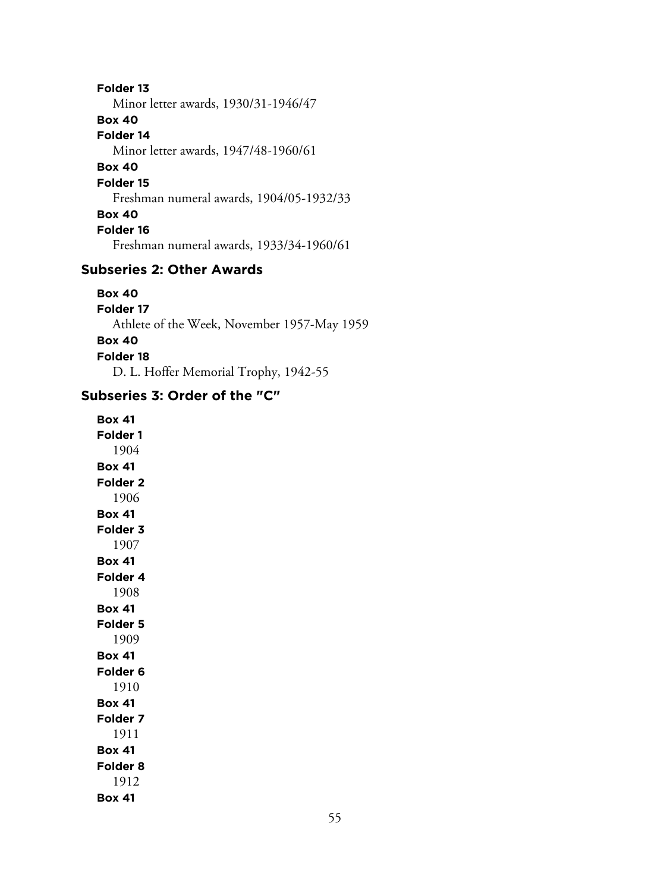**Folder 13**
Minor letter awards, 1930/31-1946/47

**Box 40**
**Folder 14**
Minor letter awards, 1947/48-1960/61

**Box 40**
**Folder 15**
Freshman numeral awards, 1904/05-1932/33

**Box 40**
**Folder 16**
Freshman numeral awards, 1933/34-1960/61

### Subseries 2: Other Awards

**Box 40**
**Folder 17**
Athlete of the Week, November 1957-May 1959

**Box 40**
**Folder 18**
D. L. Hoffer Memorial Trophy, 1942-55

### Subseries 3: Order of the "C"

**Box 41**
**Folder 1**
1904

**Box 41**
**Folder 2**
1906

**Box 41**
**Folder 3**
1907

**Box 41**
**Folder 4**
1908

**Box 41**
**Folder 5**
1909

**Box 41**
**Folder 6**
1910

**Box 41**
**Folder 7**
1911

**Box 41**
**Folder 8**
1912

**Box 41**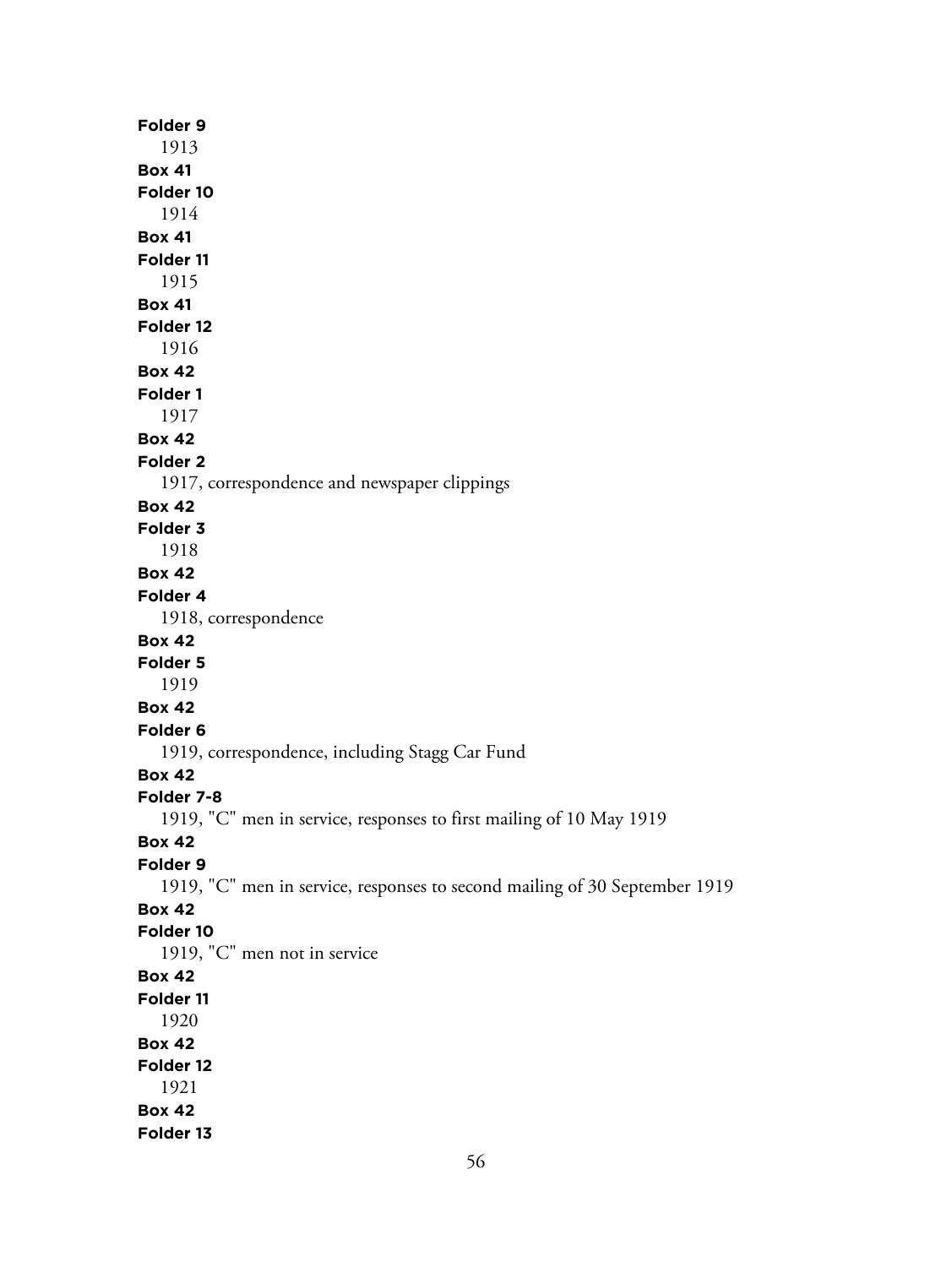**Folder 9**
1913

**Box 41**
**Folder 10**
1914

**Box 41**
**Folder 11**
1915

**Box 41**
**Folder 12**
1916

**Box 42**
**Folder 1**
1917

**Box 42**
**Folder 2**
1917, correspondence and newspaper clippings

**Box 42**
**Folder 3**
1918

**Box 42**
**Folder 4**
1918, correspondence

**Box 42**
**Folder 5**
1919

**Box 42**
**Folder 6**
1919, correspondence, including Stagg Car Fund

**Box 42**
**Folder 7-8**
1919, "C" men in service, responses to first mailing of 10 May 1919

**Box 42**
**Folder 9**
1919, "C" men in service, responses to second mailing of 30 September 1919

**Box 42**
**Folder 10**
1919, "C" men not in service

**Box 42**
**Folder 11**
1920

**Box 42**
**Folder 12**
1921

**Box 42**
**Folder 13**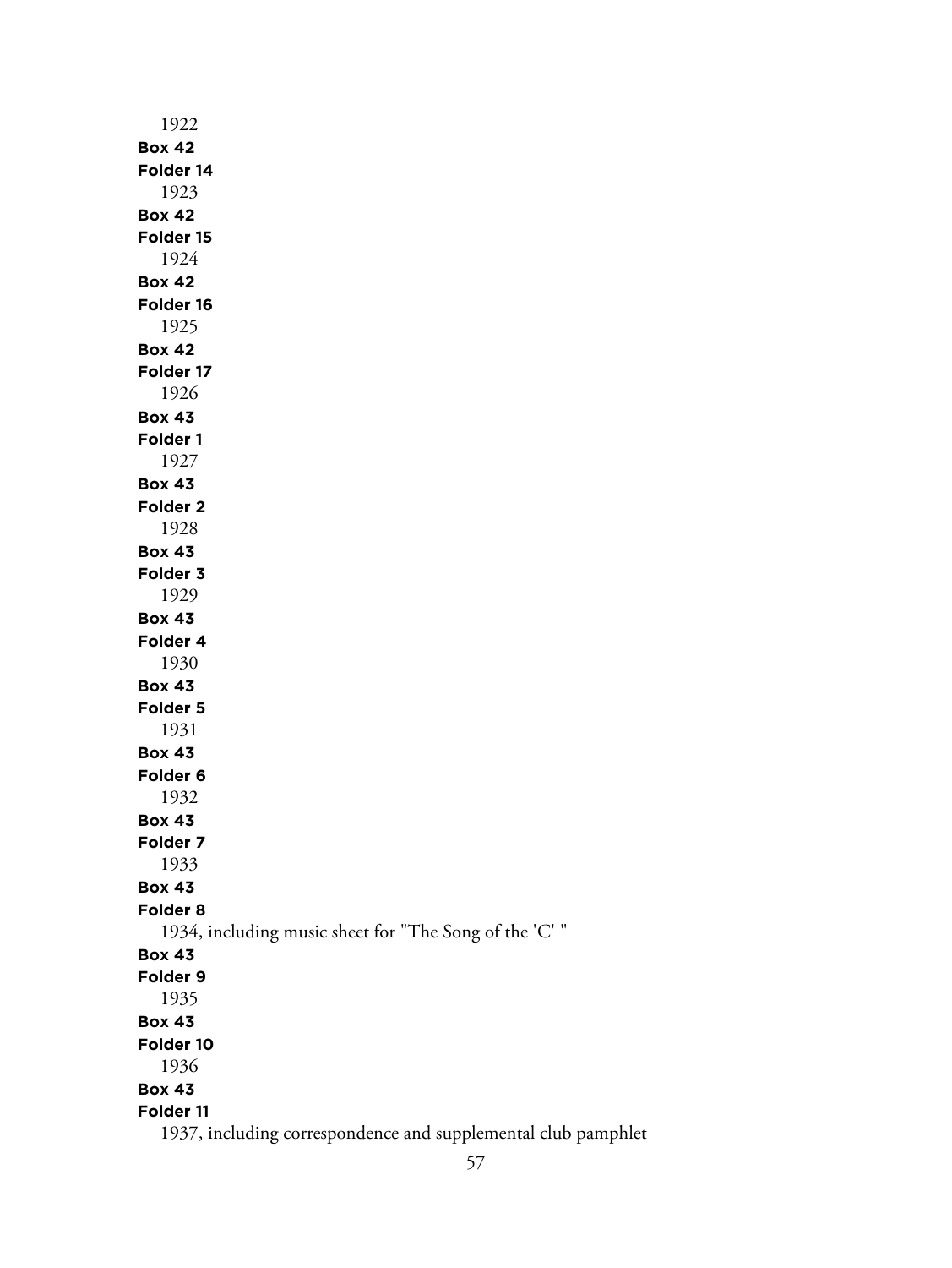1922

**Box 42**
**Folder 14**
1923

**Box 42**
**Folder 15**
1924

**Box 42**
**Folder 16**
1925

**Box 42**
**Folder 17**
1926

**Box 43**
**Folder 1**
1927

**Box 43**
**Folder 2**
1928

**Box 43**
**Folder 3**
1929

**Box 43**
**Folder 4**
1930

**Box 43**
**Folder 5**
1931

**Box 43**
**Folder 6**
1932

**Box 43**
**Folder 7**
1933

**Box 43**
**Folder 8**
1934, including music sheet for "The Song of the 'C' "

**Box 43**
**Folder 9**
1935

**Box 43**
**Folder 10**
1936

**Box 43**
**Folder 11**
1937, including correspondence and supplemental club pamphlet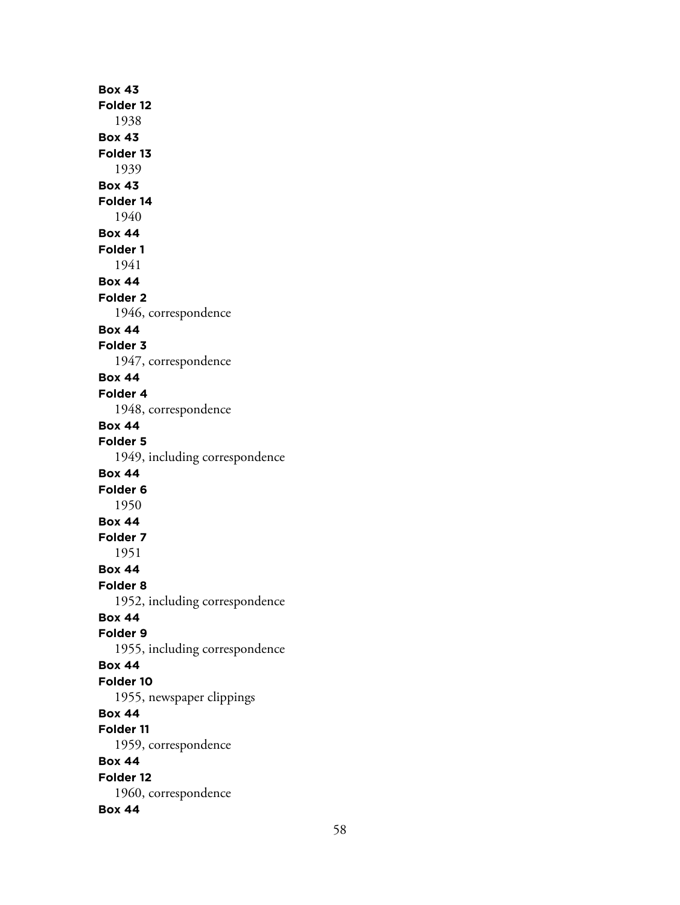**Box 43**
**Folder 12**
1938
**Box 43**
**Folder 13**
1939
**Box 43**
**Folder 14**
1940
**Box 44**
**Folder 1**
1941
**Box 44**
**Folder 2**
1946, correspondence
**Box 44**
**Folder 3**
1947, correspondence
**Box 44**
**Folder 4**
1948, correspondence
**Box 44**
**Folder 5**
1949, including correspondence
**Box 44**
**Folder 6**
1950
**Box 44**
**Folder 7**
1951
**Box 44**
**Folder 8**
1952, including correspondence
**Box 44**
**Folder 9**
1955, including correspondence
**Box 44**
**Folder 10**
1955, newspaper clippings
**Box 44**
**Folder 11**
1959, correspondence
**Box 44**
**Folder 12**
1960, correspondence
**Box 44**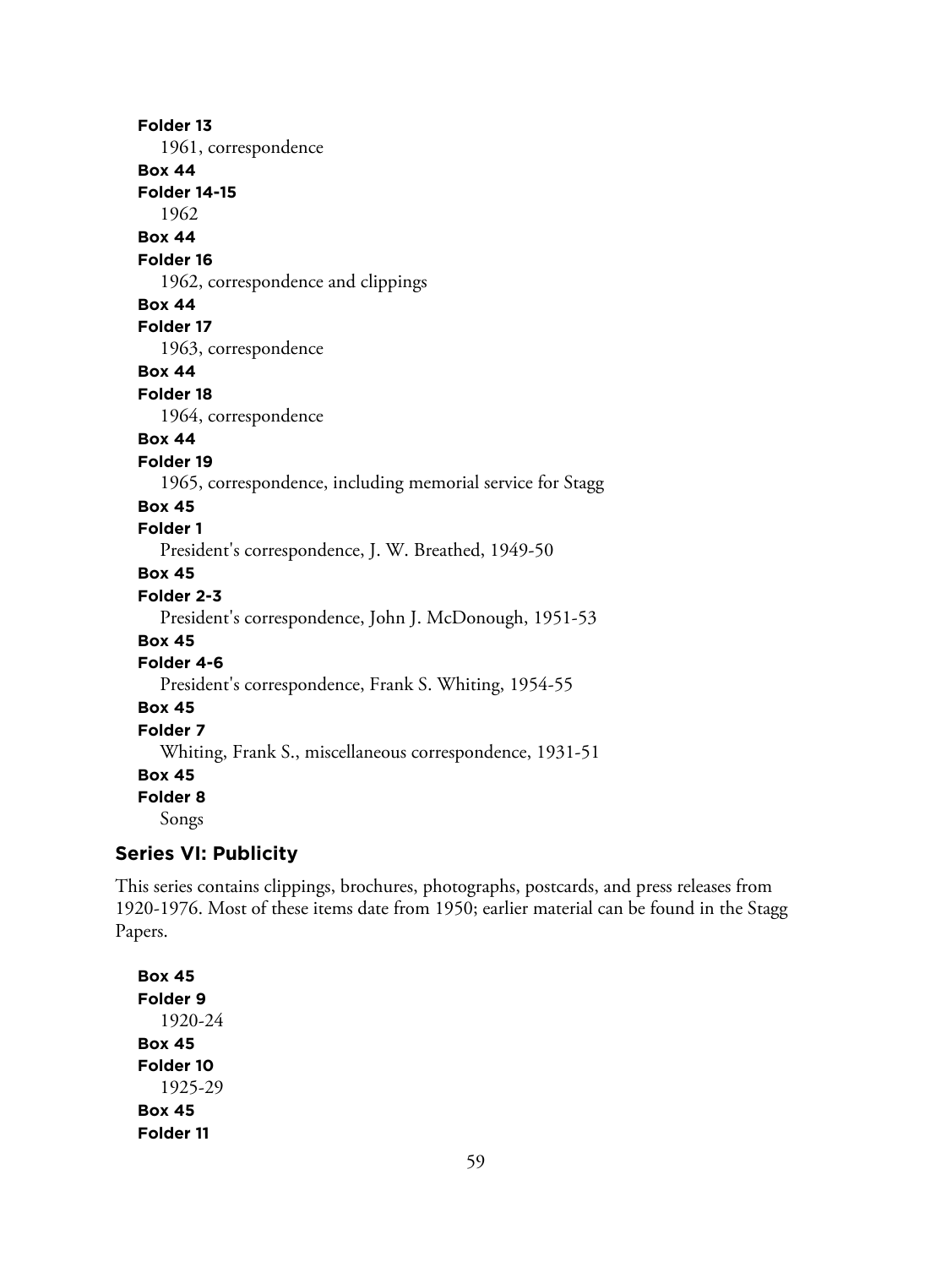**Folder 13**
1961, correspondence

**Box 44**
**Folder 14-15**
1962

**Box 44**
**Folder 16**
1962, correspondence and clippings

**Box 44**
**Folder 17**
1963, correspondence

**Box 44**
**Folder 18**
1964, correspondence

**Box 44**
**Folder 19**
1965, correspondence, including memorial service for Stagg

**Box 45**
**Folder 1**
President's correspondence, J. W. Breathed, 1949-50

**Box 45**
**Folder 2-3**
President's correspondence, John J. McDonough, 1951-53

**Box 45**
**Folder 4-6**
President's correspondence, Frank S. Whiting, 1954-55

**Box 45**
**Folder 7**
Whiting, Frank S., miscellaneous correspondence, 1931-51

**Box 45**
**Folder 8**
Songs

### Series VI: Publicity

This series contains clippings, brochures, photographs, postcards, and press releases from 1920-1976. Most of these items date from 1950; earlier material can be found in the Stagg Papers.

**Box 45**
**Folder 9**
1920-24

**Box 45**
**Folder 10**
1925-29

**Box 45**
**Folder 11**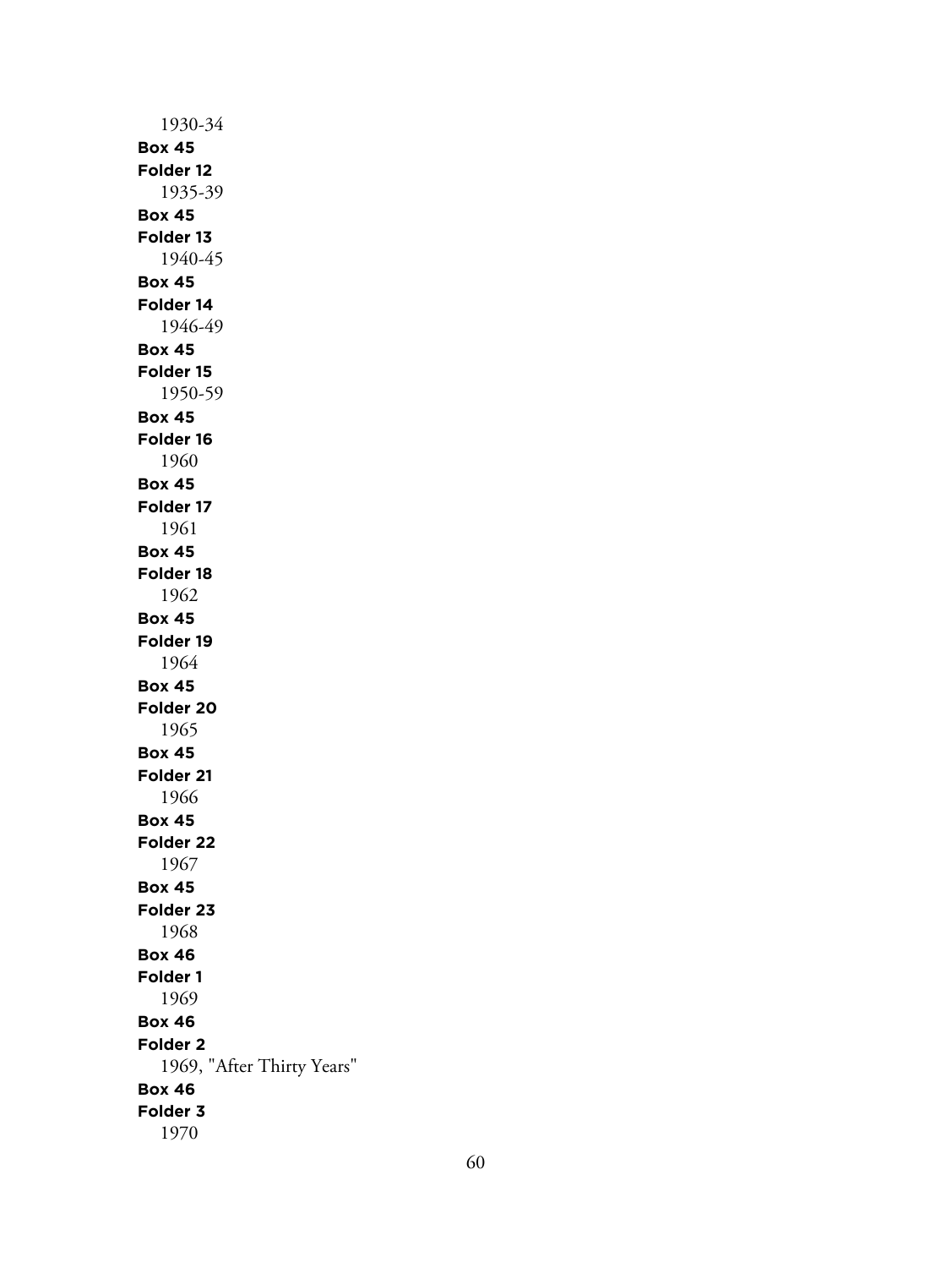1930-34

**Box 45**
**Folder 12**
1935-39

**Box 45**
**Folder 13**
1940-45

**Box 45**
**Folder 14**
1946-49

**Box 45**
**Folder 15**
1950-59

**Box 45**
**Folder 16**
1960

**Box 45**
**Folder 17**
1961

**Box 45**
**Folder 18**
1962

**Box 45**
**Folder 19**
1964

**Box 45**
**Folder 20**
1965

**Box 45**
**Folder 21**
1966

**Box 45**
**Folder 22**
1967

**Box 45**
**Folder 23**
1968

**Box 46**
**Folder 1**
1969

**Box 46**
**Folder 2**
1969, "After Thirty Years"

**Box 46**
**Folder 3**
1970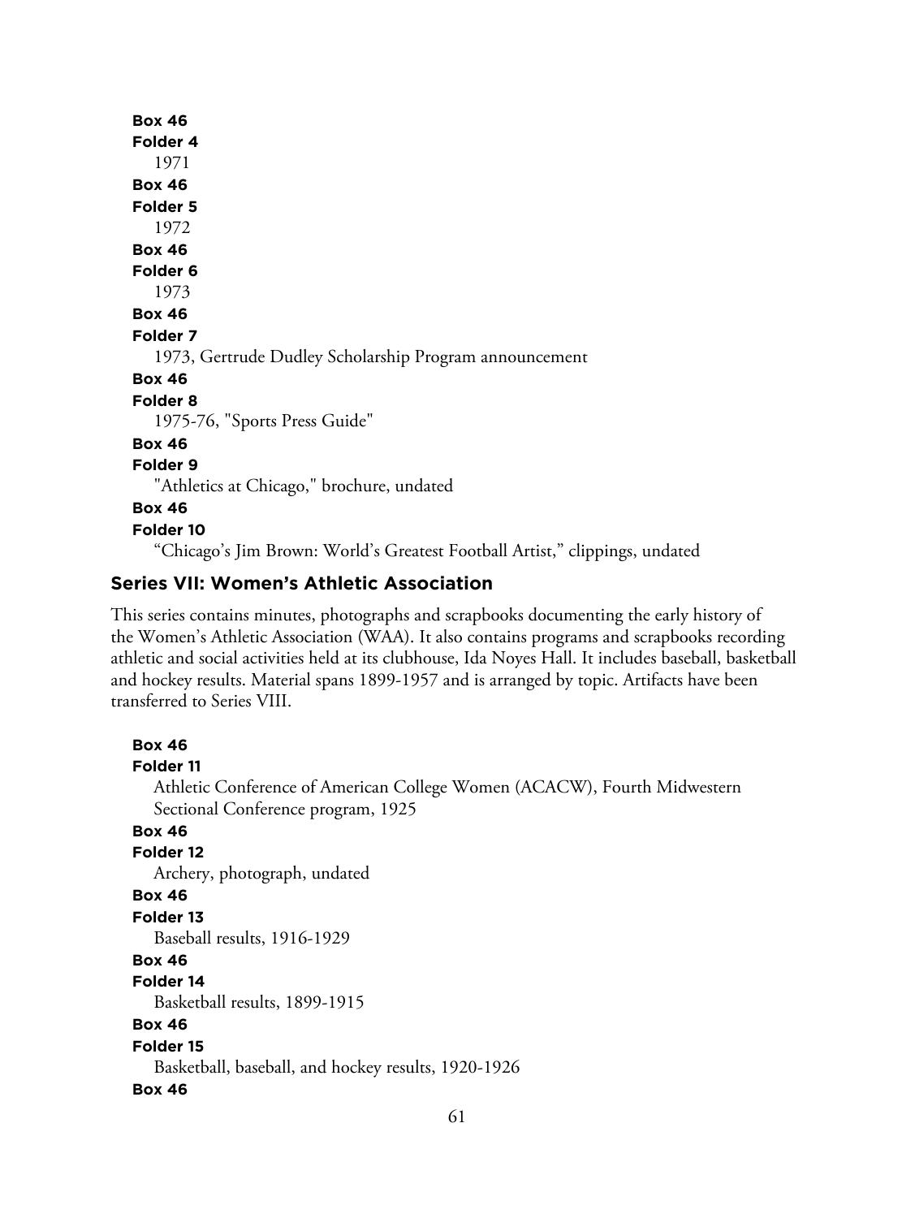**Box 46**
**Folder 4**
1971

**Box 46**
**Folder 5**
1972

**Box 46**
**Folder 6**
1973

**Box 46**
**Folder 7**
1973, Gertrude Dudley Scholarship Program announcement

**Box 46**
**Folder 8**
1975-76, "Sports Press Guide"

**Box 46**
**Folder 9**
"Athletics at Chicago," brochure, undated

**Box 46**
**Folder 10**
“Chicago’s Jim Brown: World’s Greatest Football Artist,” clippings, undated

### Series VII: Women’s Athletic Association

This series contains minutes, photographs and scrapbooks documenting the early history of the Women’s Athletic Association (WAA). It also contains programs and scrapbooks recording athletic and social activities held at its clubhouse, Ida Noyes Hall. It includes baseball, basketball and hockey results. Material spans 1899-1957 and is arranged by topic. Artifacts have been transferred to Series VIII.

**Box 46**
**Folder 11**
Athletic Conference of American College Women (ACACW), Fourth Midwestern Sectional Conference program, 1925

**Box 46**
**Folder 12**
Archery, photograph, undated

**Box 46**
**Folder 13**
Baseball results, 1916-1929

**Box 46**
**Folder 14**
Basketball results, 1899-1915

**Box 46**
**Folder 15**
Basketball, baseball, and hockey results, 1920-1926

**Box 46**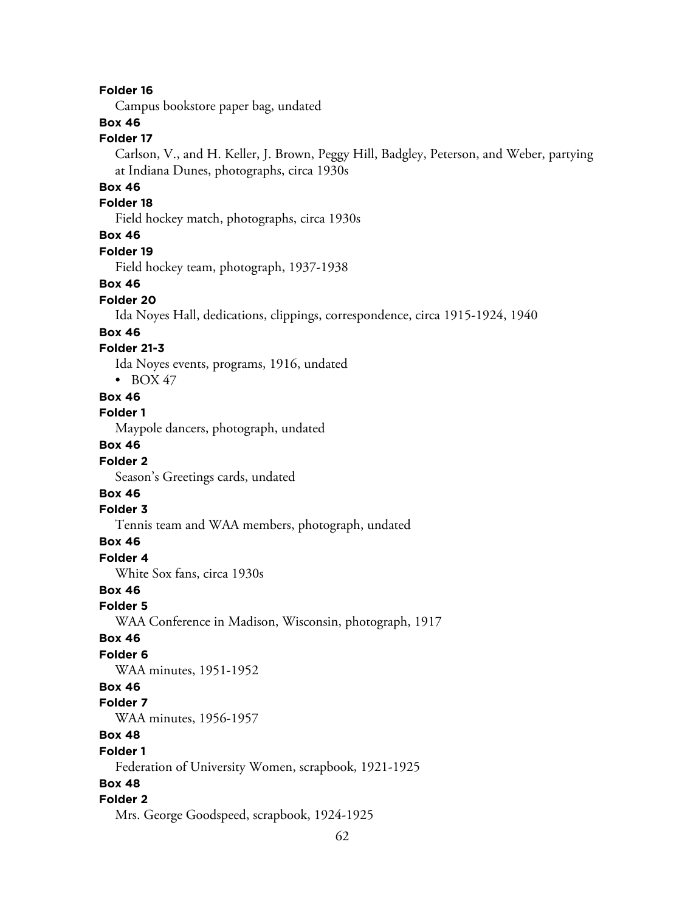**Folder 16**

Campus bookstore paper bag, undated

**Box 46**

**Folder 17**

Carlson, V., and H. Keller, J. Brown, Peggy Hill, Badgley, Peterson, and Weber, partying at Indiana Dunes, photographs, circa 1930s

**Box 46**

**Folder 18**

Field hockey match, photographs, circa 1930s

**Box 46**

**Folder 19**

Field hockey team, photograph, 1937-1938

**Box 46**

**Folder 20**

Ida Noyes Hall, dedications, clippings, correspondence, circa 1915-1924, 1940

**Box 46**

**Folder 21-3**

Ida Noyes events, programs, 1916, undated

- BOX 47

**Box 46**

**Folder 1**

Maypole dancers, photograph, undated

**Box 46**

**Folder 2**

Season's Greetings cards, undated

**Box 46**

**Folder 3**

Tennis team and WAA members, photograph, undated

**Box 46**

**Folder 4**

White Sox fans, circa 1930s

**Box 46**

**Folder 5**

WAA Conference in Madison, Wisconsin, photograph, 1917

**Box 46**

**Folder 6**

WAA minutes, 1951-1952

**Box 46**

**Folder 7**

WAA minutes, 1956-1957

**Box 48**

**Folder 1**

Federation of University Women, scrapbook, 1921-1925

**Box 48**

**Folder 2**

Mrs. George Goodspeed, scrapbook, 1924-1925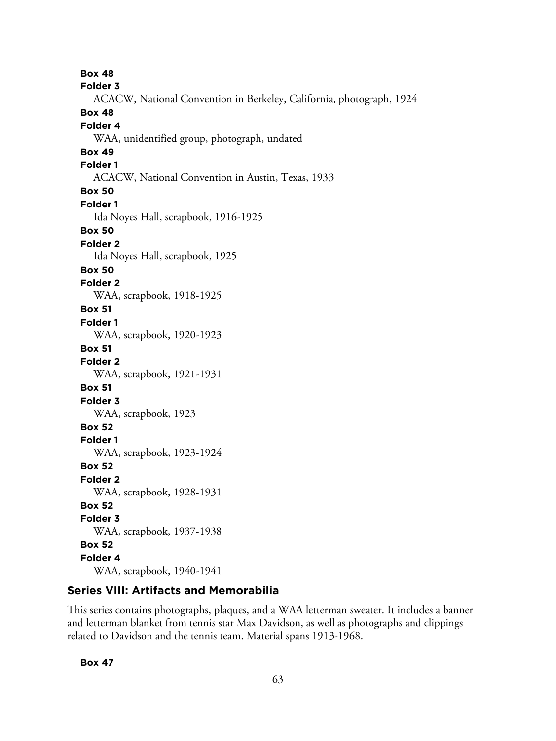**Box 48**

**Folder 3**

ACACW, National Convention in Berkeley, California, photograph, 1924

**Box 48**

**Folder 4**

WAA, unidentified group, photograph, undated

**Box 49**

**Folder 1**

ACACW, National Convention in Austin, Texas, 1933

**Box 50**

**Folder 1**

Ida Noyes Hall, scrapbook, 1916-1925

**Box 50**

**Folder 2**

Ida Noyes Hall, scrapbook, 1925

**Box 50**

**Folder 2**

WAA, scrapbook, 1918-1925

**Box 51**

**Folder 1**

WAA, scrapbook, 1920-1923

**Box 51**

**Folder 2**

WAA, scrapbook, 1921-1931

**Box 51**

**Folder 3**

WAA, scrapbook, 1923

**Box 52**

**Folder 1**

WAA, scrapbook, 1923-1924

**Box 52**

**Folder 2**

WAA, scrapbook, 1928-1931

**Box 52**

**Folder 3**

WAA, scrapbook, 1937-1938

**Box 52**

**Folder 4**

WAA, scrapbook, 1940-1941

### Series VIII: Artifacts and Memorabilia

This series contains photographs, plaques, and a WAA letterman sweater. It includes a banner and letterman blanket from tennis star Max Davidson, as well as photographs and clippings related to Davidson and the tennis team. Material spans 1913-1968.

**Box 47**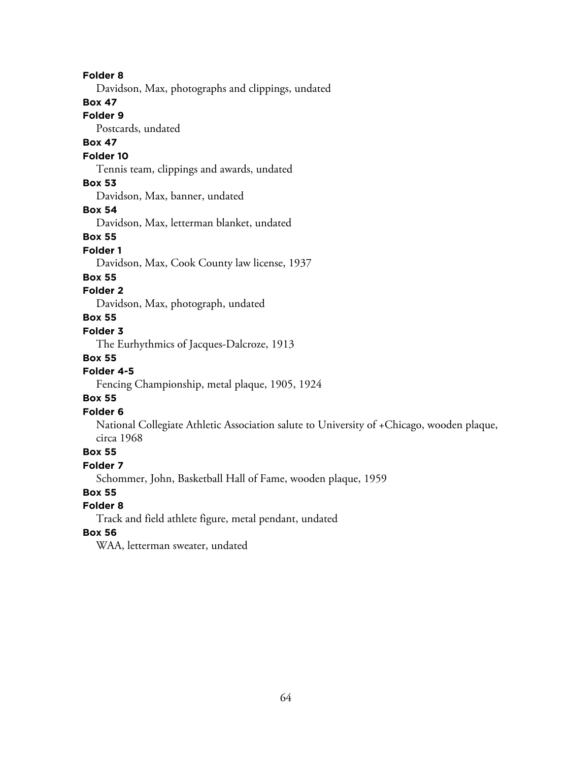**Folder 8**

Davidson, Max, photographs and clippings, undated

**Box 47**

**Folder 9**

Postcards, undated

**Box 47**

**Folder 10**

Tennis team, clippings and awards, undated

**Box 53**

Davidson, Max, banner, undated

**Box 54**

Davidson, Max, letterman blanket, undated

**Box 55**

**Folder 1**

Davidson, Max, Cook County law license, 1937

**Box 55**

**Folder 2**

Davidson, Max, photograph, undated

**Box 55**

**Folder 3**

The Eurhythmics of Jacques-Dalcroze, 1913

**Box 55**

**Folder 4-5**

Fencing Championship, metal plaque, 1905, 1924

**Box 55**

**Folder 6**

National Collegiate Athletic Association salute to University of +Chicago, wooden plaque, circa 1968

**Box 55**

**Folder 7**

Schommer, John, Basketball Hall of Fame, wooden plaque, 1959

**Box 55**

**Folder 8**

Track and field athlete figure, metal pendant, undated

**Box 56**

WAA, letterman sweater, undated